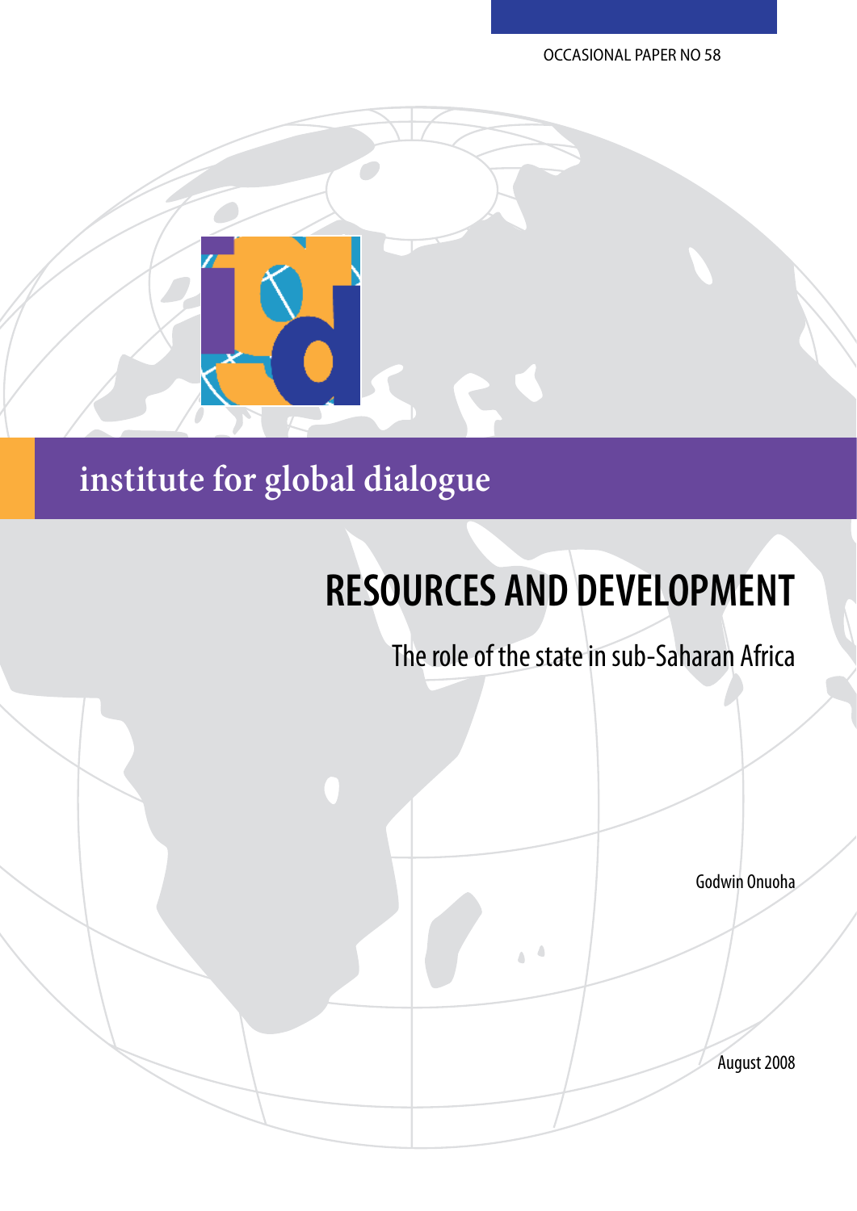OCCASIONAL PAPER NO 58

institute for global dialogue

# RESOURCES AND DEVELOPMENT

## The role of the state in sub-Saharan Africa

Godwin Onuoha

August 2008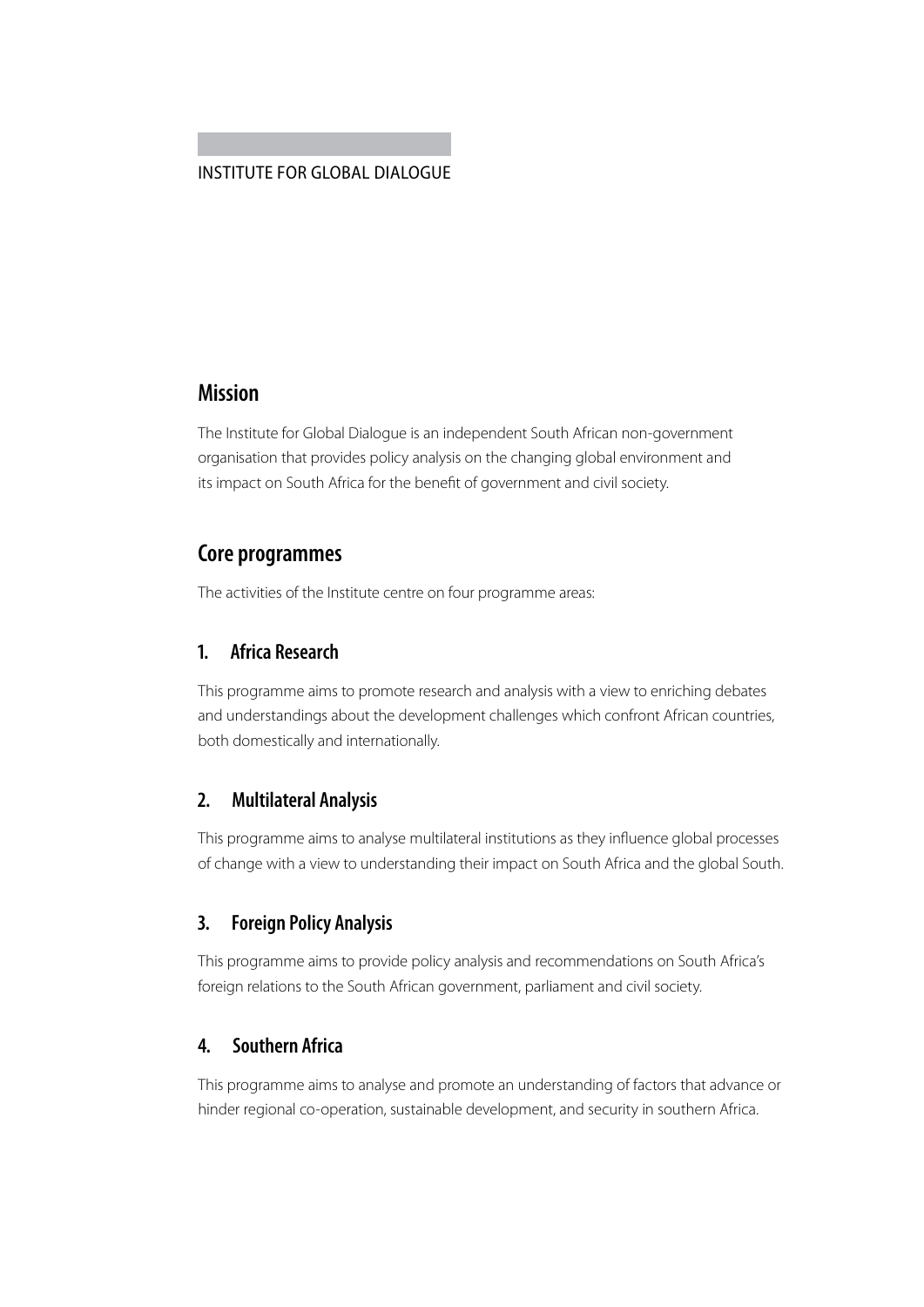INSTITUTE FOR GLOBAL DIALOGUE

## Mission

The Institute for Global Dialogue is an independent South African non-government organisation that provides policy analysis on the changing global environment and its impact on South Africa for the benefit of government and civil society.

## Core programmes

The activities of the Institute centre on four programme areas:

### 1. Africa Research

This programme aims to promote research and analysis with a view to enriching debates and understandings about the development challenges which confront African countries, both domestically and internationally.

### 2. Multilateral Analysis

This programme aims to analyse multilateral institutions as they influence global processes of change with a view to understanding their impact on South Africa and the global South.

### 3. Foreign Policy Analysis

This programme aims to provide policy analysis and recommendations on South Africa's foreign relations to the South African government, parliament and civil society.

### 4. Southern Africa

This programme aims to analyse and promote an understanding of factors that advance or hinder regional co-operation, sustainable development, and security in southern Africa.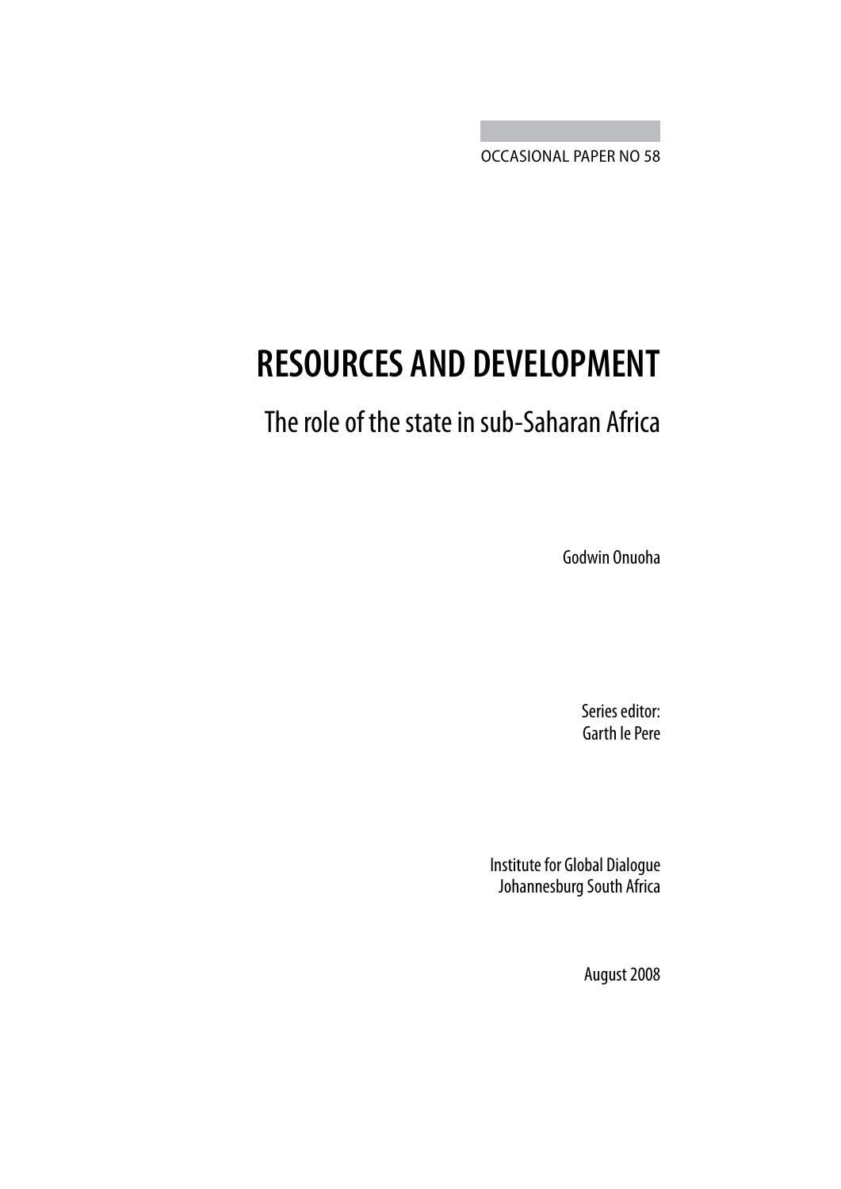OCCASIONAL PAPER NO 58

# RESOURCES AND DEVELOPMENT

## The role of the state in sub-Saharan Africa

Godwin Onuoha

Series editor:
Garth le Pere

Institute for Global Dialogue
Johannesburg South Africa

August 2008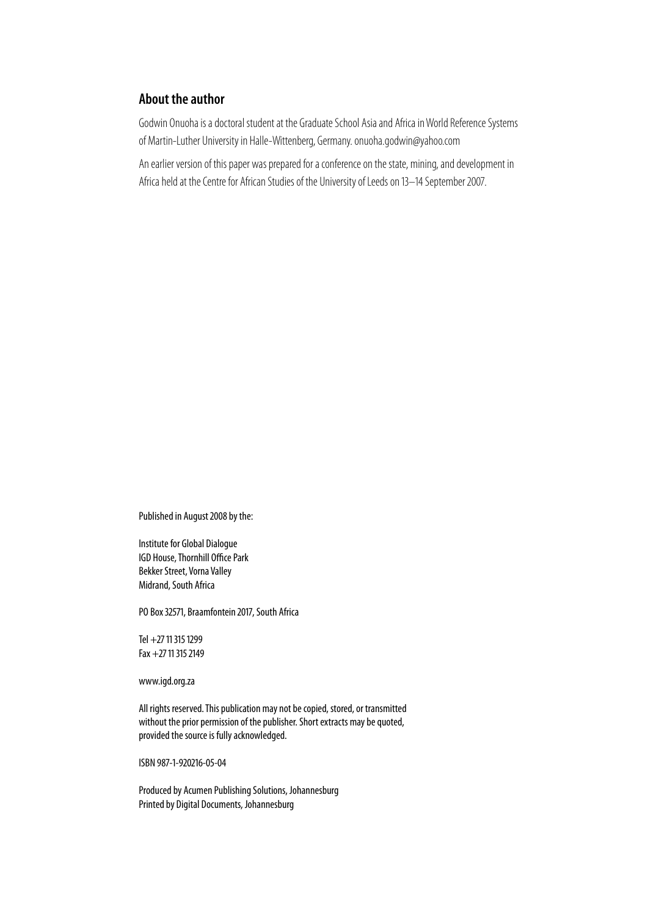## About the author

Godwin Onuoha is a doctoral student at the Graduate School Asia and Africa in World Reference Systems of Martin-Luther University in Halle-Wittenberg, Germany. onuoha.godwin@yahoo.com

An earlier version of this paper was prepared for a conference on the state, mining, and development in Africa held at the Centre for African Studies of the University of Leeds on 13–14 September 2007.

Published in August 2008 by the:

Institute for Global Dialogue
IGD House, Thornhill Office Park
Bekker Street, Vorna Valley
Midrand, South Africa

PO Box 32571, Braamfontein 2017, South Africa

Tel +27 11 315 1299
Fax +27 11 315 2149

www.igd.org.za

All rights reserved. This publication may not be copied, stored, or transmitted without the prior permission of the publisher. Short extracts may be quoted, provided the source is fully acknowledged.

ISBN 987-1-920216-05-04

Produced by Acumen Publishing Solutions, Johannesburg
Printed by Digital Documents, Johannesburg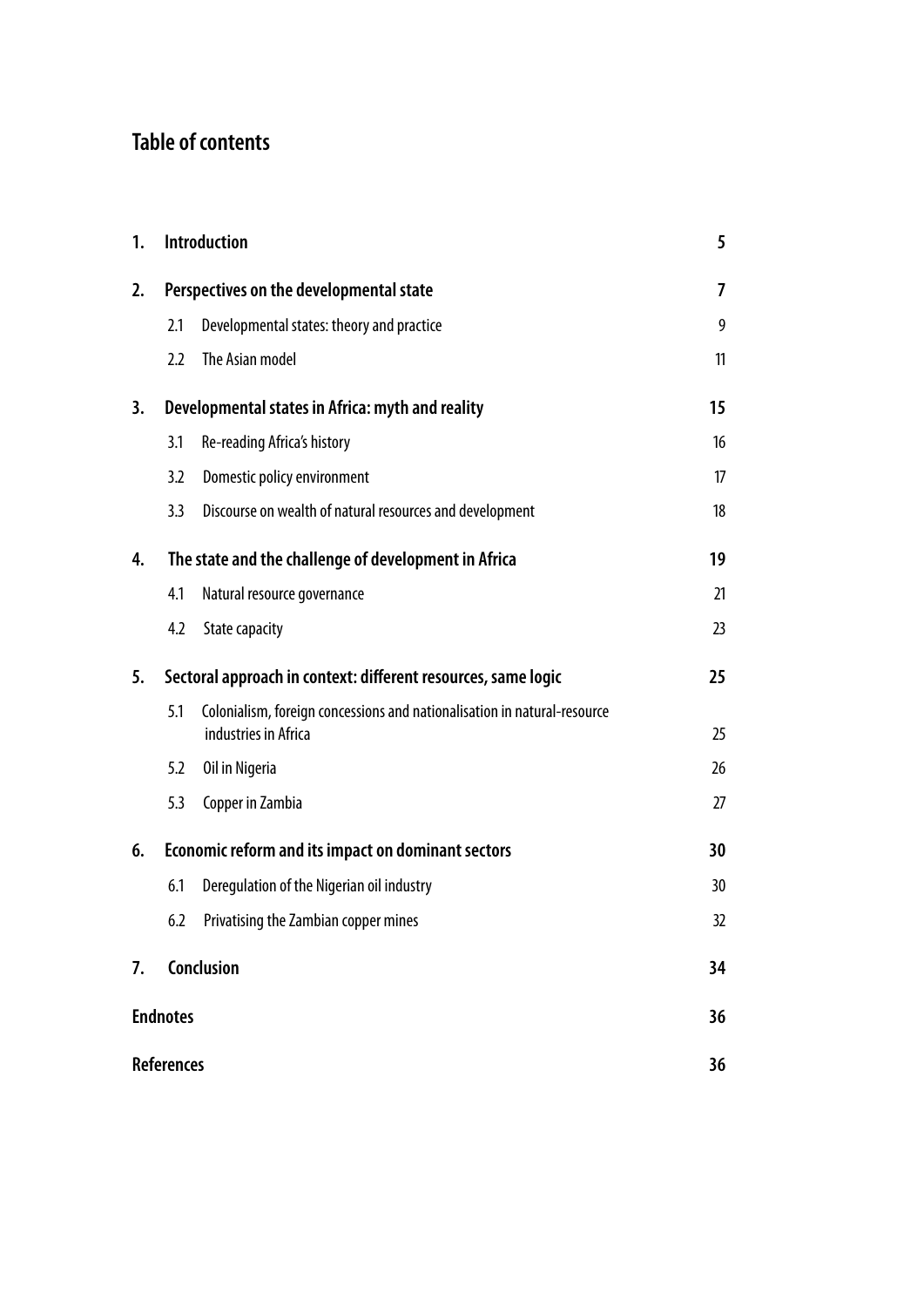# Table of contents

| | | |
|---|---|---|
| **1.** | **Introduction** | **5** |
| **2.** | **Perspectives on the developmental state** | **7** |
| 2.1 | Developmental states: theory and practice | 9 |
| 2.2 | The Asian model | 11 |
| **3.** | **Developmental states in Africa: myth and reality** | **15** |
| 3.1 | Re-reading Africa's history | 16 |
| 3.2 | Domestic policy environment | 17 |
| 3.3 | Discourse on wealth of natural resources and development | 18 |
| **4.** | **The state and the challenge of development in Africa** | **19** |
| 4.1 | Natural resource governance | 21 |
| 4.2 | State capacity | 23 |
| **5.** | **Sectoral approach in context: different resources, same logic** | **25** |
| 5.1 | Colonialism, foreign concessions and nationalisation in natural-resource industries in Africa | 25 |
| 5.2 | Oil in Nigeria | 26 |
| 5.3 | Copper in Zambia | 27 |
| **6.** | **Economic reform and its impact on dominant sectors** | **30** |
| 6.1 | Deregulation of the Nigerian oil industry | 30 |
| 6.2 | Privatising the Zambian copper mines | 32 |
| **7.** | **Conclusion** | **34** |
| | **Endnotes** | **36** |
| | **References** | **36** |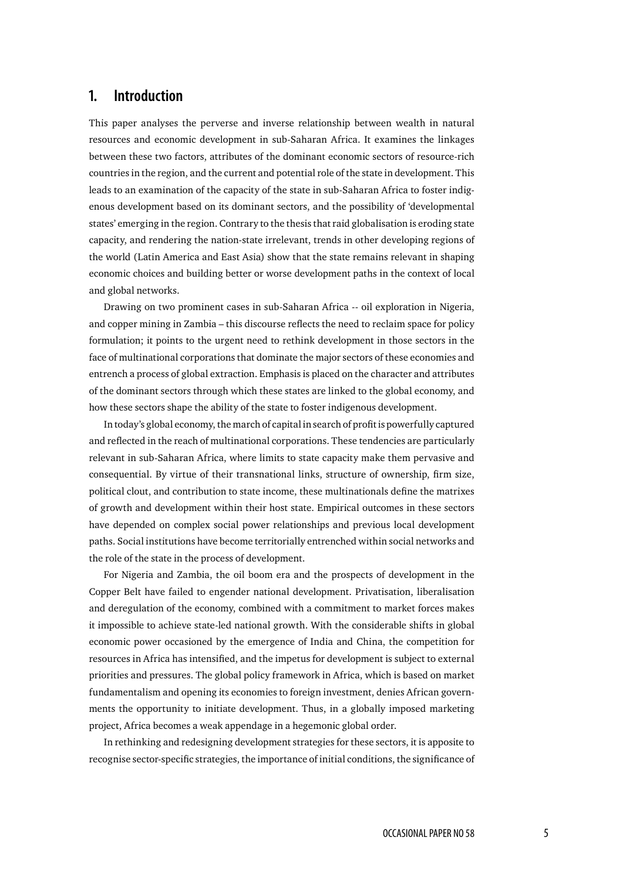## 1. Introduction

This paper analyses the perverse and inverse relationship between wealth in natural resources and economic development in sub-Saharan Africa. It examines the linkages between these two factors, attributes of the dominant economic sectors of resource-rich countries in the region, and the current and potential role of the state in development. This leads to an examination of the capacity of the state in sub-Saharan Africa to foster indigenous development based on its dominant sectors, and the possibility of 'developmental states' emerging in the region. Contrary to the thesis that raid globalisation is eroding state capacity, and rendering the nation-state irrelevant, trends in other developing regions of the world (Latin America and East Asia) show that the state remains relevant in shaping economic choices and building better or worse development paths in the context of local and global networks.

Drawing on two prominent cases in sub-Saharan Africa -- oil exploration in Nigeria, and copper mining in Zambia – this discourse reflects the need to reclaim space for policy formulation; it points to the urgent need to rethink development in those sectors in the face of multinational corporations that dominate the major sectors of these economies and entrench a process of global extraction. Emphasis is placed on the character and attributes of the dominant sectors through which these states are linked to the global economy, and how these sectors shape the ability of the state to foster indigenous development.

In today's global economy, the march of capital in search of profit is powerfully captured and reflected in the reach of multinational corporations. These tendencies are particularly relevant in sub-Saharan Africa, where limits to state capacity make them pervasive and consequential. By virtue of their transnational links, structure of ownership, firm size, political clout, and contribution to state income, these multinationals define the matrixes of growth and development within their host state. Empirical outcomes in these sectors have depended on complex social power relationships and previous local development paths. Social institutions have become territorially entrenched within social networks and the role of the state in the process of development.

For Nigeria and Zambia, the oil boom era and the prospects of development in the Copper Belt have failed to engender national development. Privatisation, liberalisation and deregulation of the economy, combined with a commitment to market forces makes it impossible to achieve state-led national growth. With the considerable shifts in global economic power occasioned by the emergence of India and China, the competition for resources in Africa has intensified, and the impetus for development is subject to external priorities and pressures. The global policy framework in Africa, which is based on market fundamentalism and opening its economies to foreign investment, denies African governments the opportunity to initiate development. Thus, in a globally imposed marketing project, Africa becomes a weak appendage in a hegemonic global order.

In rethinking and redesigning development strategies for these sectors, it is apposite to recognise sector-specific strategies, the importance of initial conditions, the significance of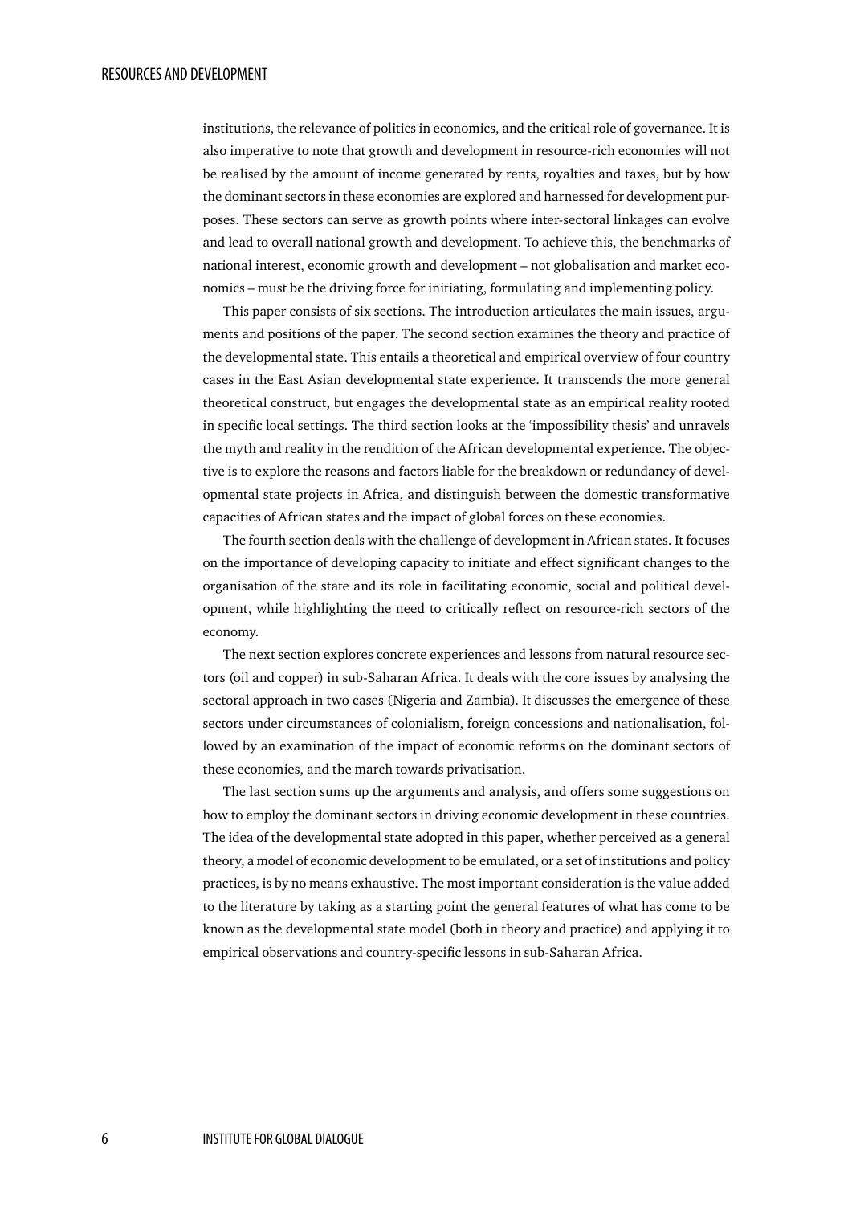institutions, the relevance of politics in economics, and the critical role of governance. It is also imperative to note that growth and development in resource-rich economies will not be realised by the amount of income generated by rents, royalties and taxes, but by how the dominant sectors in these economies are explored and harnessed for development purposes. These sectors can serve as growth points where inter-sectoral linkages can evolve and lead to overall national growth and development. To achieve this, the benchmarks of national interest, economic growth and development – not globalisation and market economics – must be the driving force for initiating, formulating and implementing policy.

This paper consists of six sections. The introduction articulates the main issues, arguments and positions of the paper. The second section examines the theory and practice of the developmental state. This entails a theoretical and empirical overview of four country cases in the East Asian developmental state experience. It transcends the more general theoretical construct, but engages the developmental state as an empirical reality rooted in specific local settings. The third section looks at the 'impossibility thesis' and unravels the myth and reality in the rendition of the African developmental experience. The objective is to explore the reasons and factors liable for the breakdown or redundancy of developmental state projects in Africa, and distinguish between the domestic transformative capacities of African states and the impact of global forces on these economies.

The fourth section deals with the challenge of development in African states. It focuses on the importance of developing capacity to initiate and effect significant changes to the organisation of the state and its role in facilitating economic, social and political development, while highlighting the need to critically reflect on resource-rich sectors of the economy.

The next section explores concrete experiences and lessons from natural resource sectors (oil and copper) in sub-Saharan Africa. It deals with the core issues by analysing the sectoral approach in two cases (Nigeria and Zambia). It discusses the emergence of these sectors under circumstances of colonialism, foreign concessions and nationalisation, followed by an examination of the impact of economic reforms on the dominant sectors of these economies, and the march towards privatisation.

The last section sums up the arguments and analysis, and offers some suggestions on how to employ the dominant sectors in driving economic development in these countries. The idea of the developmental state adopted in this paper, whether perceived as a general theory, a model of economic development to be emulated, or a set of institutions and policy practices, is by no means exhaustive. The most important consideration is the value added to the literature by taking as a starting point the general features of what has come to be known as the developmental state model (both in theory and practice) and applying it to empirical observations and country-specific lessons in sub-Saharan Africa.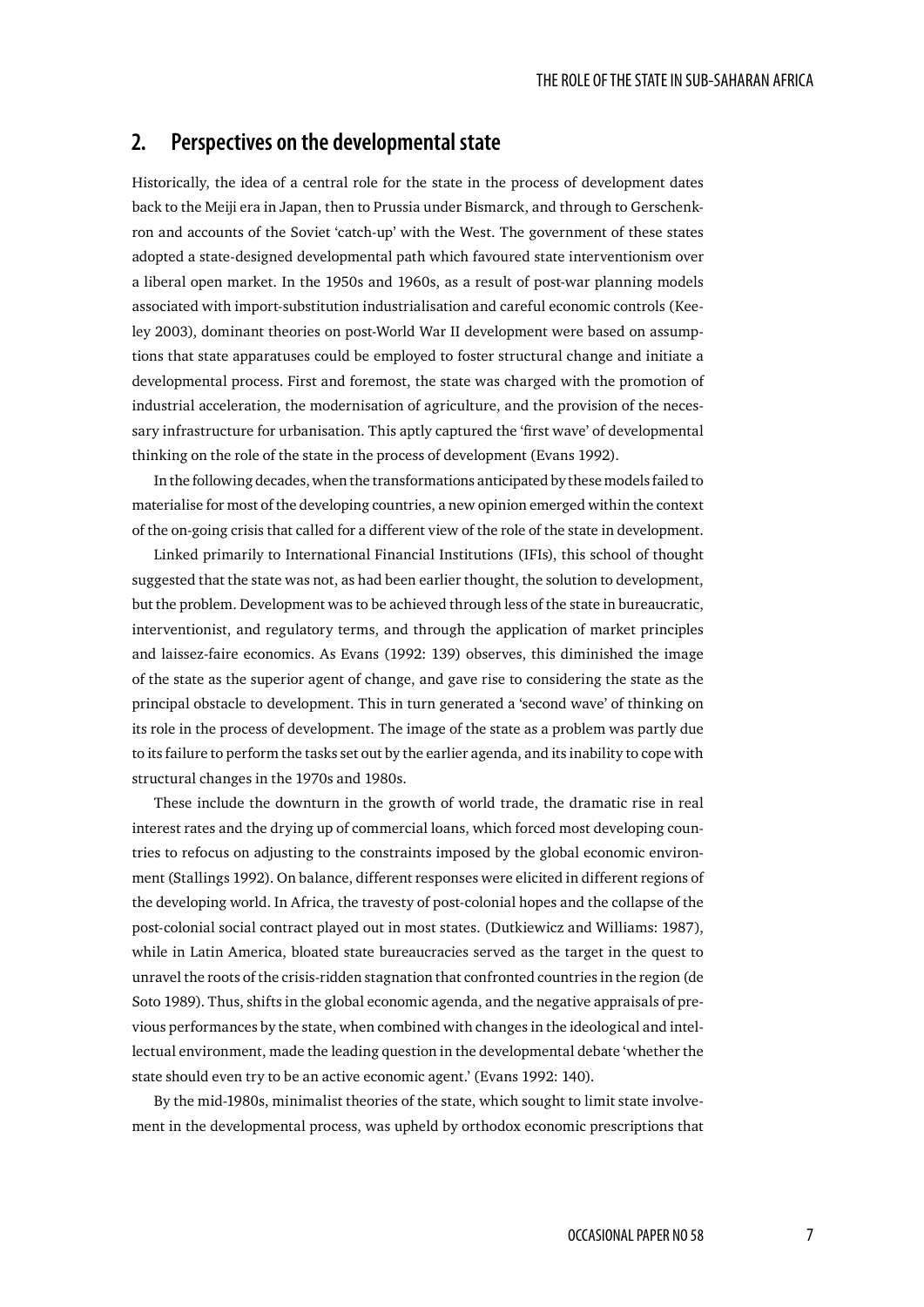## 2. Perspectives on the developmental state

Historically, the idea of a central role for the state in the process of development dates back to the Meiji era in Japan, then to Prussia under Bismarck, and through to Gerschenkron and accounts of the Soviet 'catch-up' with the West. The government of these states adopted a state-designed developmental path which favoured state interventionism over a liberal open market. In the 1950s and 1960s, as a result of post-war planning models associated with import-substitution industrialisation and careful economic controls (Keeley 2003), dominant theories on post-World War II development were based on assumptions that state apparatuses could be employed to foster structural change and initiate a developmental process. First and foremost, the state was charged with the promotion of industrial acceleration, the modernisation of agriculture, and the provision of the necessary infrastructure for urbanisation. This aptly captured the 'first wave' of developmental thinking on the role of the state in the process of development (Evans 1992).

In the following decades, when the transformations anticipated by these models failed to materialise for most of the developing countries, a new opinion emerged within the context of the on-going crisis that called for a different view of the role of the state in development.

Linked primarily to International Financial Institutions (IFIs), this school of thought suggested that the state was not, as had been earlier thought, the solution to development, but the problem. Development was to be achieved through less of the state in bureaucratic, interventionist, and regulatory terms, and through the application of market principles and laissez-faire economics. As Evans (1992: 139) observes, this diminished the image of the state as the superior agent of change, and gave rise to considering the state as the principal obstacle to development. This in turn generated a 'second wave' of thinking on its role in the process of development. The image of the state as a problem was partly due to its failure to perform the tasks set out by the earlier agenda, and its inability to cope with structural changes in the 1970s and 1980s.

These include the downturn in the growth of world trade, the dramatic rise in real interest rates and the drying up of commercial loans, which forced most developing countries to refocus on adjusting to the constraints imposed by the global economic environment (Stallings 1992). On balance, different responses were elicited in different regions of the developing world. In Africa, the travesty of post-colonial hopes and the collapse of the post-colonial social contract played out in most states. (Dutkiewicz and Williams: 1987), while in Latin America, bloated state bureaucracies served as the target in the quest to unravel the roots of the crisis-ridden stagnation that confronted countries in the region (de Soto 1989). Thus, shifts in the global economic agenda, and the negative appraisals of previous performances by the state, when combined with changes in the ideological and intellectual environment, made the leading question in the developmental debate 'whether the state should even try to be an active economic agent.' (Evans 1992: 140).

By the mid-1980s, minimalist theories of the state, which sought to limit state involvement in the developmental process, was upheld by orthodox economic prescriptions that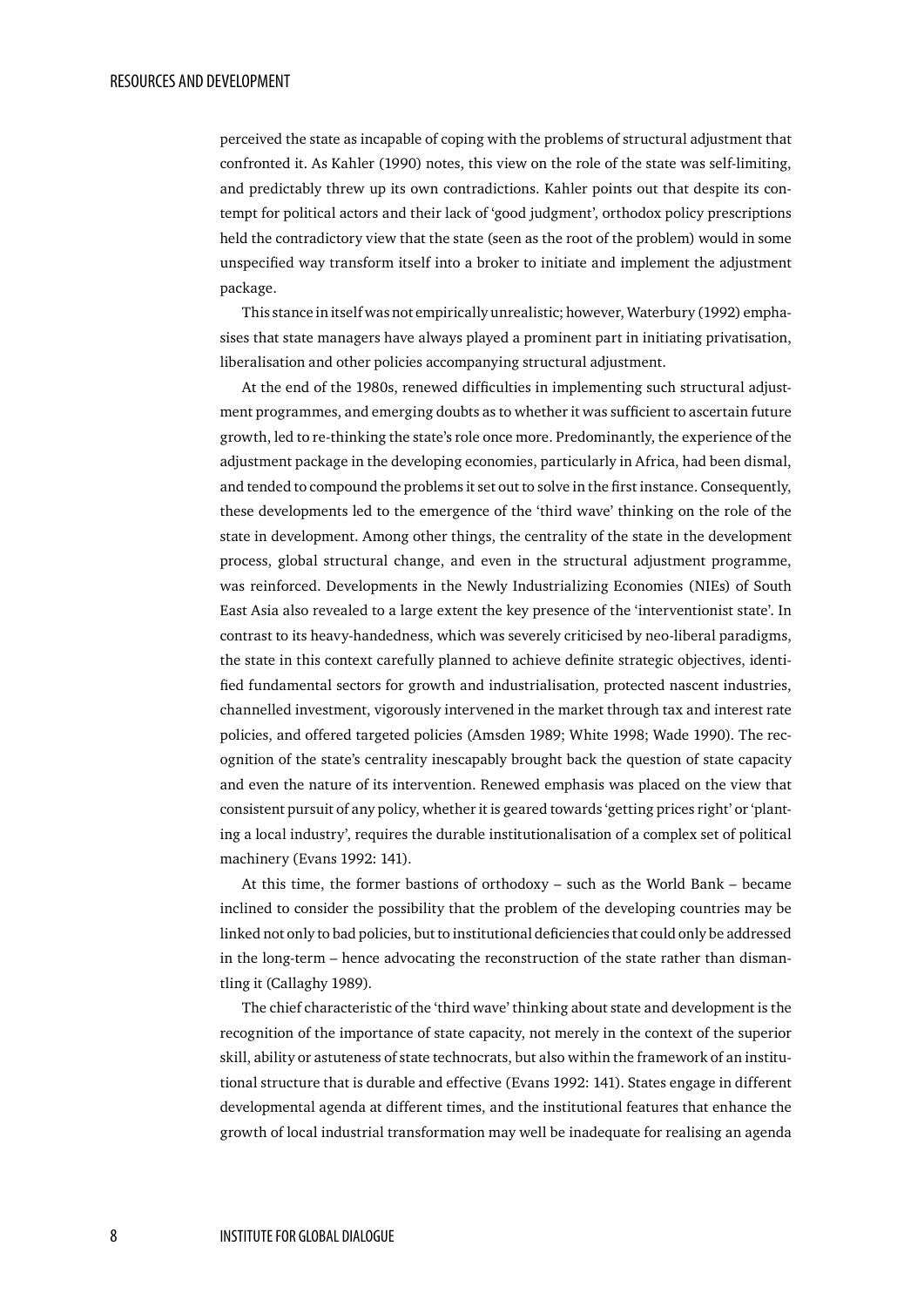perceived the state as incapable of coping with the problems of structural adjustment that confronted it. As Kahler (1990) notes, this view on the role of the state was self-limiting, and predictably threw up its own contradictions. Kahler points out that despite its contempt for political actors and their lack of 'good judgment', orthodox policy prescriptions held the contradictory view that the state (seen as the root of the problem) would in some unspecified way transform itself into a broker to initiate and implement the adjustment package.

This stance in itself was not empirically unrealistic; however, Waterbury (1992) emphasises that state managers have always played a prominent part in initiating privatisation, liberalisation and other policies accompanying structural adjustment.

At the end of the 1980s, renewed difficulties in implementing such structural adjustment programmes, and emerging doubts as to whether it was sufficient to ascertain future growth, led to re-thinking the state's role once more. Predominantly, the experience of the adjustment package in the developing economies, particularly in Africa, had been dismal, and tended to compound the problems it set out to solve in the first instance. Consequently, these developments led to the emergence of the 'third wave' thinking on the role of the state in development. Among other things, the centrality of the state in the development process, global structural change, and even in the structural adjustment programme, was reinforced. Developments in the Newly Industrializing Economies (NIEs) of South East Asia also revealed to a large extent the key presence of the 'interventionist state'. In contrast to its heavy-handedness, which was severely criticised by neo-liberal paradigms, the state in this context carefully planned to achieve definite strategic objectives, identified fundamental sectors for growth and industrialisation, protected nascent industries, channelled investment, vigorously intervened in the market through tax and interest rate policies, and offered targeted policies (Amsden 1989; White 1998; Wade 1990). The recognition of the state's centrality inescapably brought back the question of state capacity and even the nature of its intervention. Renewed emphasis was placed on the view that consistent pursuit of any policy, whether it is geared towards 'getting prices right' or 'planting a local industry', requires the durable institutionalisation of a complex set of political machinery (Evans 1992: 141).

At this time, the former bastions of orthodoxy – such as the World Bank – became inclined to consider the possibility that the problem of the developing countries may be linked not only to bad policies, but to institutional deficiencies that could only be addressed in the long-term – hence advocating the reconstruction of the state rather than dismantling it (Callaghy 1989).

The chief characteristic of the 'third wave' thinking about state and development is the recognition of the importance of state capacity, not merely in the context of the superior skill, ability or astuteness of state technocrats, but also within the framework of an institutional structure that is durable and effective (Evans 1992: 141). States engage in different developmental agenda at different times, and the institutional features that enhance the growth of local industrial transformation may well be inadequate for realising an agenda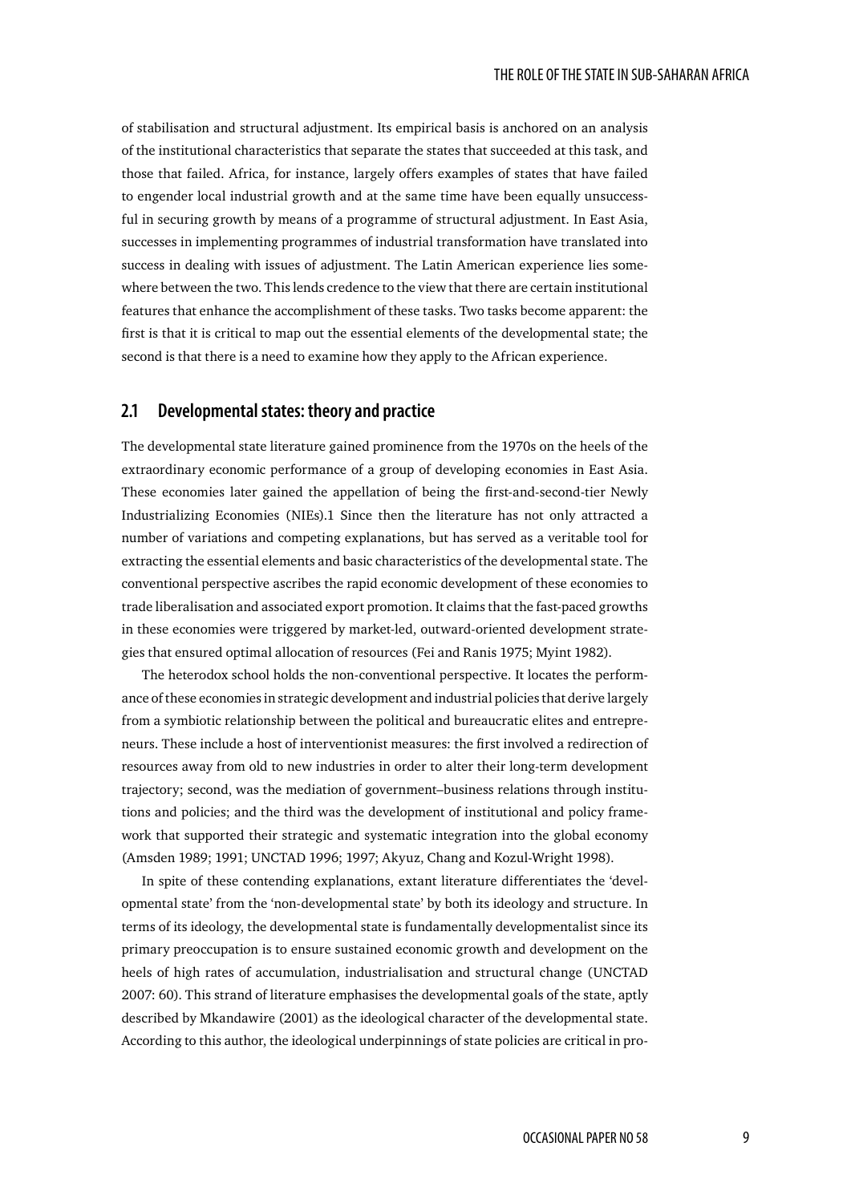of stabilisation and structural adjustment. Its empirical basis is anchored on an analysis of the institutional characteristics that separate the states that succeeded at this task, and those that failed. Africa, for instance, largely offers examples of states that have failed to engender local industrial growth and at the same time have been equally unsuccessful in securing growth by means of a programme of structural adjustment. In East Asia, successes in implementing programmes of industrial transformation have translated into success in dealing with issues of adjustment. The Latin American experience lies somewhere between the two. This lends credence to the view that there are certain institutional features that enhance the accomplishment of these tasks. Two tasks become apparent: the first is that it is critical to map out the essential elements of the developmental state; the second is that there is a need to examine how they apply to the African experience.

## 2.1 Developmental states: theory and practice

The developmental state literature gained prominence from the 1970s on the heels of the extraordinary economic performance of a group of developing economies in East Asia. These economies later gained the appellation of being the first-and-second-tier Newly Industrializing Economies (NIEs).1 Since then the literature has not only attracted a number of variations and competing explanations, but has served as a veritable tool for extracting the essential elements and basic characteristics of the developmental state. The conventional perspective ascribes the rapid economic development of these economies to trade liberalisation and associated export promotion. It claims that the fast-paced growths in these economies were triggered by market-led, outward-oriented development strategies that ensured optimal allocation of resources (Fei and Ranis 1975; Myint 1982).

The heterodox school holds the non-conventional perspective. It locates the performance of these economies in strategic development and industrial policies that derive largely from a symbiotic relationship between the political and bureaucratic elites and entrepreneurs. These include a host of interventionist measures: the first involved a redirection of resources away from old to new industries in order to alter their long-term development trajectory; second, was the mediation of government–business relations through institutions and policies; and the third was the development of institutional and policy framework that supported their strategic and systematic integration into the global economy (Amsden 1989; 1991; UNCTAD 1996; 1997; Akyuz, Chang and Kozul-Wright 1998).

In spite of these contending explanations, extant literature differentiates the 'developmental state' from the 'non-developmental state' by both its ideology and structure. In terms of its ideology, the developmental state is fundamentally developmentalist since its primary preoccupation is to ensure sustained economic growth and development on the heels of high rates of accumulation, industrialisation and structural change (UNCTAD 2007: 60). This strand of literature emphasises the developmental goals of the state, aptly described by Mkandawire (2001) as the ideological character of the developmental state. According to this author, the ideological underpinnings of state policies are critical in pro-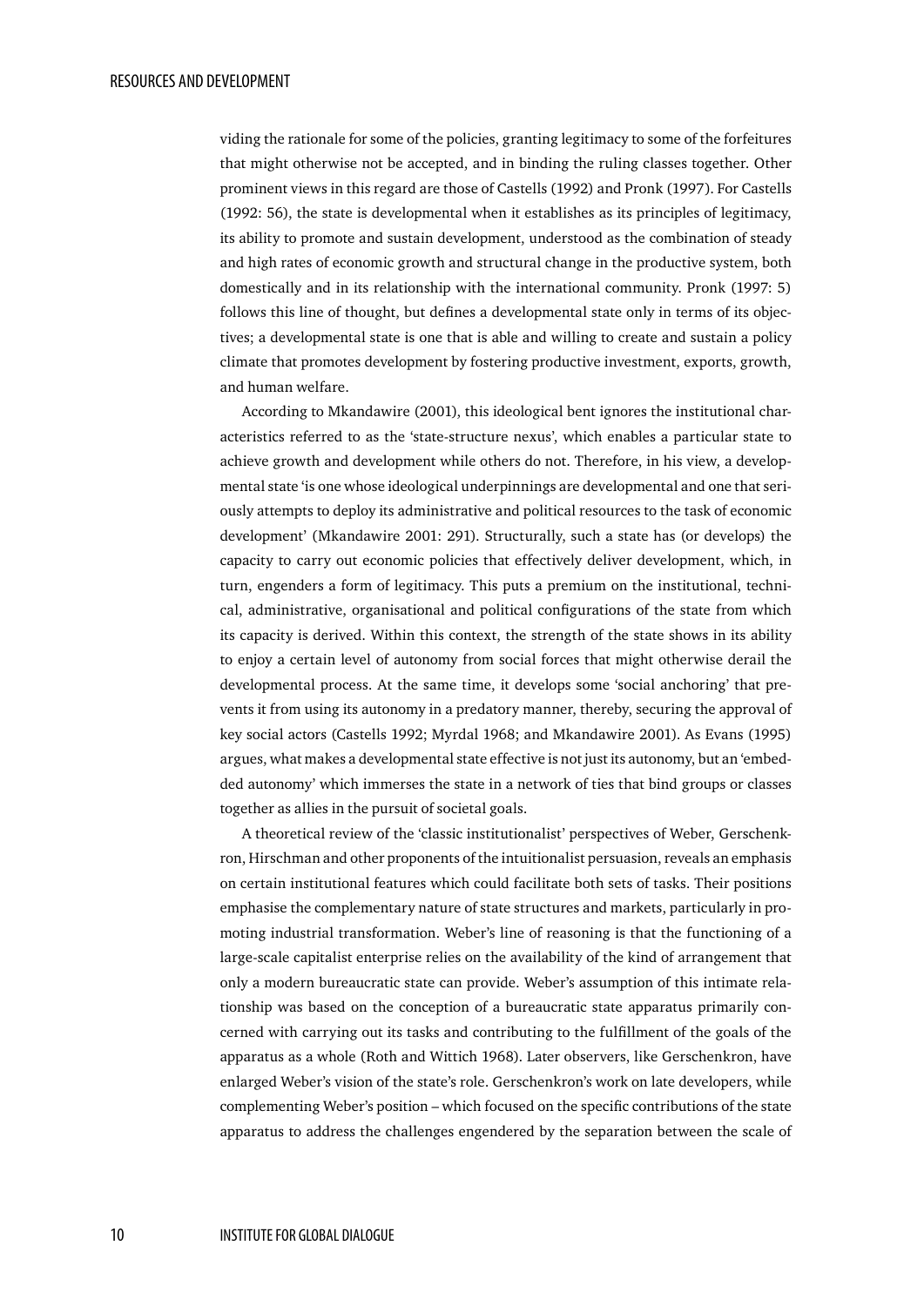viding the rationale for some of the policies, granting legitimacy to some of the forfeitures that might otherwise not be accepted, and in binding the ruling classes together. Other prominent views in this regard are those of Castells (1992) and Pronk (1997). For Castells (1992: 56), the state is developmental when it establishes as its principles of legitimacy, its ability to promote and sustain development, understood as the combination of steady and high rates of economic growth and structural change in the productive system, both domestically and in its relationship with the international community. Pronk (1997: 5) follows this line of thought, but defines a developmental state only in terms of its objectives; a developmental state is one that is able and willing to create and sustain a policy climate that promotes development by fostering productive investment, exports, growth, and human welfare.

According to Mkandawire (2001), this ideological bent ignores the institutional characteristics referred to as the 'state-structure nexus', which enables a particular state to achieve growth and development while others do not. Therefore, in his view, a developmental state 'is one whose ideological underpinnings are developmental and one that seriously attempts to deploy its administrative and political resources to the task of economic development' (Mkandawire 2001: 291). Structurally, such a state has (or develops) the capacity to carry out economic policies that effectively deliver development, which, in turn, engenders a form of legitimacy. This puts a premium on the institutional, technical, administrative, organisational and political configurations of the state from which its capacity is derived. Within this context, the strength of the state shows in its ability to enjoy a certain level of autonomy from social forces that might otherwise derail the developmental process. At the same time, it develops some 'social anchoring' that prevents it from using its autonomy in a predatory manner, thereby, securing the approval of key social actors (Castells 1992; Myrdal 1968; and Mkandawire 2001). As Evans (1995) argues, what makes a developmental state effective is not just its autonomy, but an 'embedded autonomy' which immerses the state in a network of ties that bind groups or classes together as allies in the pursuit of societal goals.

A theoretical review of the 'classic institutionalist' perspectives of Weber, Gerschenkron, Hirschman and other proponents of the intuitionalist persuasion, reveals an emphasis on certain institutional features which could facilitate both sets of tasks. Their positions emphasise the complementary nature of state structures and markets, particularly in promoting industrial transformation. Weber's line of reasoning is that the functioning of a large-scale capitalist enterprise relies on the availability of the kind of arrangement that only a modern bureaucratic state can provide. Weber's assumption of this intimate relationship was based on the conception of a bureaucratic state apparatus primarily concerned with carrying out its tasks and contributing to the fulfillment of the goals of the apparatus as a whole (Roth and Wittich 1968). Later observers, like Gerschenkron, have enlarged Weber's vision of the state's role. Gerschenkron's work on late developers, while complementing Weber's position – which focused on the specific contributions of the state apparatus to address the challenges engendered by the separation between the scale of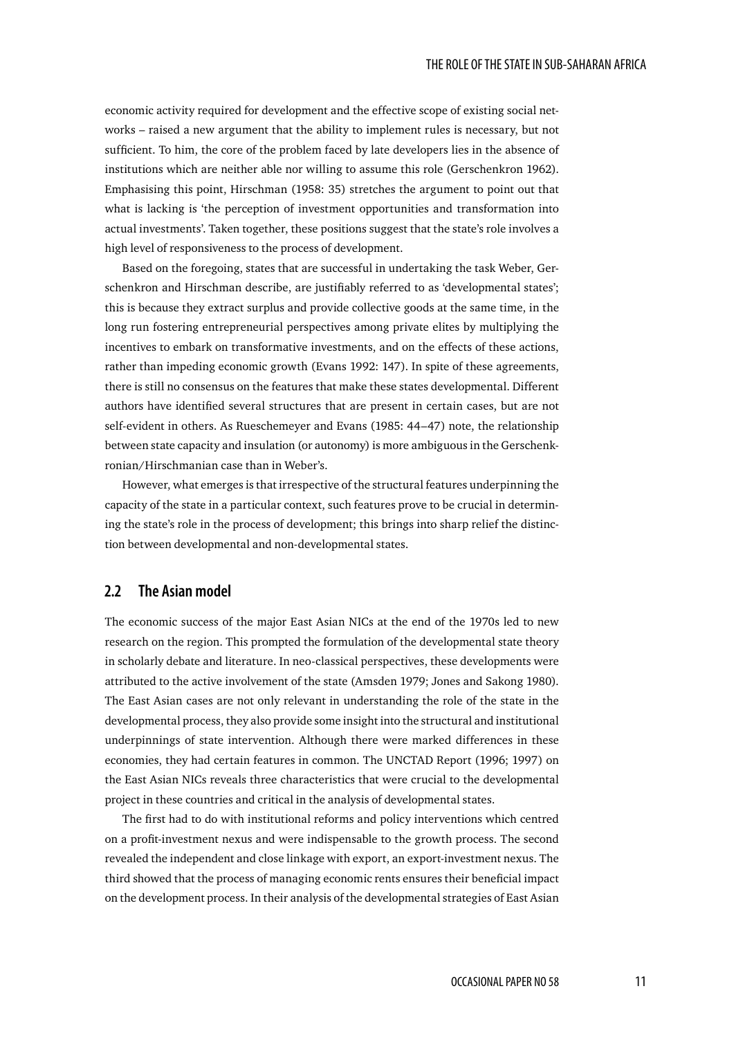economic activity required for development and the effective scope of existing social networks – raised a new argument that the ability to implement rules is necessary, but not sufficient. To him, the core of the problem faced by late developers lies in the absence of institutions which are neither able nor willing to assume this role (Gerschenkron 1962). Emphasising this point, Hirschman (1958: 35) stretches the argument to point out that what is lacking is 'the perception of investment opportunities and transformation into actual investments'. Taken together, these positions suggest that the state's role involves a high level of responsiveness to the process of development.

Based on the foregoing, states that are successful in undertaking the task Weber, Gerschenkron and Hirschman describe, are justifiably referred to as 'developmental states'; this is because they extract surplus and provide collective goods at the same time, in the long run fostering entrepreneurial perspectives among private elites by multiplying the incentives to embark on transformative investments, and on the effects of these actions, rather than impeding economic growth (Evans 1992: 147). In spite of these agreements, there is still no consensus on the features that make these states developmental. Different authors have identified several structures that are present in certain cases, but are not self-evident in others. As Rueschemeyer and Evans (1985: 44–47) note, the relationship between state capacity and insulation (or autonomy) is more ambiguous in the Gerschenkronian/Hirschmanian case than in Weber's.

However, what emerges is that irrespective of the structural features underpinning the capacity of the state in a particular context, such features prove to be crucial in determining the state's role in the process of development; this brings into sharp relief the distinction between developmental and non-developmental states.

## 2.2 The Asian model

The economic success of the major East Asian NICs at the end of the 1970s led to new research on the region. This prompted the formulation of the developmental state theory in scholarly debate and literature. In neo-classical perspectives, these developments were attributed to the active involvement of the state (Amsden 1979; Jones and Sakong 1980). The East Asian cases are not only relevant in understanding the role of the state in the developmental process, they also provide some insight into the structural and institutional underpinnings of state intervention. Although there were marked differences in these economies, they had certain features in common. The UNCTAD Report (1996; 1997) on the East Asian NICs reveals three characteristics that were crucial to the developmental project in these countries and critical in the analysis of developmental states.

The first had to do with institutional reforms and policy interventions which centred on a profit-investment nexus and were indispensable to the growth process. The second revealed the independent and close linkage with export, an export-investment nexus. The third showed that the process of managing economic rents ensures their beneficial impact on the development process. In their analysis of the developmental strategies of East Asian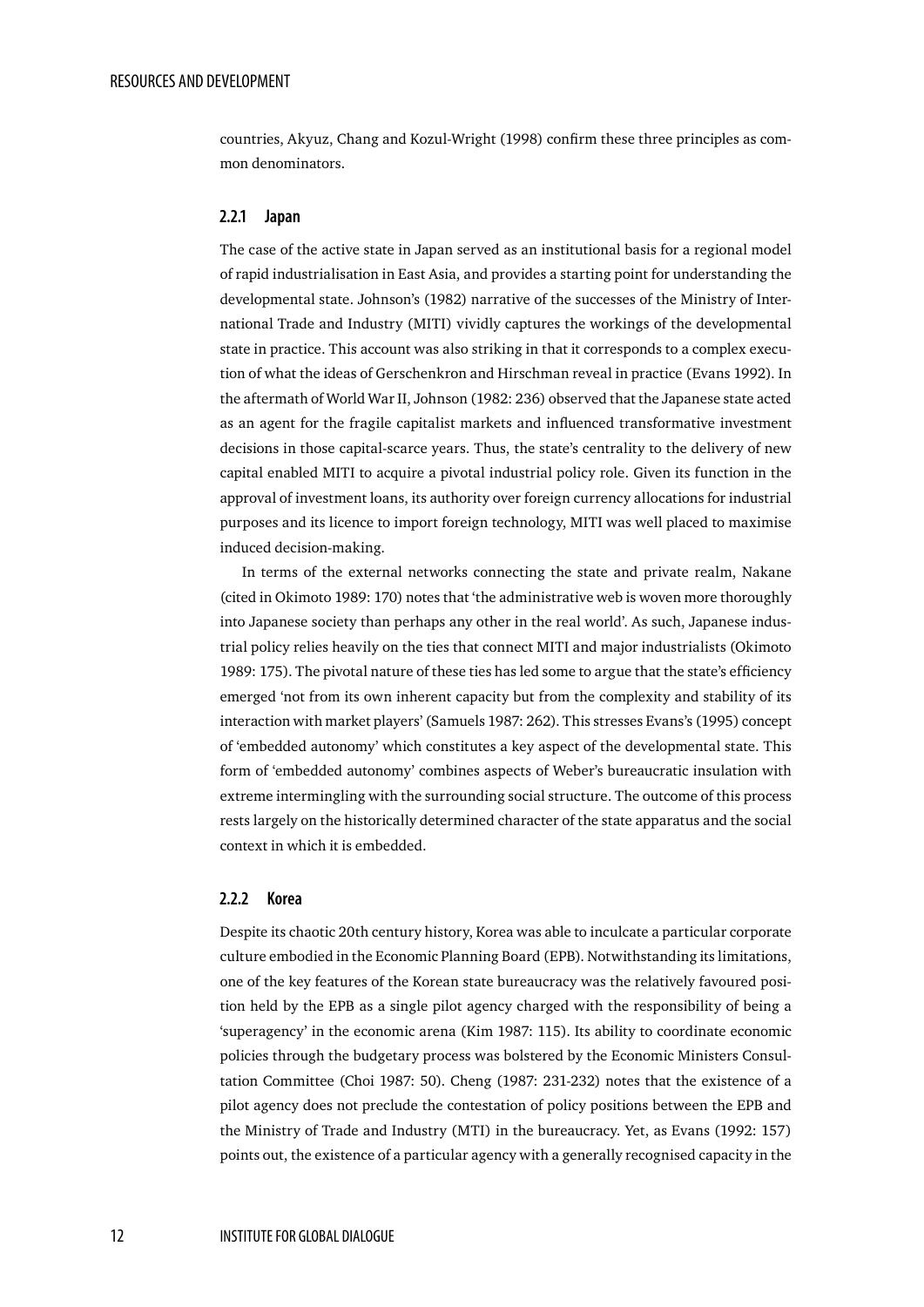countries, Akyuz, Chang and Kozul-Wright (1998) confirm these three principles as common denominators.

### 2.2.1 Japan

The case of the active state in Japan served as an institutional basis for a regional model of rapid industrialisation in East Asia, and provides a starting point for understanding the developmental state. Johnson's (1982) narrative of the successes of the Ministry of International Trade and Industry (MITI) vividly captures the workings of the developmental state in practice. This account was also striking in that it corresponds to a complex execution of what the ideas of Gerschenkron and Hirschman reveal in practice (Evans 1992). In the aftermath of World War II, Johnson (1982: 236) observed that the Japanese state acted as an agent for the fragile capitalist markets and influenced transformative investment decisions in those capital-scarce years. Thus, the state's centrality to the delivery of new capital enabled MITI to acquire a pivotal industrial policy role. Given its function in the approval of investment loans, its authority over foreign currency allocations for industrial purposes and its licence to import foreign technology, MITI was well placed to maximise induced decision-making.

In terms of the external networks connecting the state and private realm, Nakane (cited in Okimoto 1989: 170) notes that 'the administrative web is woven more thoroughly into Japanese society than perhaps any other in the real world'. As such, Japanese industrial policy relies heavily on the ties that connect MITI and major industrialists (Okimoto 1989: 175). The pivotal nature of these ties has led some to argue that the state's efficiency emerged 'not from its own inherent capacity but from the complexity and stability of its interaction with market players' (Samuels 1987: 262). This stresses Evans's (1995) concept of 'embedded autonomy' which constitutes a key aspect of the developmental state. This form of 'embedded autonomy' combines aspects of Weber's bureaucratic insulation with extreme intermingling with the surrounding social structure. The outcome of this process rests largely on the historically determined character of the state apparatus and the social context in which it is embedded.

### 2.2.2 Korea

Despite its chaotic 20th century history, Korea was able to inculcate a particular corporate culture embodied in the Economic Planning Board (EPB). Notwithstanding its limitations, one of the key features of the Korean state bureaucracy was the relatively favoured position held by the EPB as a single pilot agency charged with the responsibility of being a 'superagency' in the economic arena (Kim 1987: 115). Its ability to coordinate economic policies through the budgetary process was bolstered by the Economic Ministers Consultation Committee (Choi 1987: 50). Cheng (1987: 231-232) notes that the existence of a pilot agency does not preclude the contestation of policy positions between the EPB and the Ministry of Trade and Industry (MTI) in the bureaucracy. Yet, as Evans (1992: 157) points out, the existence of a particular agency with a generally recognised capacity in the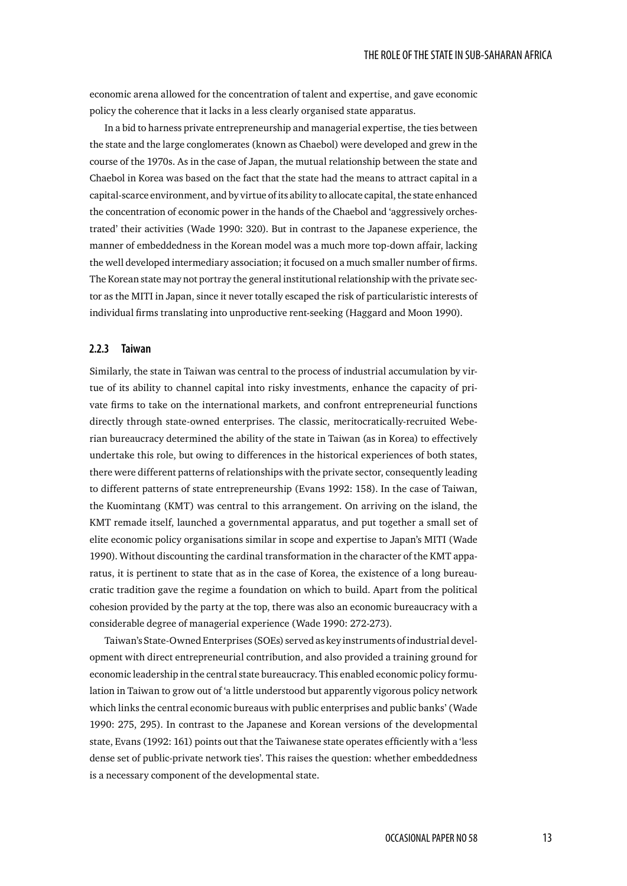economic arena allowed for the concentration of talent and expertise, and gave economic policy the coherence that it lacks in a less clearly organised state apparatus.

In a bid to harness private entrepreneurship and managerial expertise, the ties between the state and the large conglomerates (known as Chaebol) were developed and grew in the course of the 1970s. As in the case of Japan, the mutual relationship between the state and Chaebol in Korea was based on the fact that the state had the means to attract capital in a capital-scarce environment, and by virtue of its ability to allocate capital, the state enhanced the concentration of economic power in the hands of the Chaebol and 'aggressively orchestrated' their activities (Wade 1990: 320). But in contrast to the Japanese experience, the manner of embeddedness in the Korean model was a much more top-down affair, lacking the well developed intermediary association; it focused on a much smaller number of firms. The Korean state may not portray the general institutional relationship with the private sector as the MITI in Japan, since it never totally escaped the risk of particularistic interests of individual firms translating into unproductive rent-seeking (Haggard and Moon 1990).

### 2.2.3 Taiwan

Similarly, the state in Taiwan was central to the process of industrial accumulation by virtue of its ability to channel capital into risky investments, enhance the capacity of private firms to take on the international markets, and confront entrepreneurial functions directly through state-owned enterprises. The classic, meritocratically-recruited Weberian bureaucracy determined the ability of the state in Taiwan (as in Korea) to effectively undertake this role, but owing to differences in the historical experiences of both states, there were different patterns of relationships with the private sector, consequently leading to different patterns of state entrepreneurship (Evans 1992: 158). In the case of Taiwan, the Kuomintang (KMT) was central to this arrangement. On arriving on the island, the KMT remade itself, launched a governmental apparatus, and put together a small set of elite economic policy organisations similar in scope and expertise to Japan's MITI (Wade 1990). Without discounting the cardinal transformation in the character of the KMT apparatus, it is pertinent to state that as in the case of Korea, the existence of a long bureaucratic tradition gave the regime a foundation on which to build. Apart from the political cohesion provided by the party at the top, there was also an economic bureaucracy with a considerable degree of managerial experience (Wade 1990: 272-273).

Taiwan's State-Owned Enterprises (SOEs) served as key instruments of industrial development with direct entrepreneurial contribution, and also provided a training ground for economic leadership in the central state bureaucracy. This enabled economic policy formulation in Taiwan to grow out of 'a little understood but apparently vigorous policy network which links the central economic bureaus with public enterprises and public banks' (Wade 1990: 275, 295). In contrast to the Japanese and Korean versions of the developmental state, Evans (1992: 161) points out that the Taiwanese state operates efficiently with a 'less dense set of public-private network ties'. This raises the question: whether embeddedness is a necessary component of the developmental state.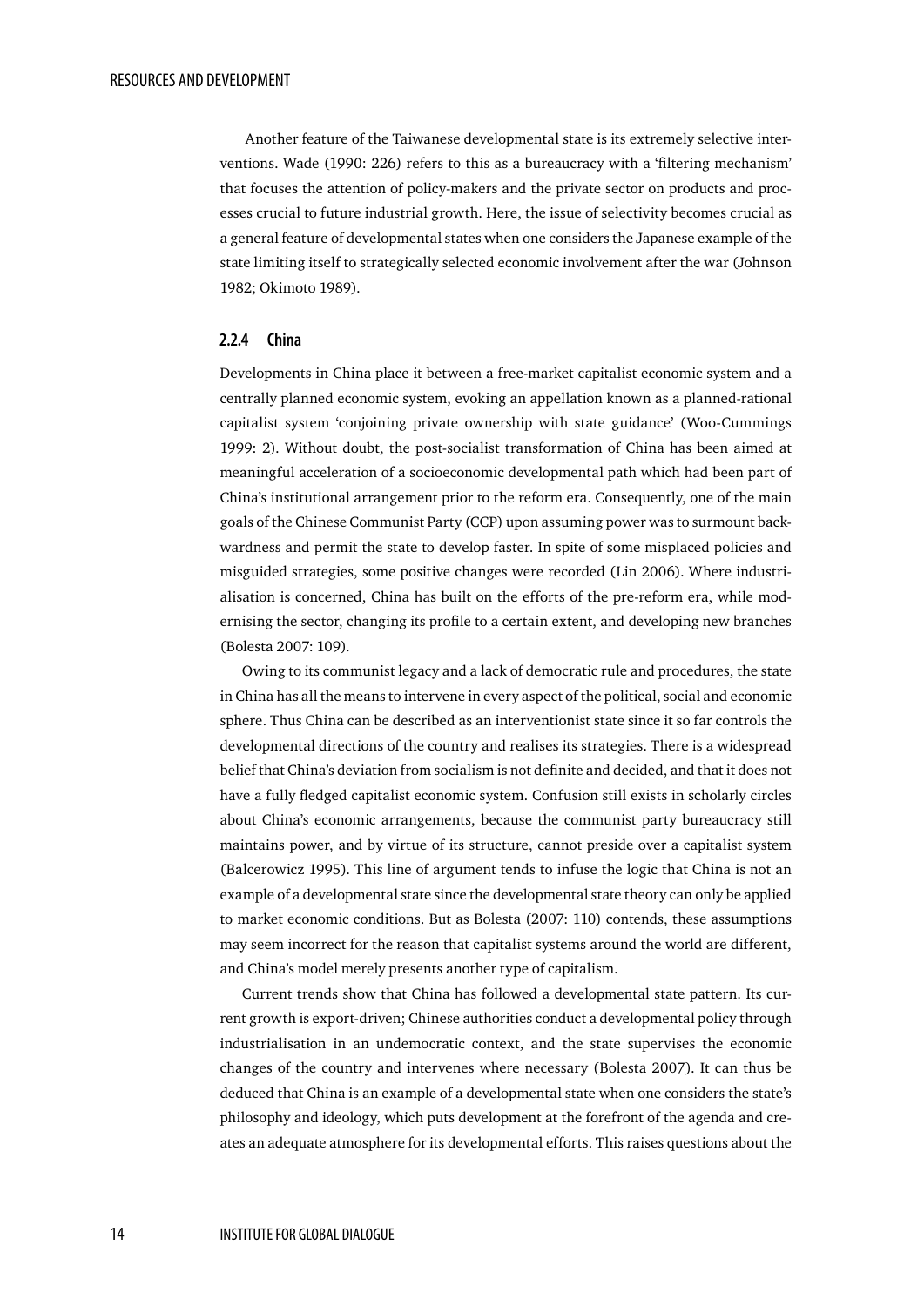Another feature of the Taiwanese developmental state is its extremely selective interventions. Wade (1990: 226) refers to this as a bureaucracy with a 'filtering mechanism' that focuses the attention of policy-makers and the private sector on products and processes crucial to future industrial growth. Here, the issue of selectivity becomes crucial as a general feature of developmental states when one considers the Japanese example of the state limiting itself to strategically selected economic involvement after the war (Johnson 1982; Okimoto 1989).

### 2.2.4 China

Developments in China place it between a free-market capitalist economic system and a centrally planned economic system, evoking an appellation known as a planned-rational capitalist system 'conjoining private ownership with state guidance' (Woo-Cummings 1999: 2). Without doubt, the post-socialist transformation of China has been aimed at meaningful acceleration of a socioeconomic developmental path which had been part of China's institutional arrangement prior to the reform era. Consequently, one of the main goals of the Chinese Communist Party (CCP) upon assuming power was to surmount backwardness and permit the state to develop faster. In spite of some misplaced policies and misguided strategies, some positive changes were recorded (Lin 2006). Where industrialisation is concerned, China has built on the efforts of the pre-reform era, while modernising the sector, changing its profile to a certain extent, and developing new branches (Bolesta 2007: 109).

Owing to its communist legacy and a lack of democratic rule and procedures, the state in China has all the means to intervene in every aspect of the political, social and economic sphere. Thus China can be described as an interventionist state since it so far controls the developmental directions of the country and realises its strategies. There is a widespread belief that China's deviation from socialism is not definite and decided, and that it does not have a fully fledged capitalist economic system. Confusion still exists in scholarly circles about China's economic arrangements, because the communist party bureaucracy still maintains power, and by virtue of its structure, cannot preside over a capitalist system (Balcerowicz 1995). This line of argument tends to infuse the logic that China is not an example of a developmental state since the developmental state theory can only be applied to market economic conditions. But as Bolesta (2007: 110) contends, these assumptions may seem incorrect for the reason that capitalist systems around the world are different, and China's model merely presents another type of capitalism.

Current trends show that China has followed a developmental state pattern. Its current growth is export-driven; Chinese authorities conduct a developmental policy through industrialisation in an undemocratic context, and the state supervises the economic changes of the country and intervenes where necessary (Bolesta 2007). It can thus be deduced that China is an example of a developmental state when one considers the state's philosophy and ideology, which puts development at the forefront of the agenda and creates an adequate atmosphere for its developmental efforts. This raises questions about the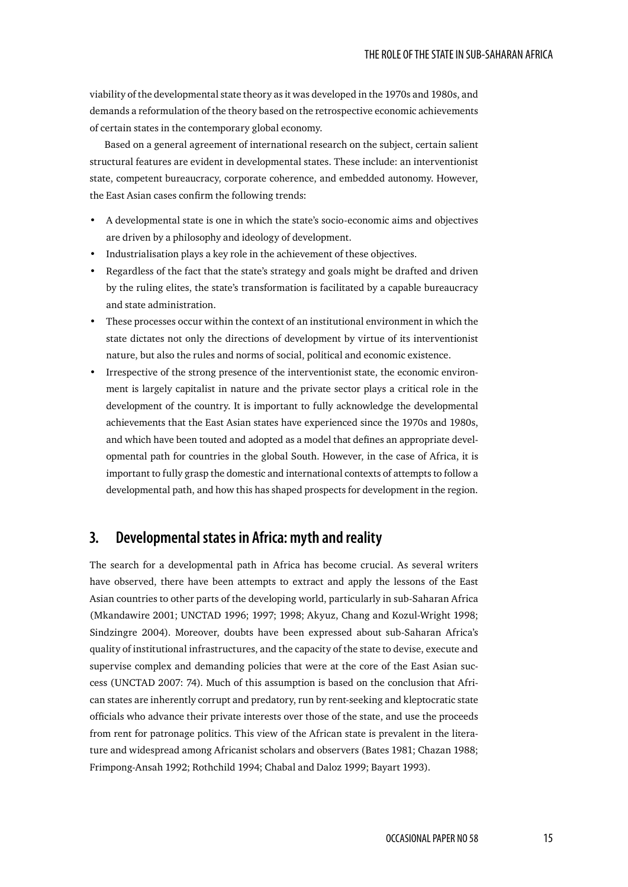viability of the developmental state theory as it was developed in the 1970s and 1980s, and demands a reformulation of the theory based on the retrospective economic achievements of certain states in the contemporary global economy.

Based on a general agreement of international research on the subject, certain salient structural features are evident in developmental states. These include: an interventionist state, competent bureaucracy, corporate coherence, and embedded autonomy. However, the East Asian cases confirm the following trends:

- A developmental state is one in which the state's socio-economic aims and objectives are driven by a philosophy and ideology of development.
- Industrialisation plays a key role in the achievement of these objectives.
- Regardless of the fact that the state's strategy and goals might be drafted and driven by the ruling elites, the state's transformation is facilitated by a capable bureaucracy and state administration.
- These processes occur within the context of an institutional environment in which the state dictates not only the directions of development by virtue of its interventionist nature, but also the rules and norms of social, political and economic existence.
- Irrespective of the strong presence of the interventionist state, the economic environment is largely capitalist in nature and the private sector plays a critical role in the development of the country. It is important to fully acknowledge the developmental achievements that the East Asian states have experienced since the 1970s and 1980s, and which have been touted and adopted as a model that defines an appropriate developmental path for countries in the global South. However, in the case of Africa, it is important to fully grasp the domestic and international contexts of attempts to follow a developmental path, and how this has shaped prospects for development in the region.

## 3. Developmental states in Africa: myth and reality

The search for a developmental path in Africa has become crucial. As several writers have observed, there have been attempts to extract and apply the lessons of the East Asian countries to other parts of the developing world, particularly in sub-Saharan Africa (Mkandawire 2001; UNCTAD 1996; 1997; 1998; Akyuz, Chang and Kozul-Wright 1998; Sindzingre 2004). Moreover, doubts have been expressed about sub-Saharan Africa's quality of institutional infrastructures, and the capacity of the state to devise, execute and supervise complex and demanding policies that were at the core of the East Asian success (UNCTAD 2007: 74). Much of this assumption is based on the conclusion that African states are inherently corrupt and predatory, run by rent-seeking and kleptocratic state officials who advance their private interests over those of the state, and use the proceeds from rent for patronage politics. This view of the African state is prevalent in the literature and widespread among Africanist scholars and observers (Bates 1981; Chazan 1988; Frimpong-Ansah 1992; Rothchild 1994; Chabal and Daloz 1999; Bayart 1993).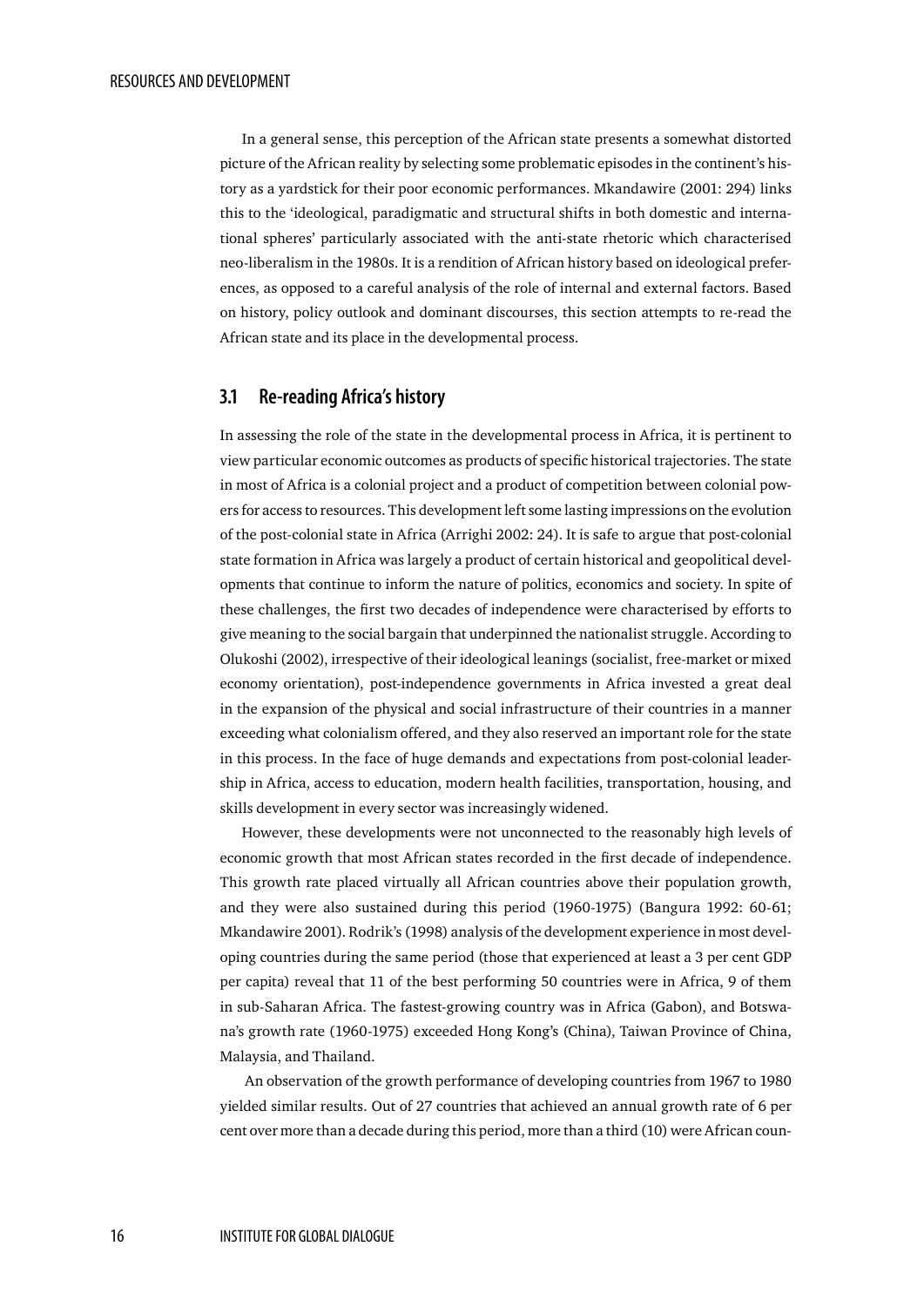In a general sense, this perception of the African state presents a somewhat distorted picture of the African reality by selecting some problematic episodes in the continent's history as a yardstick for their poor economic performances. Mkandawire (2001: 294) links this to the 'ideological, paradigmatic and structural shifts in both domestic and international spheres' particularly associated with the anti-state rhetoric which characterised neo-liberalism in the 1980s. It is a rendition of African history based on ideological preferences, as opposed to a careful analysis of the role of internal and external factors. Based on history, policy outlook and dominant discourses, this section attempts to re-read the African state and its place in the developmental process.

## 3.1 Re-reading Africa's history

In assessing the role of the state in the developmental process in Africa, it is pertinent to view particular economic outcomes as products of specific historical trajectories. The state in most of Africa is a colonial project and a product of competition between colonial powers for access to resources. This development left some lasting impressions on the evolution of the post-colonial state in Africa (Arrighi 2002: 24). It is safe to argue that post-colonial state formation in Africa was largely a product of certain historical and geopolitical developments that continue to inform the nature of politics, economics and society. In spite of these challenges, the first two decades of independence were characterised by efforts to give meaning to the social bargain that underpinned the nationalist struggle. According to Olukoshi (2002), irrespective of their ideological leanings (socialist, free-market or mixed economy orientation), post-independence governments in Africa invested a great deal in the expansion of the physical and social infrastructure of their countries in a manner exceeding what colonialism offered, and they also reserved an important role for the state in this process. In the face of huge demands and expectations from post-colonial leadership in Africa, access to education, modern health facilities, transportation, housing, and skills development in every sector was increasingly widened.

However, these developments were not unconnected to the reasonably high levels of economic growth that most African states recorded in the first decade of independence. This growth rate placed virtually all African countries above their population growth, and they were also sustained during this period (1960-1975) (Bangura 1992: 60-61; Mkandawire 2001). Rodrik's (1998) analysis of the development experience in most developing countries during the same period (those that experienced at least a 3 per cent GDP per capita) reveal that 11 of the best performing 50 countries were in Africa, 9 of them in sub-Saharan Africa. The fastest-growing country was in Africa (Gabon), and Botswana's growth rate (1960-1975) exceeded Hong Kong's (China), Taiwan Province of China, Malaysia, and Thailand.

An observation of the growth performance of developing countries from 1967 to 1980 yielded similar results. Out of 27 countries that achieved an annual growth rate of 6 per cent over more than a decade during this period, more than a third (10) were African coun-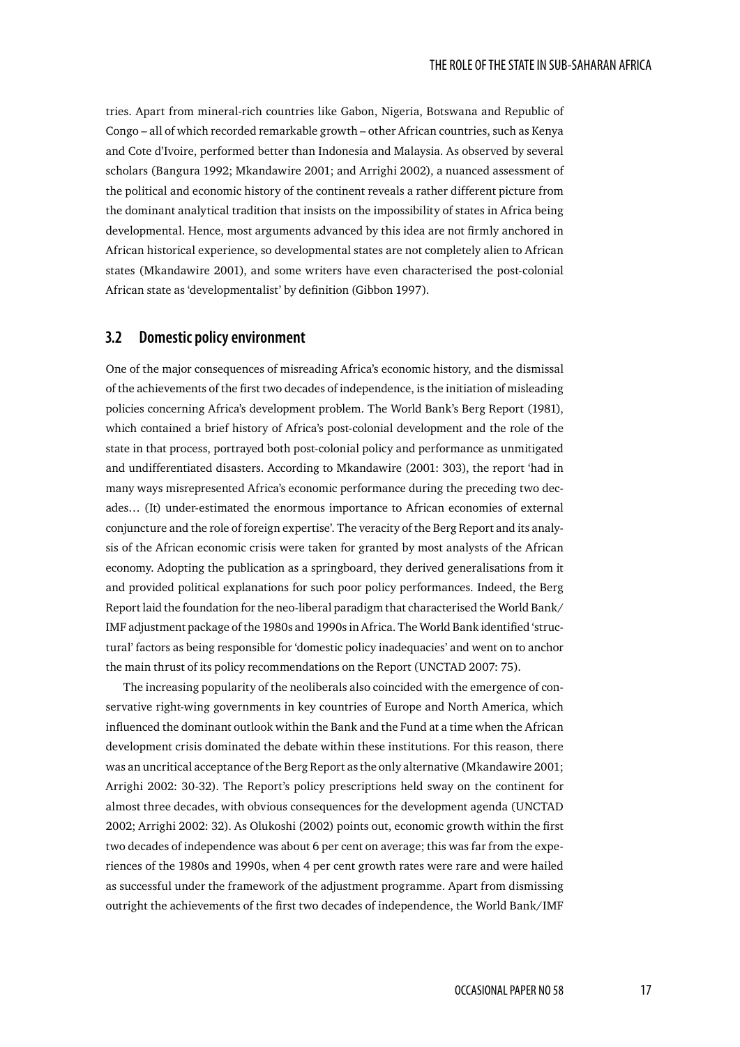tries. Apart from mineral-rich countries like Gabon, Nigeria, Botswana and Republic of Congo – all of which recorded remarkable growth – other African countries, such as Kenya and Cote d'Ivoire, performed better than Indonesia and Malaysia. As observed by several scholars (Bangura 1992; Mkandawire 2001; and Arrighi 2002), a nuanced assessment of the political and economic history of the continent reveals a rather different picture from the dominant analytical tradition that insists on the impossibility of states in Africa being developmental. Hence, most arguments advanced by this idea are not firmly anchored in African historical experience, so developmental states are not completely alien to African states (Mkandawire 2001), and some writers have even characterised the post-colonial African state as 'developmentalist' by definition (Gibbon 1997).

## 3.2 Domestic policy environment

One of the major consequences of misreading Africa's economic history, and the dismissal of the achievements of the first two decades of independence, is the initiation of misleading policies concerning Africa's development problem. The World Bank's Berg Report (1981), which contained a brief history of Africa's post-colonial development and the role of the state in that process, portrayed both post-colonial policy and performance as unmitigated and undifferentiated disasters. According to Mkandawire (2001: 303), the report 'had in many ways misrepresented Africa's economic performance during the preceding two decades… (It) under-estimated the enormous importance to African economies of external conjuncture and the role of foreign expertise'. The veracity of the Berg Report and its analysis of the African economic crisis were taken for granted by most analysts of the African economy. Adopting the publication as a springboard, they derived generalisations from it and provided political explanations for such poor policy performances. Indeed, the Berg Report laid the foundation for the neo-liberal paradigm that characterised the World Bank/IMF adjustment package of the 1980s and 1990s in Africa. The World Bank identified 'structural' factors as being responsible for 'domestic policy inadequacies' and went on to anchor the main thrust of its policy recommendations on the Report (UNCTAD 2007: 75).

The increasing popularity of the neoliberals also coincided with the emergence of conservative right-wing governments in key countries of Europe and North America, which influenced the dominant outlook within the Bank and the Fund at a time when the African development crisis dominated the debate within these institutions. For this reason, there was an uncritical acceptance of the Berg Report as the only alternative (Mkandawire 2001; Arrighi 2002: 30-32). The Report's policy prescriptions held sway on the continent for almost three decades, with obvious consequences for the development agenda (UNCTAD 2002; Arrighi 2002: 32). As Olukoshi (2002) points out, economic growth within the first two decades of independence was about 6 per cent on average; this was far from the experiences of the 1980s and 1990s, when 4 per cent growth rates were rare and were hailed as successful under the framework of the adjustment programme. Apart from dismissing outright the achievements of the first two decades of independence, the World Bank/IMF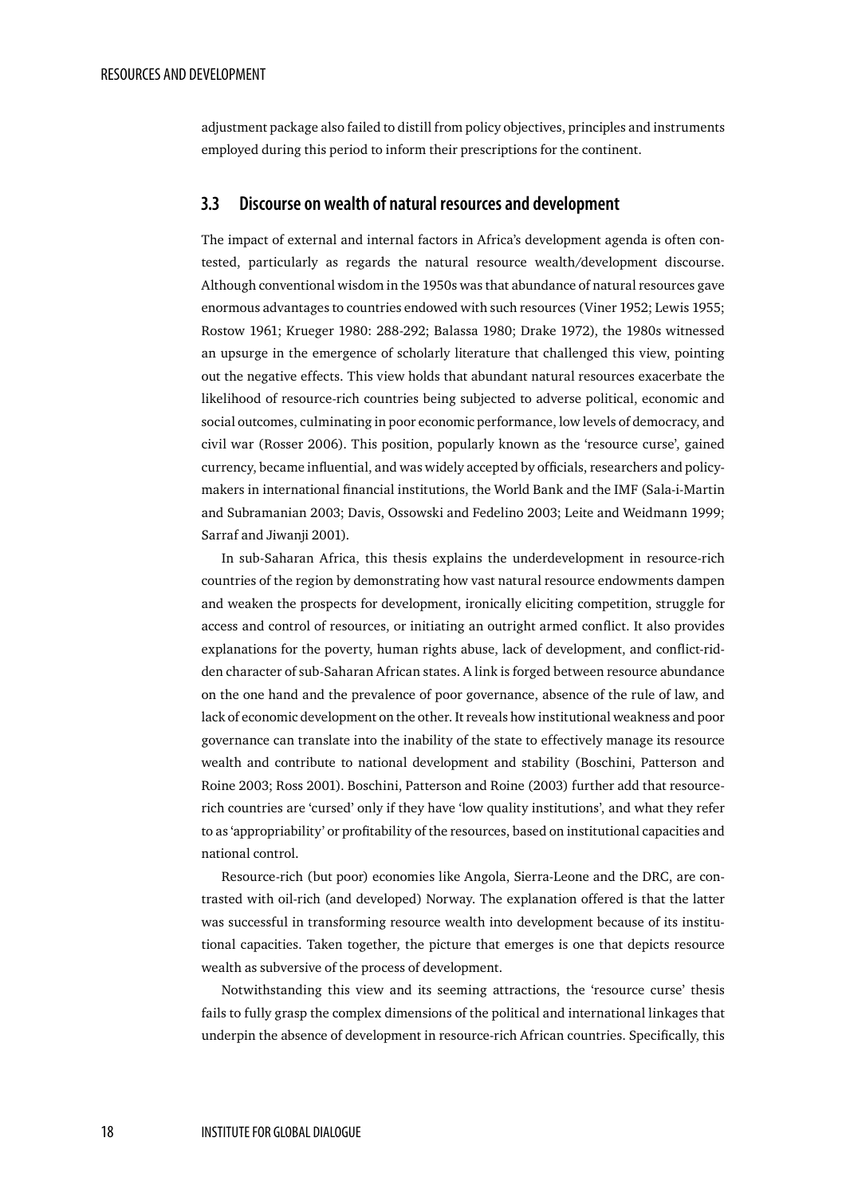adjustment package also failed to distill from policy objectives, principles and instruments employed during this period to inform their prescriptions for the continent.

## 3.3 Discourse on wealth of natural resources and development

The impact of external and internal factors in Africa's development agenda is often contested, particularly as regards the natural resource wealth/development discourse. Although conventional wisdom in the 1950s was that abundance of natural resources gave enormous advantages to countries endowed with such resources (Viner 1952; Lewis 1955; Rostow 1961; Krueger 1980: 288-292; Balassa 1980; Drake 1972), the 1980s witnessed an upsurge in the emergence of scholarly literature that challenged this view, pointing out the negative effects. This view holds that abundant natural resources exacerbate the likelihood of resource-rich countries being subjected to adverse political, economic and social outcomes, culminating in poor economic performance, low levels of democracy, and civil war (Rosser 2006). This position, popularly known as the 'resource curse', gained currency, became influential, and was widely accepted by officials, researchers and policy-makers in international financial institutions, the World Bank and the IMF (Sala-i-Martin and Subramanian 2003; Davis, Ossowski and Fedelino 2003; Leite and Weidmann 1999; Sarraf and Jiwanji 2001).

In sub-Saharan Africa, this thesis explains the underdevelopment in resource-rich countries of the region by demonstrating how vast natural resource endowments dampen and weaken the prospects for development, ironically eliciting competition, struggle for access and control of resources, or initiating an outright armed conflict. It also provides explanations for the poverty, human rights abuse, lack of development, and conflict-ridden character of sub-Saharan African states. A link is forged between resource abundance on the one hand and the prevalence of poor governance, absence of the rule of law, and lack of economic development on the other. It reveals how institutional weakness and poor governance can translate into the inability of the state to effectively manage its resource wealth and contribute to national development and stability (Boschini, Patterson and Roine 2003; Ross 2001). Boschini, Patterson and Roine (2003) further add that resource-rich countries are 'cursed' only if they have 'low quality institutions', and what they refer to as 'appropriability' or profitability of the resources, based on institutional capacities and national control.

Resource-rich (but poor) economies like Angola, Sierra-Leone and the DRC, are contrasted with oil-rich (and developed) Norway. The explanation offered is that the latter was successful in transforming resource wealth into development because of its institutional capacities. Taken together, the picture that emerges is one that depicts resource wealth as subversive of the process of development.

Notwithstanding this view and its seeming attractions, the 'resource curse' thesis fails to fully grasp the complex dimensions of the political and international linkages that underpin the absence of development in resource-rich African countries. Specifically, this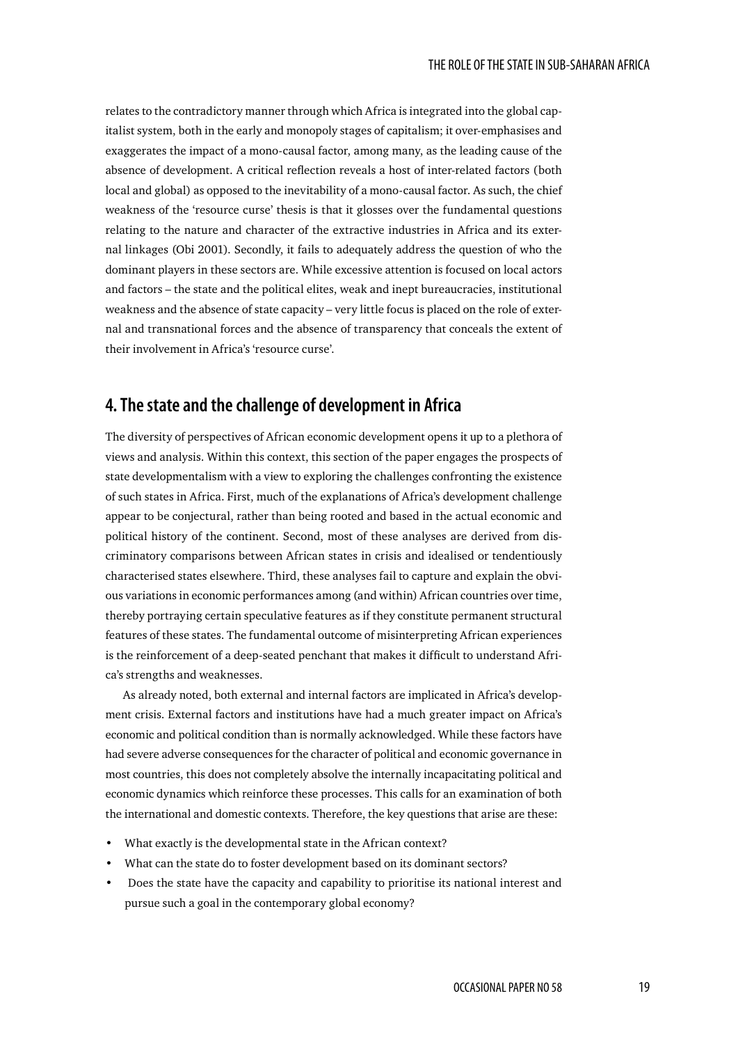relates to the contradictory manner through which Africa is integrated into the global capitalist system, both in the early and monopoly stages of capitalism; it over-emphasises and exaggerates the impact of a mono-causal factor, among many, as the leading cause of the absence of development. A critical reflection reveals a host of inter-related factors (both local and global) as opposed to the inevitability of a mono-causal factor. As such, the chief weakness of the 'resource curse' thesis is that it glosses over the fundamental questions relating to the nature and character of the extractive industries in Africa and its external linkages (Obi 2001). Secondly, it fails to adequately address the question of who the dominant players in these sectors are. While excessive attention is focused on local actors and factors – the state and the political elites, weak and inept bureaucracies, institutional weakness and the absence of state capacity – very little focus is placed on the role of external and transnational forces and the absence of transparency that conceals the extent of their involvement in Africa's 'resource curse'.

## 4. The state and the challenge of development in Africa

The diversity of perspectives of African economic development opens it up to a plethora of views and analysis. Within this context, this section of the paper engages the prospects of state developmentalism with a view to exploring the challenges confronting the existence of such states in Africa. First, much of the explanations of Africa's development challenge appear to be conjectural, rather than being rooted and based in the actual economic and political history of the continent. Second, most of these analyses are derived from discriminatory comparisons between African states in crisis and idealised or tendentiously characterised states elsewhere. Third, these analyses fail to capture and explain the obvious variations in economic performances among (and within) African countries over time, thereby portraying certain speculative features as if they constitute permanent structural features of these states. The fundamental outcome of misinterpreting African experiences is the reinforcement of a deep-seated penchant that makes it difficult to understand Africa's strengths and weaknesses.

As already noted, both external and internal factors are implicated in Africa's development crisis. External factors and institutions have had a much greater impact on Africa's economic and political condition than is normally acknowledged. While these factors have had severe adverse consequences for the character of political and economic governance in most countries, this does not completely absolve the internally incapacitating political and economic dynamics which reinforce these processes. This calls for an examination of both the international and domestic contexts. Therefore, the key questions that arise are these:

- What exactly is the developmental state in the African context?
- What can the state do to foster development based on its dominant sectors?
- Does the state have the capacity and capability to prioritise its national interest and pursue such a goal in the contemporary global economy?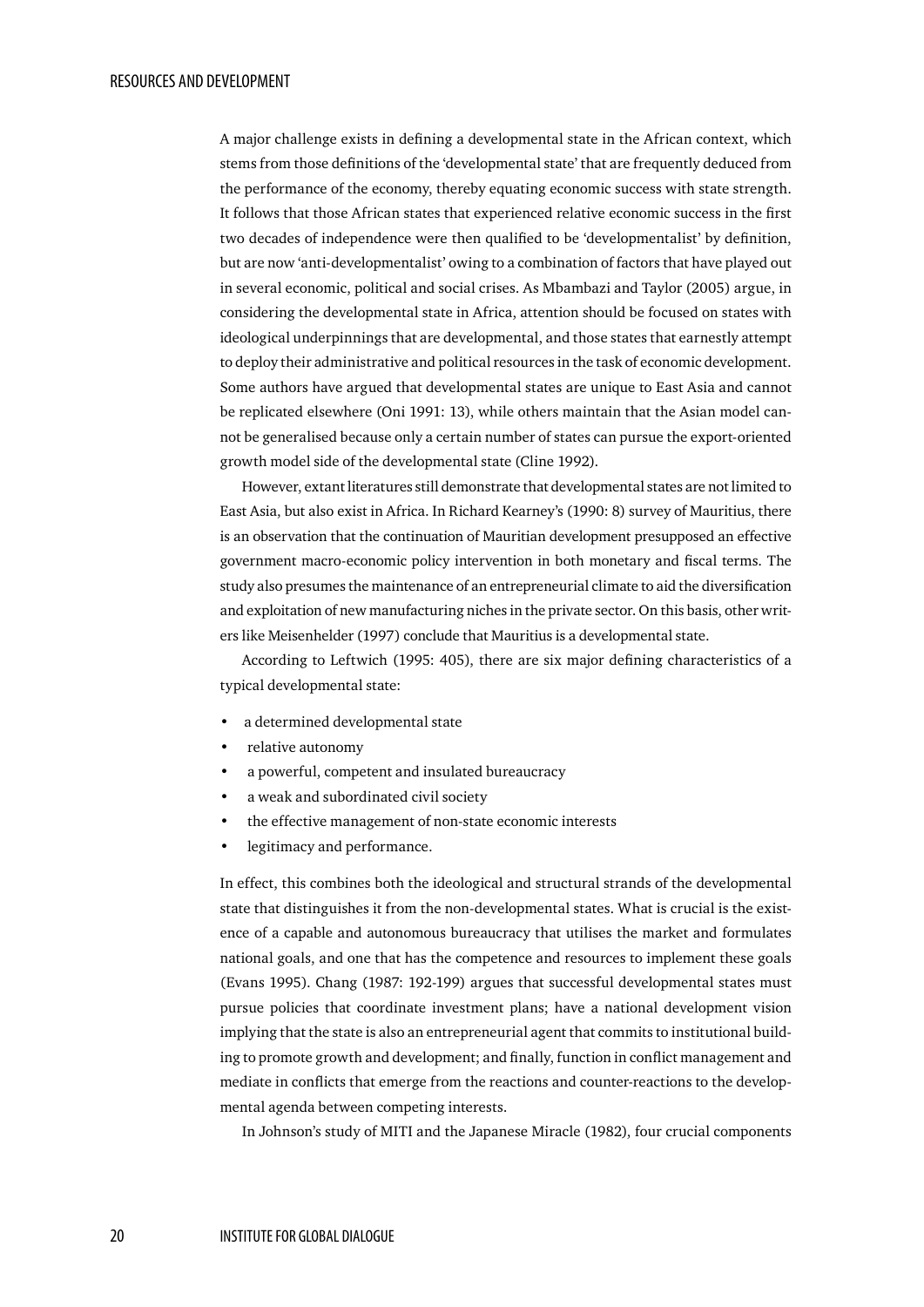A major challenge exists in defining a developmental state in the African context, which stems from those definitions of the 'developmental state' that are frequently deduced from the performance of the economy, thereby equating economic success with state strength. It follows that those African states that experienced relative economic success in the first two decades of independence were then qualified to be 'developmentalist' by definition, but are now 'anti-developmentalist' owing to a combination of factors that have played out in several economic, political and social crises. As Mbambazi and Taylor (2005) argue, in considering the developmental state in Africa, attention should be focused on states with ideological underpinnings that are developmental, and those states that earnestly attempt to deploy their administrative and political resources in the task of economic development. Some authors have argued that developmental states are unique to East Asia and cannot be replicated elsewhere (Oni 1991: 13), while others maintain that the Asian model cannot be generalised because only a certain number of states can pursue the export-oriented growth model side of the developmental state (Cline 1992).

However, extant literatures still demonstrate that developmental states are not limited to East Asia, but also exist in Africa. In Richard Kearney's (1990: 8) survey of Mauritius, there is an observation that the continuation of Mauritian development presupposed an effective government macro-economic policy intervention in both monetary and fiscal terms. The study also presumes the maintenance of an entrepreneurial climate to aid the diversification and exploitation of new manufacturing niches in the private sector. On this basis, other writers like Meisenhelder (1997) conclude that Mauritius is a developmental state.

According to Leftwich (1995: 405), there are six major defining characteristics of a typical developmental state:

- a determined developmental state
- relative autonomy
- a powerful, competent and insulated bureaucracy
- a weak and subordinated civil society
- the effective management of non-state economic interests
- legitimacy and performance.

In effect, this combines both the ideological and structural strands of the developmental state that distinguishes it from the non-developmental states. What is crucial is the existence of a capable and autonomous bureaucracy that utilises the market and formulates national goals, and one that has the competence and resources to implement these goals (Evans 1995). Chang (1987: 192-199) argues that successful developmental states must pursue policies that coordinate investment plans; have a national development vision implying that the state is also an entrepreneurial agent that commits to institutional building to promote growth and development; and finally, function in conflict management and mediate in conflicts that emerge from the reactions and counter-reactions to the developmental agenda between competing interests.

In Johnson's study of MITI and the Japanese Miracle (1982), four crucial components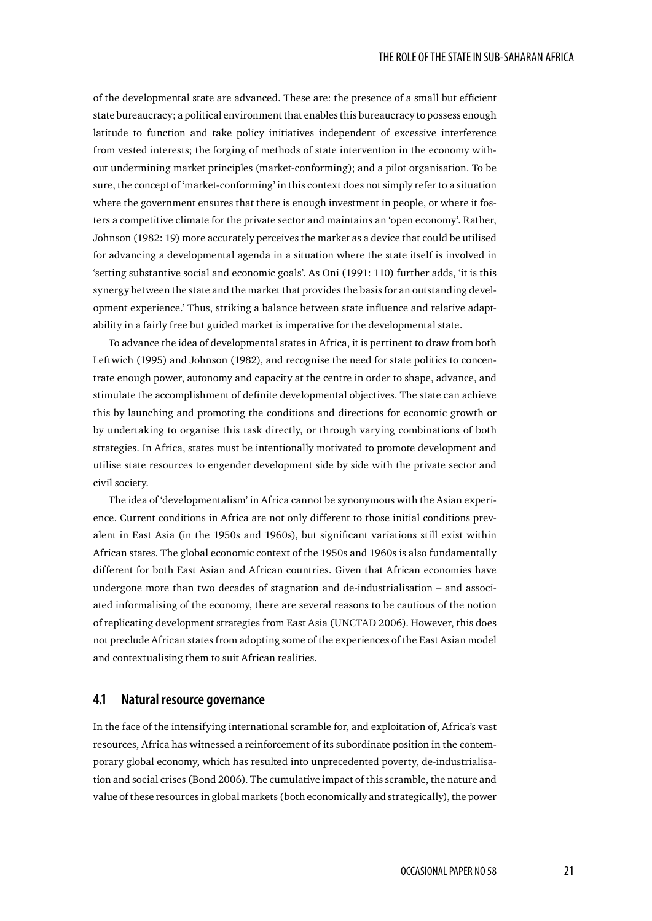of the developmental state are advanced. These are: the presence of a small but efficient state bureaucracy; a political environment that enables this bureaucracy to possess enough latitude to function and take policy initiatives independent of excessive interference from vested interests; the forging of methods of state intervention in the economy without undermining market principles (market-conforming); and a pilot organisation. To be sure, the concept of 'market-conforming' in this context does not simply refer to a situation where the government ensures that there is enough investment in people, or where it fosters a competitive climate for the private sector and maintains an 'open economy'. Rather, Johnson (1982: 19) more accurately perceives the market as a device that could be utilised for advancing a developmental agenda in a situation where the state itself is involved in 'setting substantive social and economic goals'. As Oni (1991: 110) further adds, 'it is this synergy between the state and the market that provides the basis for an outstanding development experience.' Thus, striking a balance between state influence and relative adaptability in a fairly free but guided market is imperative for the developmental state.

To advance the idea of developmental states in Africa, it is pertinent to draw from both Leftwich (1995) and Johnson (1982), and recognise the need for state politics to concentrate enough power, autonomy and capacity at the centre in order to shape, advance, and stimulate the accomplishment of definite developmental objectives. The state can achieve this by launching and promoting the conditions and directions for economic growth or by undertaking to organise this task directly, or through varying combinations of both strategies. In Africa, states must be intentionally motivated to promote development and utilise state resources to engender development side by side with the private sector and civil society.

The idea of 'developmentalism' in Africa cannot be synonymous with the Asian experience. Current conditions in Africa are not only different to those initial conditions prevalent in East Asia (in the 1950s and 1960s), but significant variations still exist within African states. The global economic context of the 1950s and 1960s is also fundamentally different for both East Asian and African countries. Given that African economies have undergone more than two decades of stagnation and de-industrialisation – and associated informalising of the economy, there are several reasons to be cautious of the notion of replicating development strategies from East Asia (UNCTAD 2006). However, this does not preclude African states from adopting some of the experiences of the East Asian model and contextualising them to suit African realities.

## 4.1 Natural resource governance

In the face of the intensifying international scramble for, and exploitation of, Africa's vast resources, Africa has witnessed a reinforcement of its subordinate position in the contemporary global economy, which has resulted into unprecedented poverty, de-industrialisation and social crises (Bond 2006). The cumulative impact of this scramble, the nature and value of these resources in global markets (both economically and strategically), the power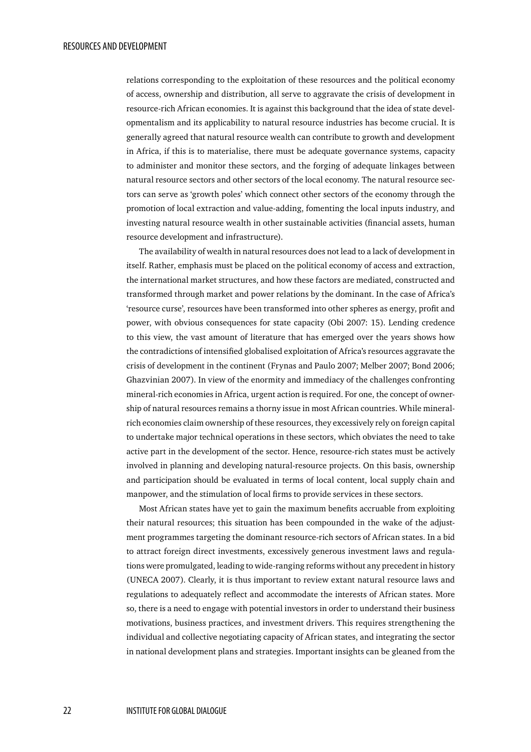relations corresponding to the exploitation of these resources and the political economy of access, ownership and distribution, all serve to aggravate the crisis of development in resource-rich African economies. It is against this background that the idea of state developmentalism and its applicability to natural resource industries has become crucial. It is generally agreed that natural resource wealth can contribute to growth and development in Africa, if this is to materialise, there must be adequate governance systems, capacity to administer and monitor these sectors, and the forging of adequate linkages between natural resource sectors and other sectors of the local economy. The natural resource sectors can serve as 'growth poles' which connect other sectors of the economy through the promotion of local extraction and value-adding, fomenting the local inputs industry, and investing natural resource wealth in other sustainable activities (financial assets, human resource development and infrastructure).

The availability of wealth in natural resources does not lead to a lack of development in itself. Rather, emphasis must be placed on the political economy of access and extraction, the international market structures, and how these factors are mediated, constructed and transformed through market and power relations by the dominant. In the case of Africa's 'resource curse', resources have been transformed into other spheres as energy, profit and power, with obvious consequences for state capacity (Obi 2007: 15). Lending credence to this view, the vast amount of literature that has emerged over the years shows how the contradictions of intensified globalised exploitation of Africa's resources aggravate the crisis of development in the continent (Frynas and Paulo 2007; Melber 2007; Bond 2006; Ghazvinian 2007). In view of the enormity and immediacy of the challenges confronting mineral-rich economies in Africa, urgent action is required. For one, the concept of ownership of natural resources remains a thorny issue in most African countries. While mineral-rich economies claim ownership of these resources, they excessively rely on foreign capital to undertake major technical operations in these sectors, which obviates the need to take active part in the development of the sector. Hence, resource-rich states must be actively involved in planning and developing natural-resource projects. On this basis, ownership and participation should be evaluated in terms of local content, local supply chain and manpower, and the stimulation of local firms to provide services in these sectors.

Most African states have yet to gain the maximum benefits accruable from exploiting their natural resources; this situation has been compounded in the wake of the adjustment programmes targeting the dominant resource-rich sectors of African states. In a bid to attract foreign direct investments, excessively generous investment laws and regulations were promulgated, leading to wide-ranging reforms without any precedent in history (UNECA 2007). Clearly, it is thus important to review extant natural resource laws and regulations to adequately reflect and accommodate the interests of African states. More so, there is a need to engage with potential investors in order to understand their business motivations, business practices, and investment drivers. This requires strengthening the individual and collective negotiating capacity of African states, and integrating the sector in national development plans and strategies. Important insights can be gleaned from the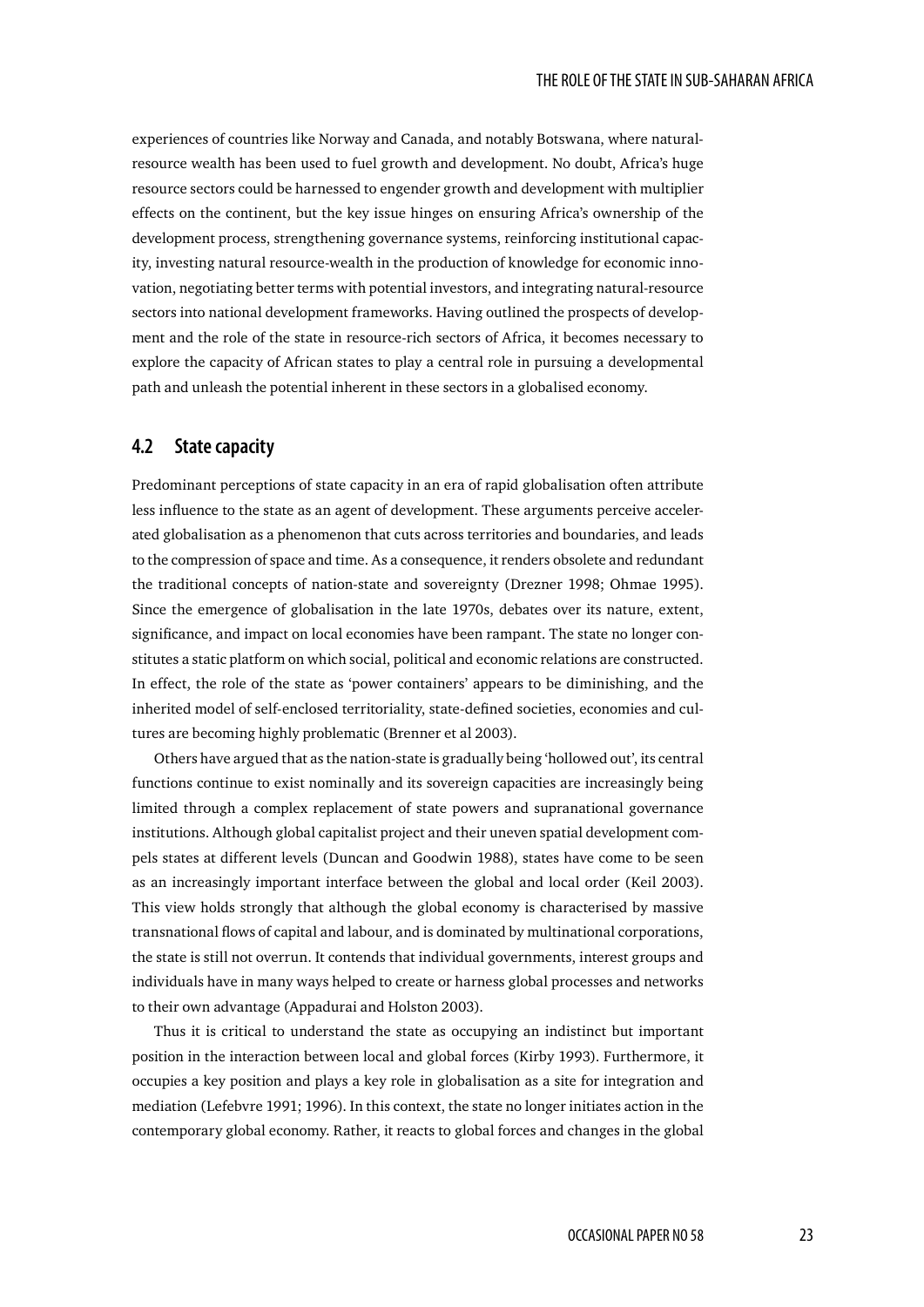experiences of countries like Norway and Canada, and notably Botswana, where natural-resource wealth has been used to fuel growth and development. No doubt, Africa's huge resource sectors could be harnessed to engender growth and development with multiplier effects on the continent, but the key issue hinges on ensuring Africa's ownership of the development process, strengthening governance systems, reinforcing institutional capacity, investing natural resource-wealth in the production of knowledge for economic innovation, negotiating better terms with potential investors, and integrating natural-resource sectors into national development frameworks. Having outlined the prospects of development and the role of the state in resource-rich sectors of Africa, it becomes necessary to explore the capacity of African states to play a central role in pursuing a developmental path and unleash the potential inherent in these sectors in a globalised economy.

## 4.2 State capacity

Predominant perceptions of state capacity in an era of rapid globalisation often attribute less influence to the state as an agent of development. These arguments perceive accelerated globalisation as a phenomenon that cuts across territories and boundaries, and leads to the compression of space and time. As a consequence, it renders obsolete and redundant the traditional concepts of nation-state and sovereignty (Drezner 1998; Ohmae 1995). Since the emergence of globalisation in the late 1970s, debates over its nature, extent, significance, and impact on local economies have been rampant. The state no longer constitutes a static platform on which social, political and economic relations are constructed. In effect, the role of the state as 'power containers' appears to be diminishing, and the inherited model of self-enclosed territoriality, state-defined societies, economies and cultures are becoming highly problematic (Brenner et al 2003).

Others have argued that as the nation-state is gradually being 'hollowed out', its central functions continue to exist nominally and its sovereign capacities are increasingly being limited through a complex replacement of state powers and supranational governance institutions. Although global capitalist project and their uneven spatial development compels states at different levels (Duncan and Goodwin 1988), states have come to be seen as an increasingly important interface between the global and local order (Keil 2003). This view holds strongly that although the global economy is characterised by massive transnational flows of capital and labour, and is dominated by multinational corporations, the state is still not overrun. It contends that individual governments, interest groups and individuals have in many ways helped to create or harness global processes and networks to their own advantage (Appadurai and Holston 2003).

Thus it is critical to understand the state as occupying an indistinct but important position in the interaction between local and global forces (Kirby 1993). Furthermore, it occupies a key position and plays a key role in globalisation as a site for integration and mediation (Lefebvre 1991; 1996). In this context, the state no longer initiates action in the contemporary global economy. Rather, it reacts to global forces and changes in the global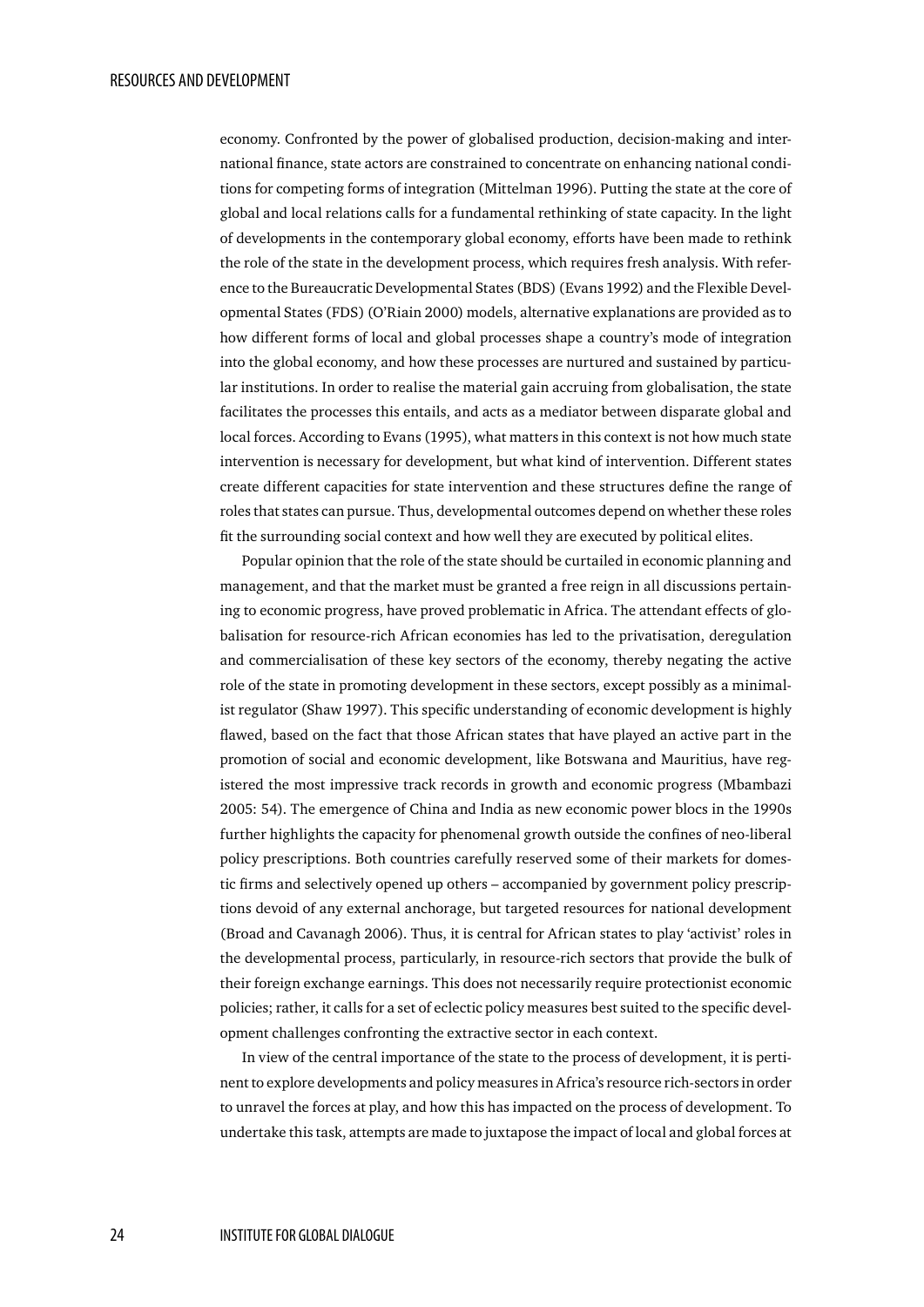economy. Confronted by the power of globalised production, decision-making and international finance, state actors are constrained to concentrate on enhancing national conditions for competing forms of integration (Mittelman 1996). Putting the state at the core of global and local relations calls for a fundamental rethinking of state capacity. In the light of developments in the contemporary global economy, efforts have been made to rethink the role of the state in the development process, which requires fresh analysis. With reference to the Bureaucratic Developmental States (BDS) (Evans 1992) and the Flexible Developmental States (FDS) (O'Riain 2000) models, alternative explanations are provided as to how different forms of local and global processes shape a country's mode of integration into the global economy, and how these processes are nurtured and sustained by particular institutions. In order to realise the material gain accruing from globalisation, the state facilitates the processes this entails, and acts as a mediator between disparate global and local forces. According to Evans (1995), what matters in this context is not how much state intervention is necessary for development, but what kind of intervention. Different states create different capacities for state intervention and these structures define the range of roles that states can pursue. Thus, developmental outcomes depend on whether these roles fit the surrounding social context and how well they are executed by political elites.

Popular opinion that the role of the state should be curtailed in economic planning and management, and that the market must be granted a free reign in all discussions pertaining to economic progress, have proved problematic in Africa. The attendant effects of globalisation for resource-rich African economies has led to the privatisation, deregulation and commercialisation of these key sectors of the economy, thereby negating the active role of the state in promoting development in these sectors, except possibly as a minimalist regulator (Shaw 1997). This specific understanding of economic development is highly flawed, based on the fact that those African states that have played an active part in the promotion of social and economic development, like Botswana and Mauritius, have registered the most impressive track records in growth and economic progress (Mbambazi 2005: 54). The emergence of China and India as new economic power blocs in the 1990s further highlights the capacity for phenomenal growth outside the confines of neo-liberal policy prescriptions. Both countries carefully reserved some of their markets for domestic firms and selectively opened up others – accompanied by government policy prescriptions devoid of any external anchorage, but targeted resources for national development (Broad and Cavanagh 2006). Thus, it is central for African states to play 'activist' roles in the developmental process, particularly, in resource-rich sectors that provide the bulk of their foreign exchange earnings. This does not necessarily require protectionist economic policies; rather, it calls for a set of eclectic policy measures best suited to the specific development challenges confronting the extractive sector in each context.

In view of the central importance of the state to the process of development, it is pertinent to explore developments and policy measures in Africa's resource rich-sectors in order to unravel the forces at play, and how this has impacted on the process of development. To undertake this task, attempts are made to juxtapose the impact of local and global forces at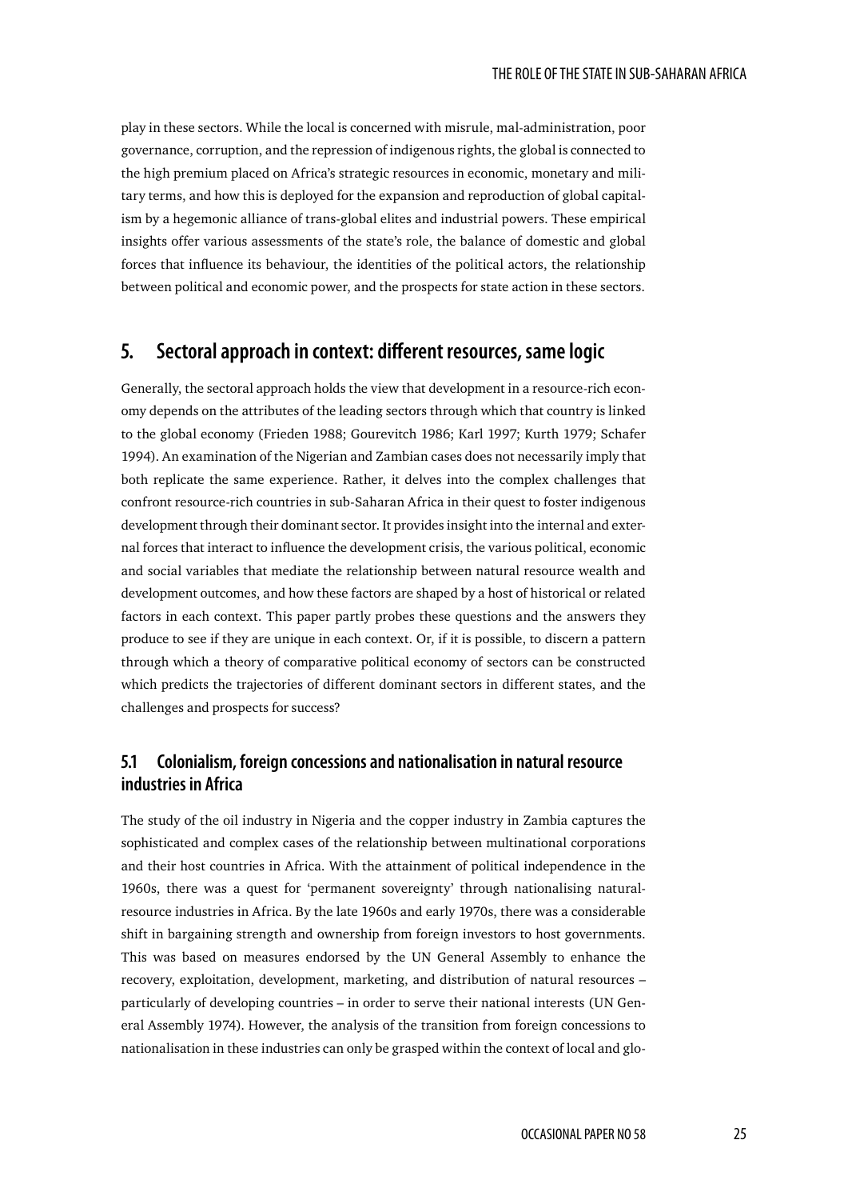play in these sectors. While the local is concerned with misrule, mal-administration, poor governance, corruption, and the repression of indigenous rights, the global is connected to the high premium placed on Africa's strategic resources in economic, monetary and military terms, and how this is deployed for the expansion and reproduction of global capitalism by a hegemonic alliance of trans-global elites and industrial powers. These empirical insights offer various assessments of the state's role, the balance of domestic and global forces that influence its behaviour, the identities of the political actors, the relationship between political and economic power, and the prospects for state action in these sectors.

## 5. Sectoral approach in context: different resources, same logic

Generally, the sectoral approach holds the view that development in a resource-rich economy depends on the attributes of the leading sectors through which that country is linked to the global economy (Frieden 1988; Gourevitch 1986; Karl 1997; Kurth 1979; Schafer 1994). An examination of the Nigerian and Zambian cases does not necessarily imply that both replicate the same experience. Rather, it delves into the complex challenges that confront resource-rich countries in sub-Saharan Africa in their quest to foster indigenous development through their dominant sector. It provides insight into the internal and external forces that interact to influence the development crisis, the various political, economic and social variables that mediate the relationship between natural resource wealth and development outcomes, and how these factors are shaped by a host of historical or related factors in each context. This paper partly probes these questions and the answers they produce to see if they are unique in each context. Or, if it is possible, to discern a pattern through which a theory of comparative political economy of sectors can be constructed which predicts the trajectories of different dominant sectors in different states, and the challenges and prospects for success?

### 5.1 Colonialism, foreign concessions and nationalisation in natural resource industries in Africa

The study of the oil industry in Nigeria and the copper industry in Zambia captures the sophisticated and complex cases of the relationship between multinational corporations and their host countries in Africa. With the attainment of political independence in the 1960s, there was a quest for 'permanent sovereignty' through nationalising natural-resource industries in Africa. By the late 1960s and early 1970s, there was a considerable shift in bargaining strength and ownership from foreign investors to host governments. This was based on measures endorsed by the UN General Assembly to enhance the recovery, exploitation, development, marketing, and distribution of natural resources – particularly of developing countries – in order to serve their national interests (UN General Assembly 1974). However, the analysis of the transition from foreign concessions to nationalisation in these industries can only be grasped within the context of local and glo-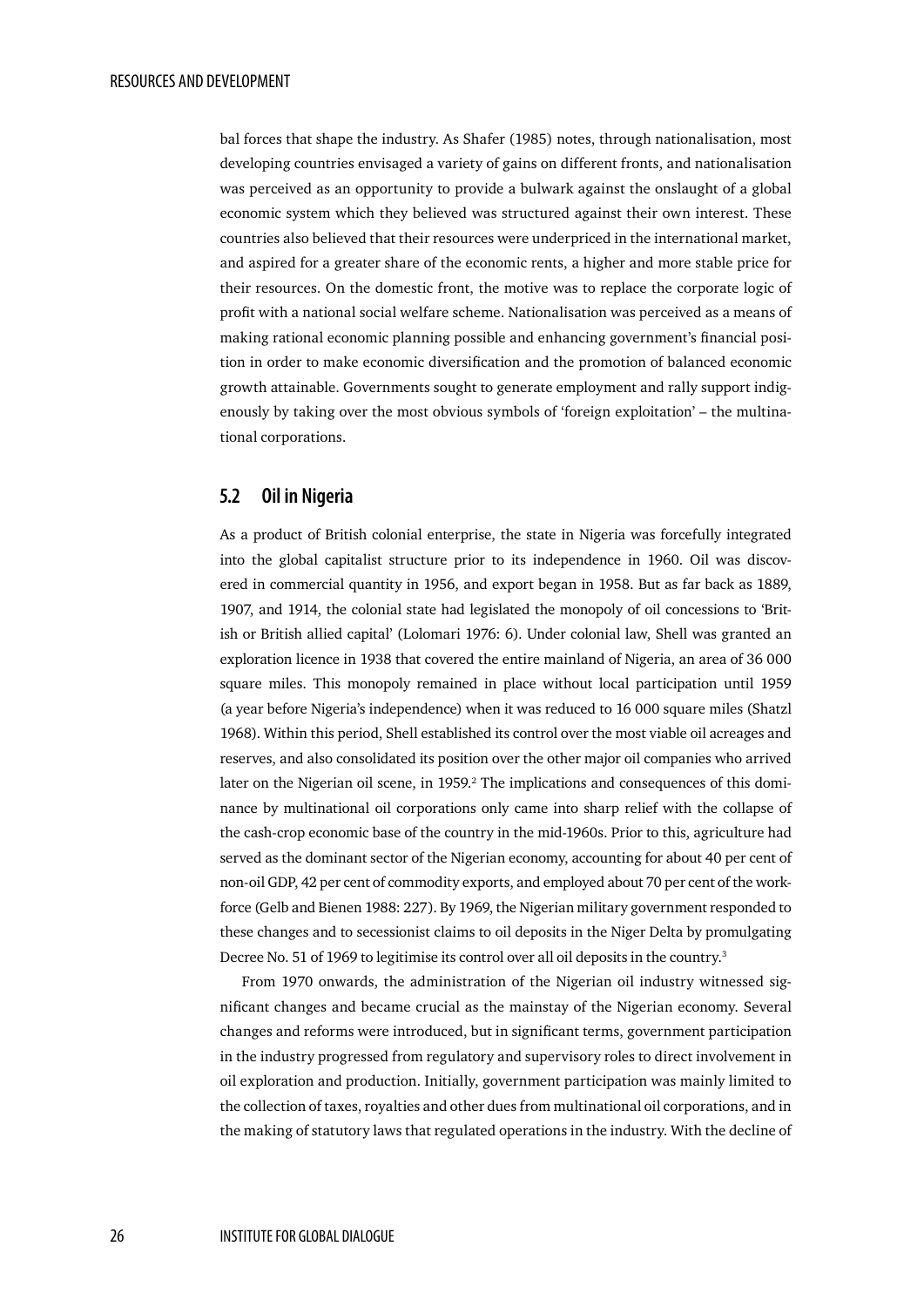bal forces that shape the industry. As Shafer (1985) notes, through nationalisation, most developing countries envisaged a variety of gains on different fronts, and nationalisation was perceived as an opportunity to provide a bulwark against the onslaught of a global economic system which they believed was structured against their own interest. These countries also believed that their resources were underpriced in the international market, and aspired for a greater share of the economic rents, a higher and more stable price for their resources. On the domestic front, the motive was to replace the corporate logic of profit with a national social welfare scheme. Nationalisation was perceived as a means of making rational economic planning possible and enhancing government's financial position in order to make economic diversification and the promotion of balanced economic growth attainable. Governments sought to generate employment and rally support indigenously by taking over the most obvious symbols of 'foreign exploitation' – the multinational corporations.

## 5.2 Oil in Nigeria

As a product of British colonial enterprise, the state in Nigeria was forcefully integrated into the global capitalist structure prior to its independence in 1960. Oil was discovered in commercial quantity in 1956, and export began in 1958. But as far back as 1889, 1907, and 1914, the colonial state had legislated the monopoly of oil concessions to 'British or British allied capital' (Lolomari 1976: 6). Under colonial law, Shell was granted an exploration licence in 1938 that covered the entire mainland of Nigeria, an area of 36 000 square miles. This monopoly remained in place without local participation until 1959 (a year before Nigeria's independence) when it was reduced to 16 000 square miles (Shatzl 1968). Within this period, Shell established its control over the most viable oil acreages and reserves, and also consolidated its position over the other major oil companies who arrived later on the Nigerian oil scene, in 1959.[2] The implications and consequences of this dominance by multinational oil corporations only came into sharp relief with the collapse of the cash-crop economic base of the country in the mid-1960s. Prior to this, agriculture had served as the dominant sector of the Nigerian economy, accounting for about 40 per cent of non-oil GDP, 42 per cent of commodity exports, and employed about 70 per cent of the workforce (Gelb and Bienen 1988: 227). By 1969, the Nigerian military government responded to these changes and to secessionist claims to oil deposits in the Niger Delta by promulgating Decree No. 51 of 1969 to legitimise its control over all oil deposits in the country.[3]

From 1970 onwards, the administration of the Nigerian oil industry witnessed significant changes and became crucial as the mainstay of the Nigerian economy. Several changes and reforms were introduced, but in significant terms, government participation in the industry progressed from regulatory and supervisory roles to direct involvement in oil exploration and production. Initially, government participation was mainly limited to the collection of taxes, royalties and other dues from multinational oil corporations, and in the making of statutory laws that regulated operations in the industry. With the decline of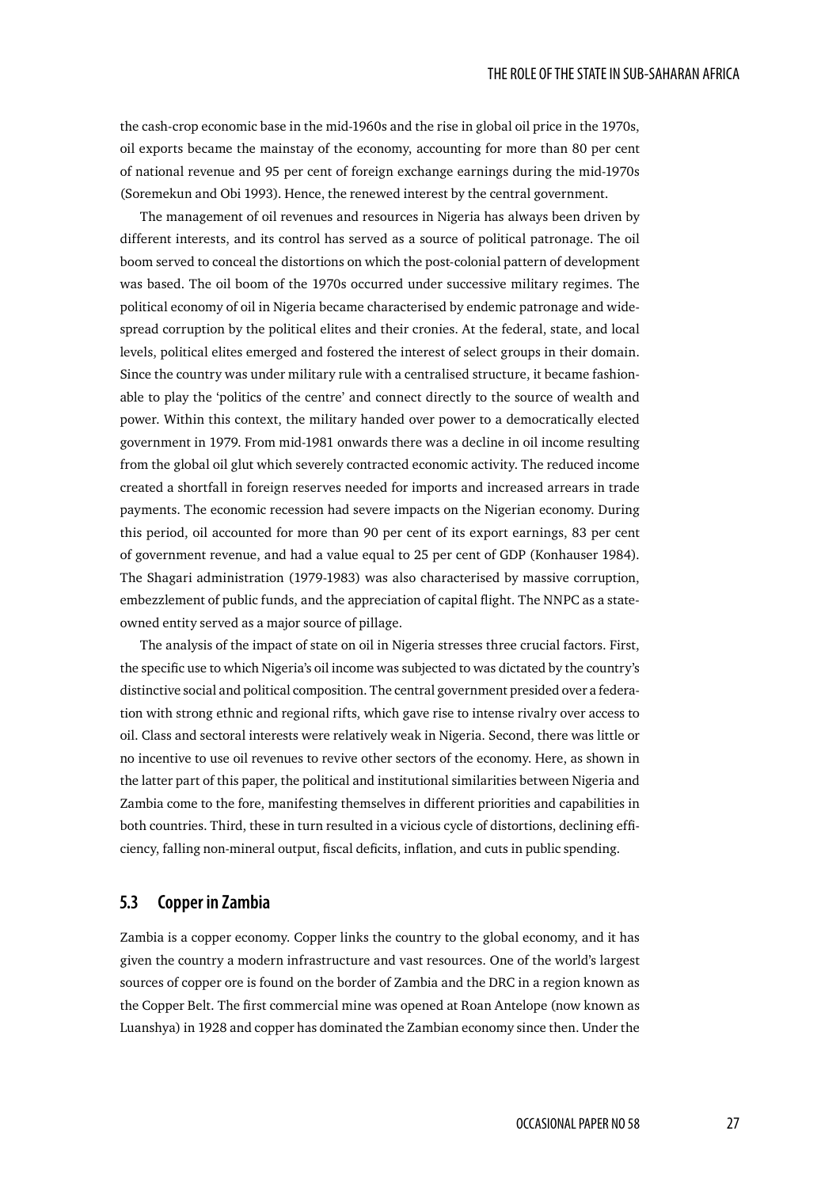the cash-crop economic base in the mid-1960s and the rise in global oil price in the 1970s, oil exports became the mainstay of the economy, accounting for more than 80 per cent of national revenue and 95 per cent of foreign exchange earnings during the mid-1970s (Soremekun and Obi 1993). Hence, the renewed interest by the central government.

The management of oil revenues and resources in Nigeria has always been driven by different interests, and its control has served as a source of political patronage. The oil boom served to conceal the distortions on which the post-colonial pattern of development was based. The oil boom of the 1970s occurred under successive military regimes. The political economy of oil in Nigeria became characterised by endemic patronage and widespread corruption by the political elites and their cronies. At the federal, state, and local levels, political elites emerged and fostered the interest of select groups in their domain. Since the country was under military rule with a centralised structure, it became fashionable to play the 'politics of the centre' and connect directly to the source of wealth and power. Within this context, the military handed over power to a democratically elected government in 1979. From mid-1981 onwards there was a decline in oil income resulting from the global oil glut which severely contracted economic activity. The reduced income created a shortfall in foreign reserves needed for imports and increased arrears in trade payments. The economic recession had severe impacts on the Nigerian economy. During this period, oil accounted for more than 90 per cent of its export earnings, 83 per cent of government revenue, and had a value equal to 25 per cent of GDP (Konhauser 1984). The Shagari administration (1979-1983) was also characterised by massive corruption, embezzlement of public funds, and the appreciation of capital flight. The NNPC as a state-owned entity served as a major source of pillage.

The analysis of the impact of state on oil in Nigeria stresses three crucial factors. First, the specific use to which Nigeria's oil income was subjected to was dictated by the country's distinctive social and political composition. The central government presided over a federation with strong ethnic and regional rifts, which gave rise to intense rivalry over access to oil. Class and sectoral interests were relatively weak in Nigeria. Second, there was little or no incentive to use oil revenues to revive other sectors of the economy. Here, as shown in the latter part of this paper, the political and institutional similarities between Nigeria and Zambia come to the fore, manifesting themselves in different priorities and capabilities in both countries. Third, these in turn resulted in a vicious cycle of distortions, declining efficiency, falling non-mineral output, fiscal deficits, inflation, and cuts in public spending.

## 5.3 Copper in Zambia

Zambia is a copper economy. Copper links the country to the global economy, and it has given the country a modern infrastructure and vast resources. One of the world's largest sources of copper ore is found on the border of Zambia and the DRC in a region known as the Copper Belt. The first commercial mine was opened at Roan Antelope (now known as Luanshya) in 1928 and copper has dominated the Zambian economy since then. Under the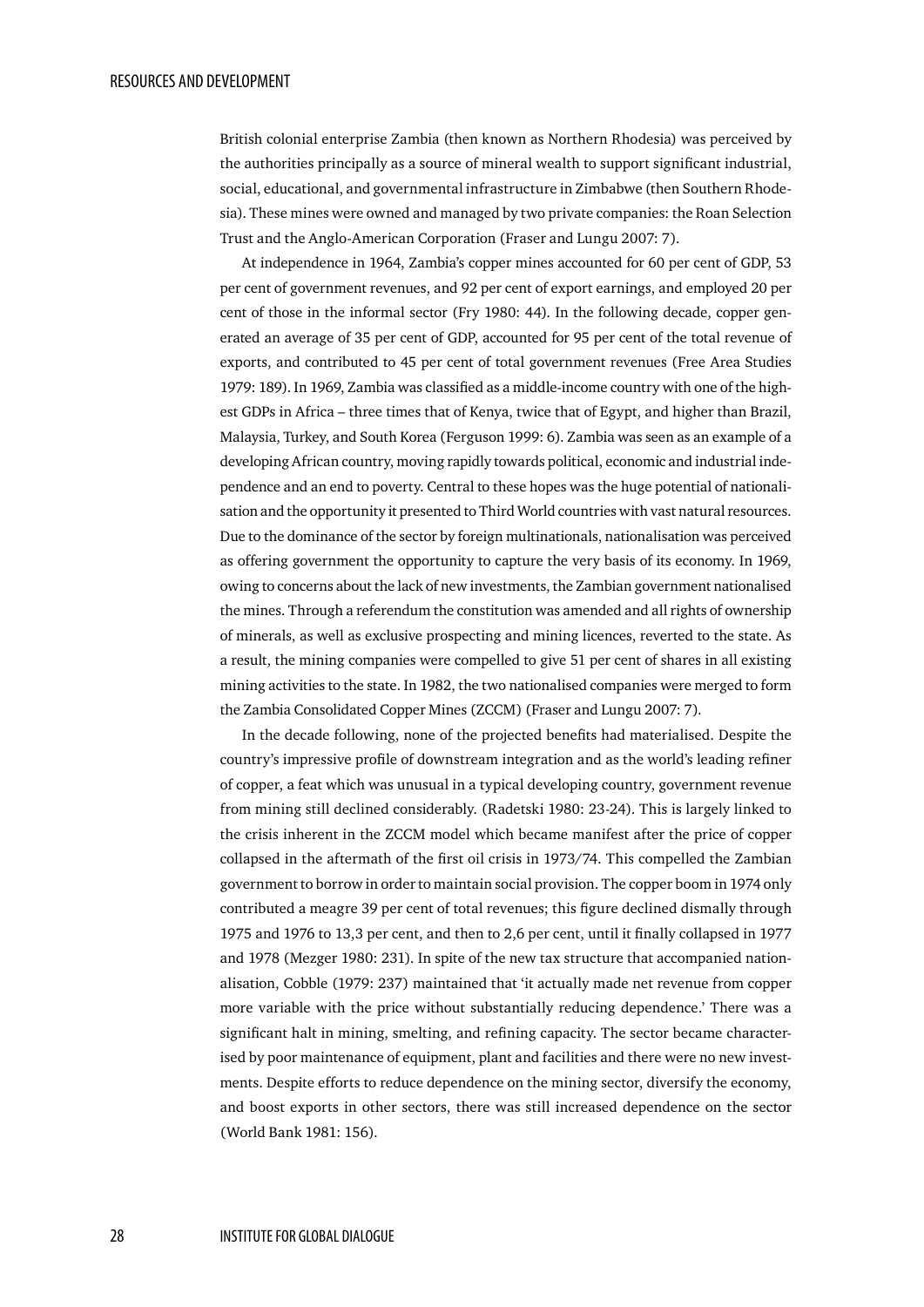British colonial enterprise Zambia (then known as Northern Rhodesia) was perceived by the authorities principally as a source of mineral wealth to support significant industrial, social, educational, and governmental infrastructure in Zimbabwe (then Southern Rhodesia). These mines were owned and managed by two private companies: the Roan Selection Trust and the Anglo-American Corporation (Fraser and Lungu 2007: 7).

At independence in 1964, Zambia's copper mines accounted for 60 per cent of GDP, 53 per cent of government revenues, and 92 per cent of export earnings, and employed 20 per cent of those in the informal sector (Fry 1980: 44). In the following decade, copper generated an average of 35 per cent of GDP, accounted for 95 per cent of the total revenue of exports, and contributed to 45 per cent of total government revenues (Free Area Studies 1979: 189). In 1969, Zambia was classified as a middle-income country with one of the highest GDPs in Africa – three times that of Kenya, twice that of Egypt, and higher than Brazil, Malaysia, Turkey, and South Korea (Ferguson 1999: 6). Zambia was seen as an example of a developing African country, moving rapidly towards political, economic and industrial independence and an end to poverty. Central to these hopes was the huge potential of nationalisation and the opportunity it presented to Third World countries with vast natural resources. Due to the dominance of the sector by foreign multinationals, nationalisation was perceived as offering government the opportunity to capture the very basis of its economy. In 1969, owing to concerns about the lack of new investments, the Zambian government nationalised the mines. Through a referendum the constitution was amended and all rights of ownership of minerals, as well as exclusive prospecting and mining licences, reverted to the state. As a result, the mining companies were compelled to give 51 per cent of shares in all existing mining activities to the state. In 1982, the two nationalised companies were merged to form the Zambia Consolidated Copper Mines (ZCCM) (Fraser and Lungu 2007: 7).

In the decade following, none of the projected benefits had materialised. Despite the country's impressive profile of downstream integration and as the world's leading refiner of copper, a feat which was unusual in a typical developing country, government revenue from mining still declined considerably. (Radetski 1980: 23-24). This is largely linked to the crisis inherent in the ZCCM model which became manifest after the price of copper collapsed in the aftermath of the first oil crisis in 1973/74. This compelled the Zambian government to borrow in order to maintain social provision. The copper boom in 1974 only contributed a meagre 39 per cent of total revenues; this figure declined dismally through 1975 and 1976 to 13,3 per cent, and then to 2,6 per cent, until it finally collapsed in 1977 and 1978 (Mezger 1980: 231). In spite of the new tax structure that accompanied nationalisation, Cobble (1979: 237) maintained that 'it actually made net revenue from copper more variable with the price without substantially reducing dependence.' There was a significant halt in mining, smelting, and refining capacity. The sector became characterised by poor maintenance of equipment, plant and facilities and there were no new investments. Despite efforts to reduce dependence on the mining sector, diversify the economy, and boost exports in other sectors, there was still increased dependence on the sector (World Bank 1981: 156).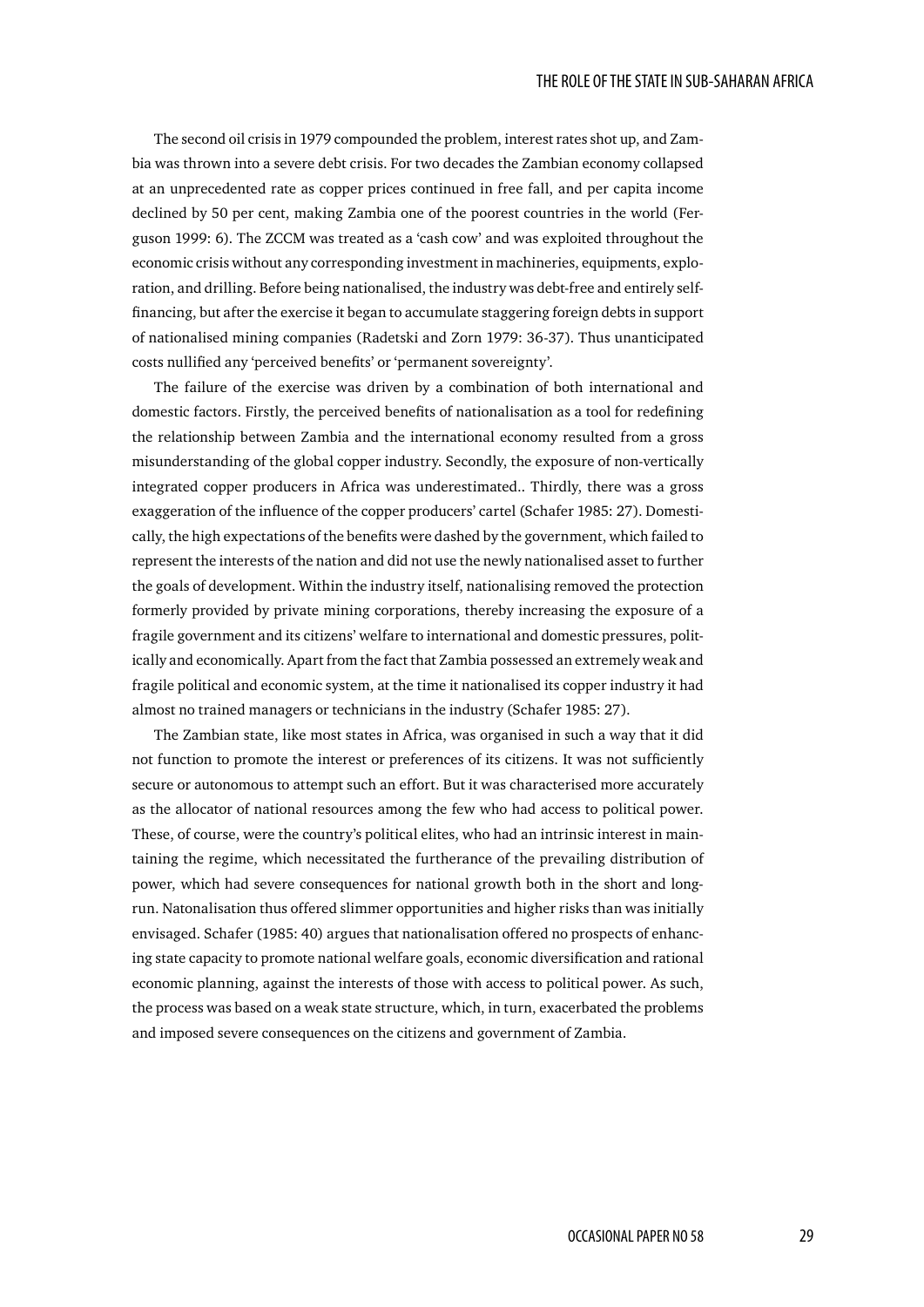The second oil crisis in 1979 compounded the problem, interest rates shot up, and Zambia was thrown into a severe debt crisis. For two decades the Zambian economy collapsed at an unprecedented rate as copper prices continued in free fall, and per capita income declined by 50 per cent, making Zambia one of the poorest countries in the world (Ferguson 1999: 6). The ZCCM was treated as a 'cash cow' and was exploited throughout the economic crisis without any corresponding investment in machineries, equipments, exploration, and drilling. Before being nationalised, the industry was debt-free and entirely self-financing, but after the exercise it began to accumulate staggering foreign debts in support of nationalised mining companies (Radetski and Zorn 1979: 36-37). Thus unanticipated costs nullified any 'perceived benefits' or 'permanent sovereignty'.

The failure of the exercise was driven by a combination of both international and domestic factors. Firstly, the perceived benefits of nationalisation as a tool for redefining the relationship between Zambia and the international economy resulted from a gross misunderstanding of the global copper industry. Secondly, the exposure of non-vertically integrated copper producers in Africa was underestimated.. Thirdly, there was a gross exaggeration of the influence of the copper producers' cartel (Schafer 1985: 27). Domestically, the high expectations of the benefits were dashed by the government, which failed to represent the interests of the nation and did not use the newly nationalised asset to further the goals of development. Within the industry itself, nationalising removed the protection formerly provided by private mining corporations, thereby increasing the exposure of a fragile government and its citizens' welfare to international and domestic pressures, politically and economically. Apart from the fact that Zambia possessed an extremely weak and fragile political and economic system, at the time it nationalised its copper industry it had almost no trained managers or technicians in the industry (Schafer 1985: 27).

The Zambian state, like most states in Africa, was organised in such a way that it did not function to promote the interest or preferences of its citizens. It was not sufficiently secure or autonomous to attempt such an effort. But it was characterised more accurately as the allocator of national resources among the few who had access to political power. These, of course, were the country's political elites, who had an intrinsic interest in maintaining the regime, which necessitated the furtherance of the prevailing distribution of power, which had severe consequences for national growth both in the short and long-run. Natonalisation thus offered slimmer opportunities and higher risks than was initially envisaged. Schafer (1985: 40) argues that nationalisation offered no prospects of enhancing state capacity to promote national welfare goals, economic diversification and rational economic planning, against the interests of those with access to political power. As such, the process was based on a weak state structure, which, in turn, exacerbated the problems and imposed severe consequences on the citizens and government of Zambia.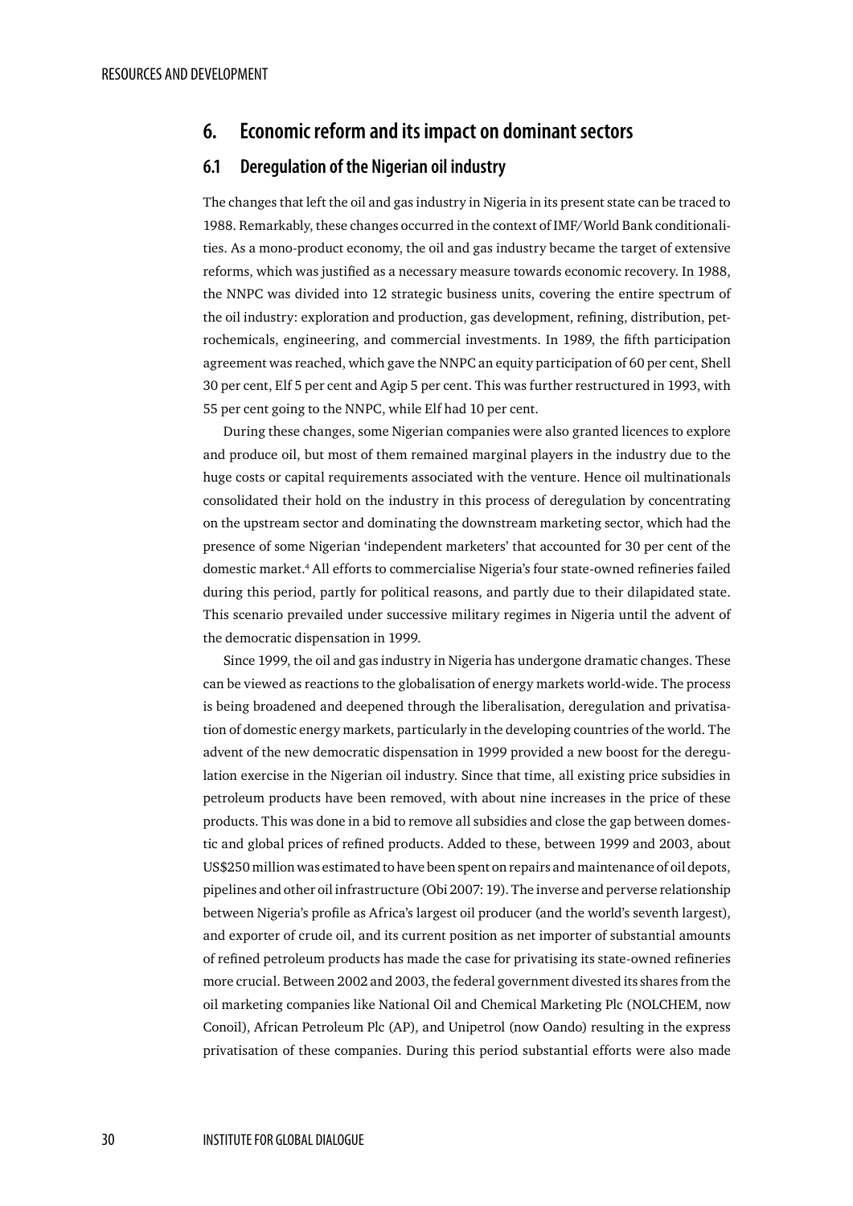## 6. Economic reform and its impact on dominant sectors

### 6.1 Deregulation of the Nigerian oil industry

The changes that left the oil and gas industry in Nigeria in its present state can be traced to 1988. Remarkably, these changes occurred in the context of IMF/World Bank conditionalities. As a mono-product economy, the oil and gas industry became the target of extensive reforms, which was justified as a necessary measure towards economic recovery. In 1988, the NNPC was divided into 12 strategic business units, covering the entire spectrum of the oil industry: exploration and production, gas development, refining, distribution, petrochemicals, engineering, and commercial investments. In 1989, the fifth participation agreement was reached, which gave the NNPC an equity participation of 60 per cent, Shell 30 per cent, Elf 5 per cent and Agip 5 per cent. This was further restructured in 1993, with 55 per cent going to the NNPC, while Elf had 10 per cent.

During these changes, some Nigerian companies were also granted licences to explore and produce oil, but most of them remained marginal players in the industry due to the huge costs or capital requirements associated with the venture. Hence oil multinationals consolidated their hold on the industry in this process of deregulation by concentrating on the upstream sector and dominating the downstream marketing sector, which had the presence of some Nigerian 'independent marketers' that accounted for 30 per cent of the domestic market.[4] All efforts to commercialise Nigeria's four state-owned refineries failed during this period, partly for political reasons, and partly due to their dilapidated state. This scenario prevailed under successive military regimes in Nigeria until the advent of the democratic dispensation in 1999.

Since 1999, the oil and gas industry in Nigeria has undergone dramatic changes. These can be viewed as reactions to the globalisation of energy markets world-wide. The process is being broadened and deepened through the liberalisation, deregulation and privatisation of domestic energy markets, particularly in the developing countries of the world. The advent of the new democratic dispensation in 1999 provided a new boost for the deregulation exercise in the Nigerian oil industry. Since that time, all existing price subsidies in petroleum products have been removed, with about nine increases in the price of these products. This was done in a bid to remove all subsidies and close the gap between domestic and global prices of refined products. Added to these, between 1999 and 2003, about US$250 million was estimated to have been spent on repairs and maintenance of oil depots, pipelines and other oil infrastructure (Obi 2007: 19). The inverse and perverse relationship between Nigeria's profile as Africa's largest oil producer (and the world's seventh largest), and exporter of crude oil, and its current position as net importer of substantial amounts of refined petroleum products has made the case for privatising its state-owned refineries more crucial. Between 2002 and 2003, the federal government divested its shares from the oil marketing companies like National Oil and Chemical Marketing Plc (NOLCHEM, now Conoil), African Petroleum Plc (AP), and Unipetrol (now Oando) resulting in the express privatisation of these companies. During this period substantial efforts were also made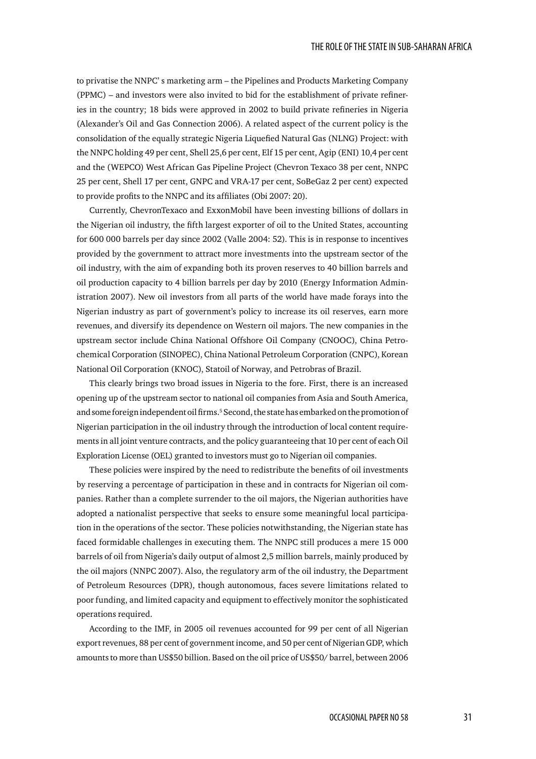to privatise the NNPC' s marketing arm – the Pipelines and Products Marketing Company (PPMC) – and investors were also invited to bid for the establishment of private refineries in the country; 18 bids were approved in 2002 to build private refineries in Nigeria (Alexander's Oil and Gas Connection 2006). A related aspect of the current policy is the consolidation of the equally strategic Nigeria Liquefied Natural Gas (NLNG) Project: with the NNPC holding 49 per cent, Shell 25,6 per cent, Elf 15 per cent, Agip (ENI) 10,4 per cent and the (WEPCO) West African Gas Pipeline Project (Chevron Texaco 38 per cent, NNPC 25 per cent, Shell 17 per cent, GNPC and VRA-17 per cent, SoBeGaz 2 per cent) expected to provide profits to the NNPC and its affiliates (Obi 2007: 20).

Currently, ChevronTexaco and ExxonMobil have been investing billions of dollars in the Nigerian oil industry, the fifth largest exporter of oil to the United States, accounting for 600 000 barrels per day since 2002 (Valle 2004: 52). This is in response to incentives provided by the government to attract more investments into the upstream sector of the oil industry, with the aim of expanding both its proven reserves to 40 billion barrels and oil production capacity to 4 billion barrels per day by 2010 (Energy Information Administration 2007). New oil investors from all parts of the world have made forays into the Nigerian industry as part of government's policy to increase its oil reserves, earn more revenues, and diversify its dependence on Western oil majors. The new companies in the upstream sector include China National Offshore Oil Company (CNOOC), China Petrochemical Corporation (SINOPEC), China National Petroleum Corporation (CNPC), Korean National Oil Corporation (KNOC), Statoil of Norway, and Petrobras of Brazil.

This clearly brings two broad issues in Nigeria to the fore. First, there is an increased opening up of the upstream sector to national oil companies from Asia and South America, and some foreign independent oil firms.[5] Second, the state has embarked on the promotion of Nigerian participation in the oil industry through the introduction of local content requirements in all joint venture contracts, and the policy guaranteeing that 10 per cent of each Oil Exploration License (OEL) granted to investors must go to Nigerian oil companies.

These policies were inspired by the need to redistribute the benefits of oil investments by reserving a percentage of participation in these and in contracts for Nigerian oil companies. Rather than a complete surrender to the oil majors, the Nigerian authorities have adopted a nationalist perspective that seeks to ensure some meaningful local participation in the operations of the sector. These policies notwithstanding, the Nigerian state has faced formidable challenges in executing them. The NNPC still produces a mere 15 000 barrels of oil from Nigeria's daily output of almost 2,5 million barrels, mainly produced by the oil majors (NNPC 2007). Also, the regulatory arm of the oil industry, the Department of Petroleum Resources (DPR), though autonomous, faces severe limitations related to poor funding, and limited capacity and equipment to effectively monitor the sophisticated operations required.

According to the IMF, in 2005 oil revenues accounted for 99 per cent of all Nigerian export revenues, 88 per cent of government income, and 50 per cent of Nigerian GDP, which amounts to more than US$50 billion. Based on the oil price of US$50/ barrel, between 2006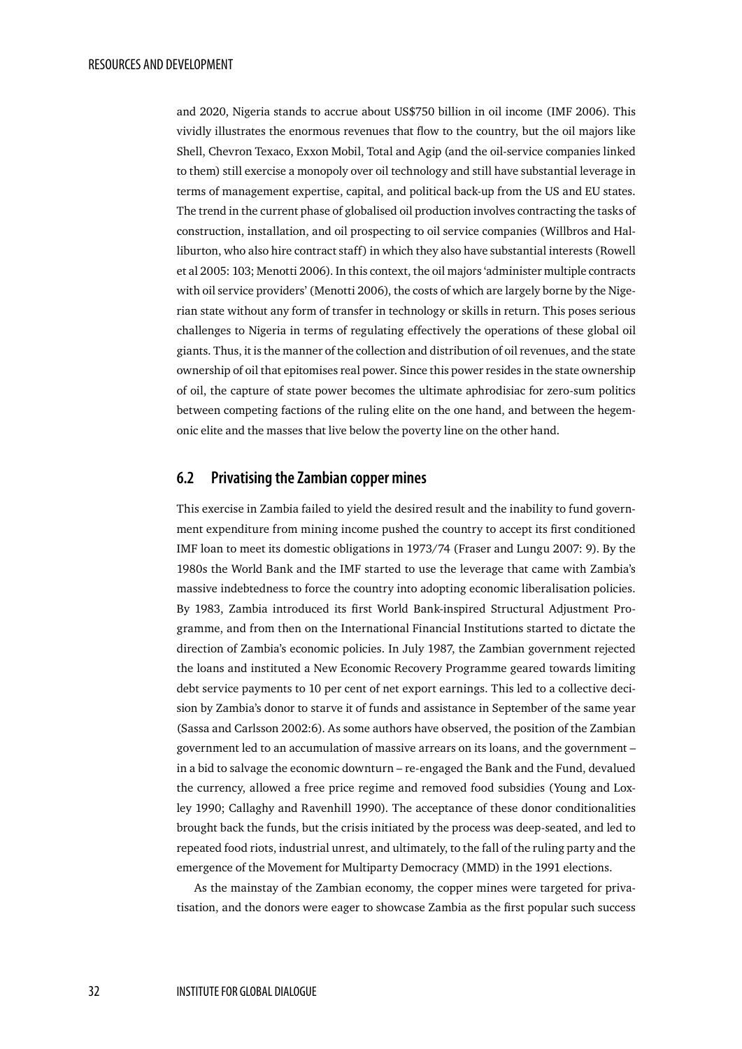and 2020, Nigeria stands to accrue about US$750 billion in oil income (IMF 2006). This vividly illustrates the enormous revenues that flow to the country, but the oil majors like Shell, Chevron Texaco, Exxon Mobil, Total and Agip (and the oil-service companies linked to them) still exercise a monopoly over oil technology and still have substantial leverage in terms of management expertise, capital, and political back-up from the US and EU states. The trend in the current phase of globalised oil production involves contracting the tasks of construction, installation, and oil prospecting to oil service companies (Willbros and Halliburton, who also hire contract staff) in which they also have substantial interests (Rowell et al 2005: 103; Menotti 2006). In this context, the oil majors 'administer multiple contracts with oil service providers' (Menotti 2006), the costs of which are largely borne by the Nigerian state without any form of transfer in technology or skills in return. This poses serious challenges to Nigeria in terms of regulating effectively the operations of these global oil giants. Thus, it is the manner of the collection and distribution of oil revenues, and the state ownership of oil that epitomises real power. Since this power resides in the state ownership of oil, the capture of state power becomes the ultimate aphrodisiac for zero-sum politics between competing factions of the ruling elite on the one hand, and between the hegemonic elite and the masses that live below the poverty line on the other hand.

## 6.2 Privatising the Zambian copper mines

This exercise in Zambia failed to yield the desired result and the inability to fund government expenditure from mining income pushed the country to accept its first conditioned IMF loan to meet its domestic obligations in 1973/74 (Fraser and Lungu 2007: 9). By the 1980s the World Bank and the IMF started to use the leverage that came with Zambia's massive indebtedness to force the country into adopting economic liberalisation policies. By 1983, Zambia introduced its first World Bank-inspired Structural Adjustment Programme, and from then on the International Financial Institutions started to dictate the direction of Zambia's economic policies. In July 1987, the Zambian government rejected the loans and instituted a New Economic Recovery Programme geared towards limiting debt service payments to 10 per cent of net export earnings. This led to a collective decision by Zambia's donor to starve it of funds and assistance in September of the same year (Sassa and Carlsson 2002:6). As some authors have observed, the position of the Zambian government led to an accumulation of massive arrears on its loans, and the government – in a bid to salvage the economic downturn – re-engaged the Bank and the Fund, devalued the currency, allowed a free price regime and removed food subsidies (Young and Loxley 1990; Callaghy and Ravenhill 1990). The acceptance of these donor conditionalities brought back the funds, but the crisis initiated by the process was deep-seated, and led to repeated food riots, industrial unrest, and ultimately, to the fall of the ruling party and the emergence of the Movement for Multiparty Democracy (MMD) in the 1991 elections.

As the mainstay of the Zambian economy, the copper mines were targeted for privatisation, and the donors were eager to showcase Zambia as the first popular such success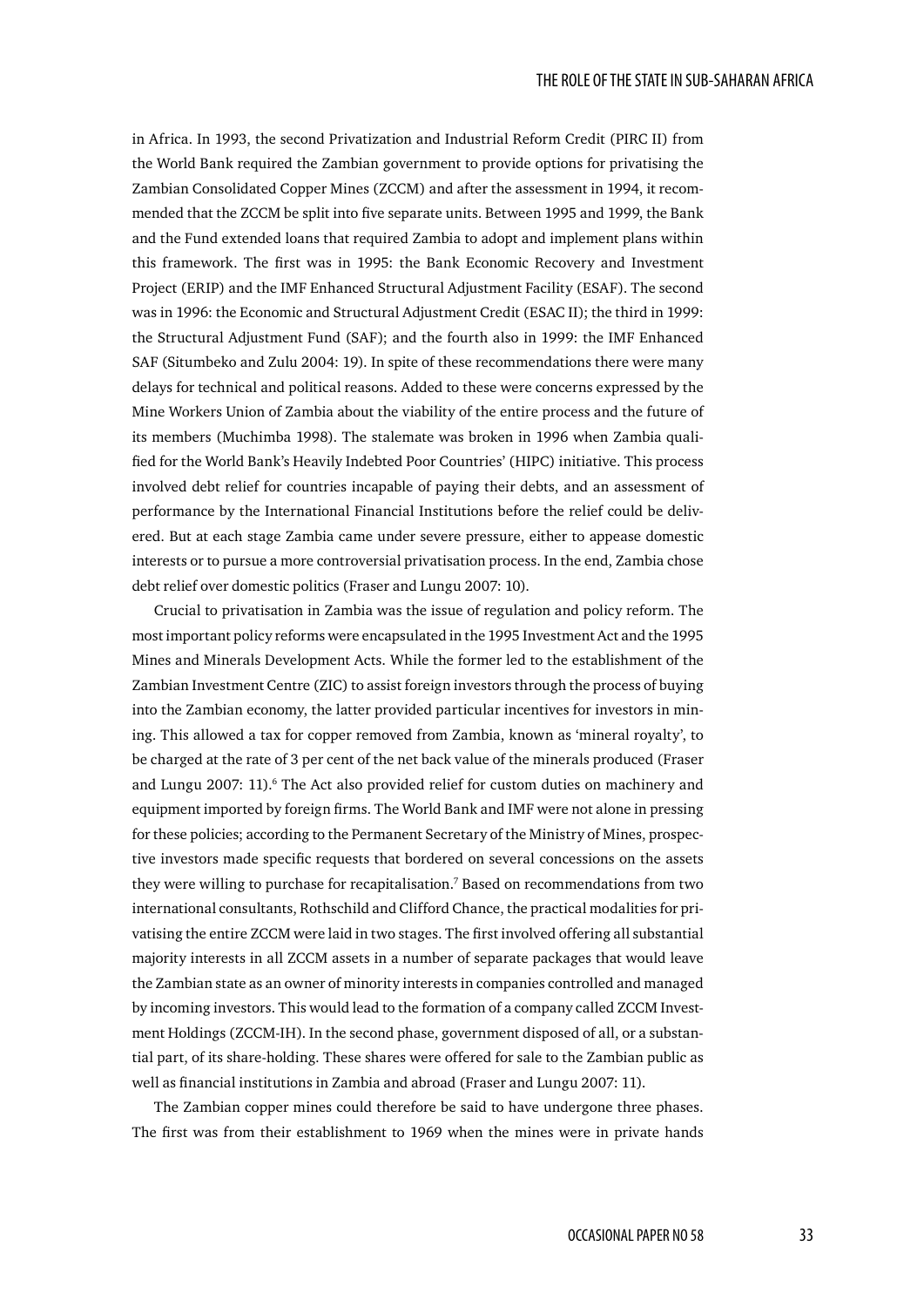in Africa. In 1993, the second Privatization and Industrial Reform Credit (PIRC II) from the World Bank required the Zambian government to provide options for privatising the Zambian Consolidated Copper Mines (ZCCM) and after the assessment in 1994, it recommended that the ZCCM be split into five separate units. Between 1995 and 1999, the Bank and the Fund extended loans that required Zambia to adopt and implement plans within this framework. The first was in 1995: the Bank Economic Recovery and Investment Project (ERIP) and the IMF Enhanced Structural Adjustment Facility (ESAF). The second was in 1996: the Economic and Structural Adjustment Credit (ESAC II); the third in 1999: the Structural Adjustment Fund (SAF); and the fourth also in 1999: the IMF Enhanced SAF (Situmbeko and Zulu 2004: 19). In spite of these recommendations there were many delays for technical and political reasons. Added to these were concerns expressed by the Mine Workers Union of Zambia about the viability of the entire process and the future of its members (Muchimba 1998). The stalemate was broken in 1996 when Zambia qualified for the World Bank's Heavily Indebted Poor Countries' (HIPC) initiative. This process involved debt relief for countries incapable of paying their debts, and an assessment of performance by the International Financial Institutions before the relief could be delivered. But at each stage Zambia came under severe pressure, either to appease domestic interests or to pursue a more controversial privatisation process. In the end, Zambia chose debt relief over domestic politics (Fraser and Lungu 2007: 10).

Crucial to privatisation in Zambia was the issue of regulation and policy reform. The most important policy reforms were encapsulated in the 1995 Investment Act and the 1995 Mines and Minerals Development Acts. While the former led to the establishment of the Zambian Investment Centre (ZIC) to assist foreign investors through the process of buying into the Zambian economy, the latter provided particular incentives for investors in mining. This allowed a tax for copper removed from Zambia, known as 'mineral royalty', to be charged at the rate of 3 per cent of the net back value of the minerals produced (Fraser and Lungu 2007: 11).[6] The Act also provided relief for custom duties on machinery and equipment imported by foreign firms. The World Bank and IMF were not alone in pressing for these policies; according to the Permanent Secretary of the Ministry of Mines, prospective investors made specific requests that bordered on several concessions on the assets they were willing to purchase for recapitalisation.[7] Based on recommendations from two international consultants, Rothschild and Clifford Chance, the practical modalities for privatising the entire ZCCM were laid in two stages. The first involved offering all substantial majority interests in all ZCCM assets in a number of separate packages that would leave the Zambian state as an owner of minority interests in companies controlled and managed by incoming investors. This would lead to the formation of a company called ZCCM Investment Holdings (ZCCM-IH). In the second phase, government disposed of all, or a substantial part, of its share-holding. These shares were offered for sale to the Zambian public as well as financial institutions in Zambia and abroad (Fraser and Lungu 2007: 11).

The Zambian copper mines could therefore be said to have undergone three phases. The first was from their establishment to 1969 when the mines were in private hands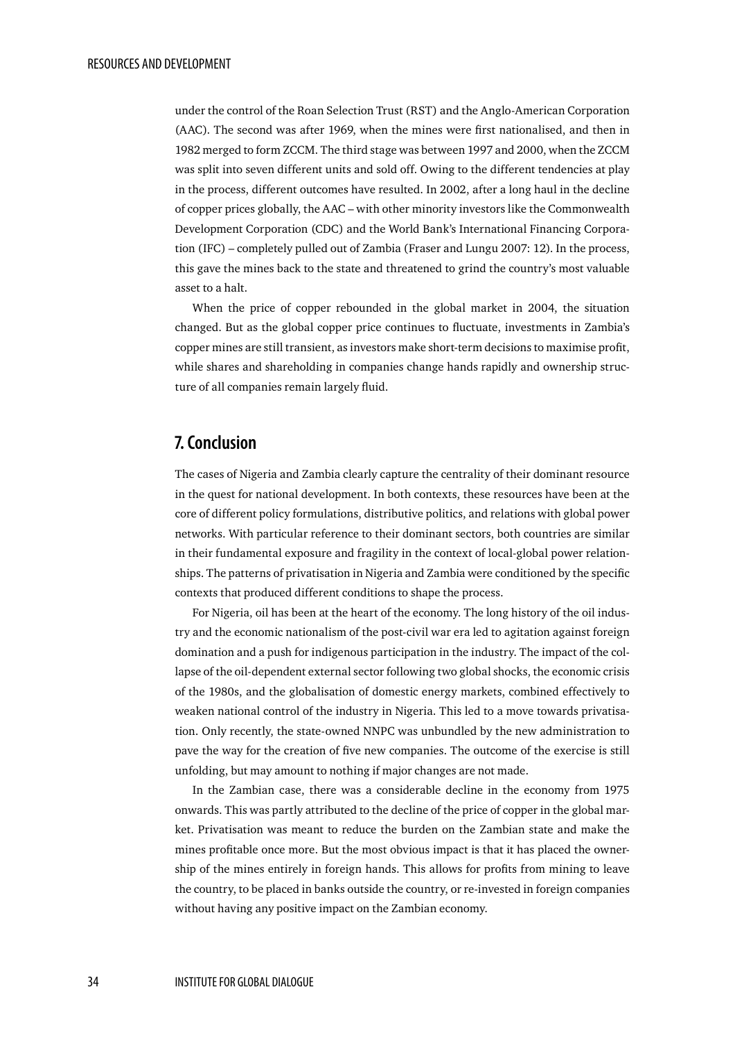under the control of the Roan Selection Trust (RST) and the Anglo-American Corporation (AAC). The second was after 1969, when the mines were first nationalised, and then in 1982 merged to form ZCCM. The third stage was between 1997 and 2000, when the ZCCM was split into seven different units and sold off. Owing to the different tendencies at play in the process, different outcomes have resulted. In 2002, after a long haul in the decline of copper prices globally, the AAC – with other minority investors like the Commonwealth Development Corporation (CDC) and the World Bank's International Financing Corporation (IFC) – completely pulled out of Zambia (Fraser and Lungu 2007: 12). In the process, this gave the mines back to the state and threatened to grind the country's most valuable asset to a halt.

When the price of copper rebounded in the global market in 2004, the situation changed. But as the global copper price continues to fluctuate, investments in Zambia's copper mines are still transient, as investors make short-term decisions to maximise profit, while shares and shareholding in companies change hands rapidly and ownership structure of all companies remain largely fluid.

## 7. Conclusion

The cases of Nigeria and Zambia clearly capture the centrality of their dominant resource in the quest for national development. In both contexts, these resources have been at the core of different policy formulations, distributive politics, and relations with global power networks. With particular reference to their dominant sectors, both countries are similar in their fundamental exposure and fragility in the context of local-global power relationships. The patterns of privatisation in Nigeria and Zambia were conditioned by the specific contexts that produced different conditions to shape the process.

For Nigeria, oil has been at the heart of the economy. The long history of the oil industry and the economic nationalism of the post-civil war era led to agitation against foreign domination and a push for indigenous participation in the industry. The impact of the collapse of the oil-dependent external sector following two global shocks, the economic crisis of the 1980s, and the globalisation of domestic energy markets, combined effectively to weaken national control of the industry in Nigeria. This led to a move towards privatisation. Only recently, the state-owned NNPC was unbundled by the new administration to pave the way for the creation of five new companies. The outcome of the exercise is still unfolding, but may amount to nothing if major changes are not made.

In the Zambian case, there was a considerable decline in the economy from 1975 onwards. This was partly attributed to the decline of the price of copper in the global market. Privatisation was meant to reduce the burden on the Zambian state and make the mines profitable once more. But the most obvious impact is that it has placed the ownership of the mines entirely in foreign hands. This allows for profits from mining to leave the country, to be placed in banks outside the country, or re-invested in foreign companies without having any positive impact on the Zambian economy.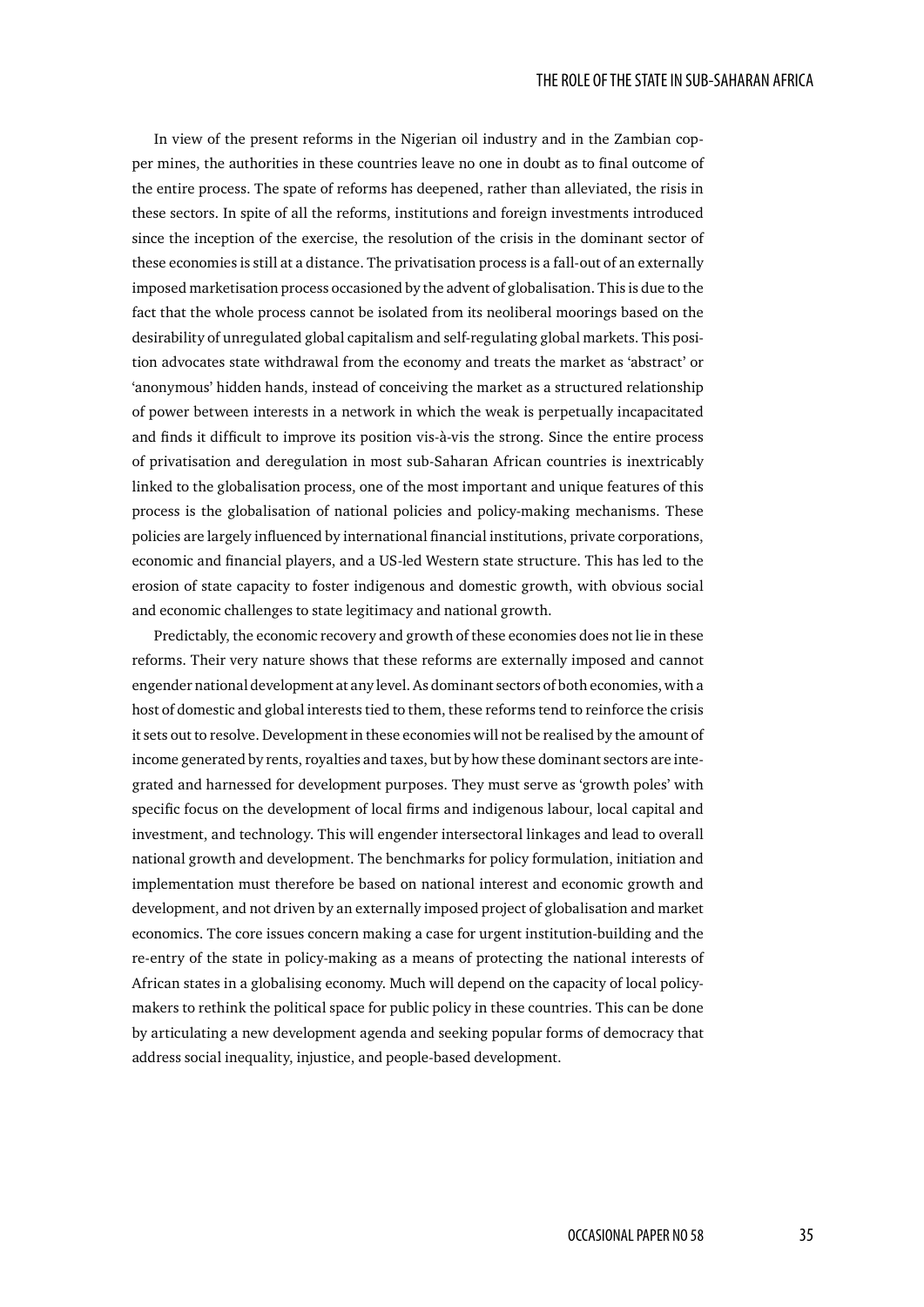In view of the present reforms in the Nigerian oil industry and in the Zambian copper mines, the authorities in these countries leave no one in doubt as to final outcome of the entire process. The spate of reforms has deepened, rather than alleviated, the risis in these sectors. In spite of all the reforms, institutions and foreign investments introduced since the inception of the exercise, the resolution of the crisis in the dominant sector of these economies is still at a distance. The privatisation process is a fall-out of an externally imposed marketisation process occasioned by the advent of globalisation. This is due to the fact that the whole process cannot be isolated from its neoliberal moorings based on the desirability of unregulated global capitalism and self-regulating global markets. This position advocates state withdrawal from the economy and treats the market as 'abstract' or 'anonymous' hidden hands, instead of conceiving the market as a structured relationship of power between interests in a network in which the weak is perpetually incapacitated and finds it difficult to improve its position vis-à-vis the strong. Since the entire process of privatisation and deregulation in most sub-Saharan African countries is inextricably linked to the globalisation process, one of the most important and unique features of this process is the globalisation of national policies and policy-making mechanisms. These policies are largely influenced by international financial institutions, private corporations, economic and financial players, and a US-led Western state structure. This has led to the erosion of state capacity to foster indigenous and domestic growth, with obvious social and economic challenges to state legitimacy and national growth.

Predictably, the economic recovery and growth of these economies does not lie in these reforms. Their very nature shows that these reforms are externally imposed and cannot engender national development at any level. As dominant sectors of both economies, with a host of domestic and global interests tied to them, these reforms tend to reinforce the crisis it sets out to resolve. Development in these economies will not be realised by the amount of income generated by rents, royalties and taxes, but by how these dominant sectors are integrated and harnessed for development purposes. They must serve as 'growth poles' with specific focus on the development of local firms and indigenous labour, local capital and investment, and technology. This will engender intersectoral linkages and lead to overall national growth and development. The benchmarks for policy formulation, initiation and implementation must therefore be based on national interest and economic growth and development, and not driven by an externally imposed project of globalisation and market economics. The core issues concern making a case for urgent institution-building and the re-entry of the state in policy-making as a means of protecting the national interests of African states in a globalising economy. Much will depend on the capacity of local policy-makers to rethink the political space for public policy in these countries. This can be done by articulating a new development agenda and seeking popular forms of democracy that address social inequality, injustice, and people-based development.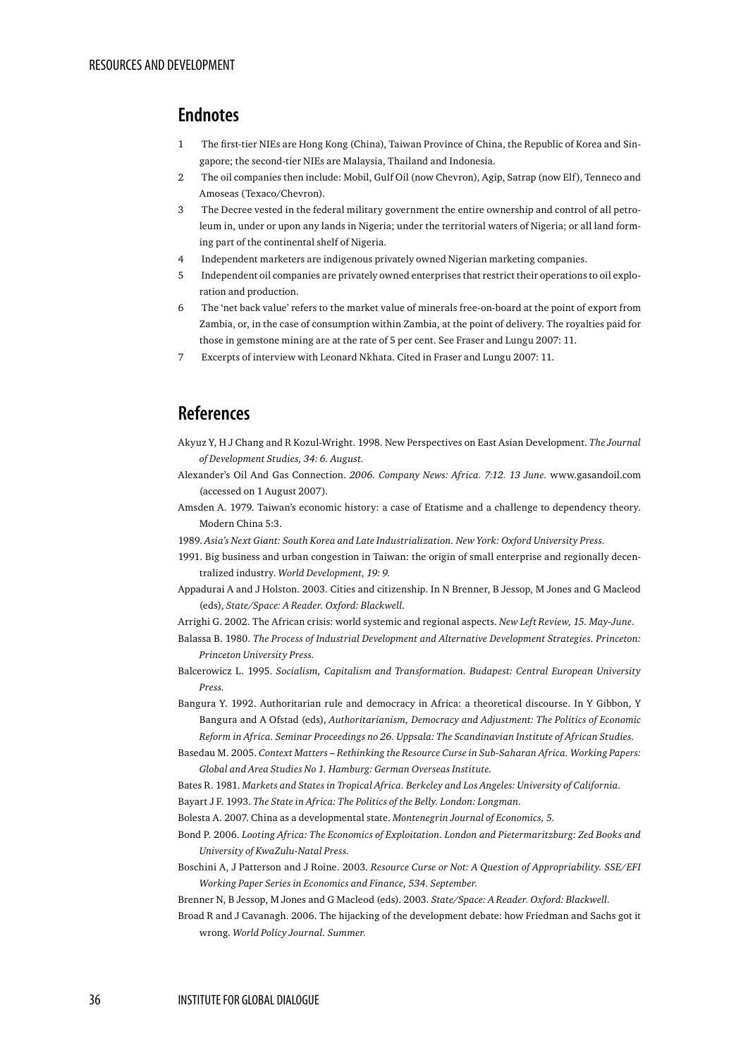## Endnotes

1. The first-tier NIEs are Hong Kong (China), Taiwan Province of China, the Republic of Korea and Singapore; the second-tier NIEs are Malaysia, Thailand and Indonesia.
2. The oil companies then include: Mobil, Gulf Oil (now Chevron), Agip, Satrap (now Elf), Tenneco and Amoseas (Texaco/Chevron).
3. The Decree vested in the federal military government the entire ownership and control of all petroleum in, under or upon any lands in Nigeria; under the territorial waters of Nigeria; or all land forming part of the continental shelf of Nigeria.
4. Independent marketers are indigenous privately owned Nigerian marketing companies.
5. Independent oil companies are privately owned enterprises that restrict their operations to oil exploration and production.
6. The 'net back value' refers to the market value of minerals free-on-board at the point of export from Zambia, or, in the case of consumption within Zambia, at the point of delivery. The royalties paid for those in gemstone mining are at the rate of 5 per cent. See Fraser and Lungu 2007: 11.
7. Excerpts of interview with Leonard Nkhata. Cited in Fraser and Lungu 2007: 11.

## References

Akyuz Y, H J Chang and R Kozul-Wright. 1998. New Perspectives on East Asian Development. *The Journal of Development Studies, 34: 6. August.*

Alexander's Oil And Gas Connection. *2006. Company News: Africa. 7:12. 13 June.* www.gasandoil.com (accessed on 1 August 2007).

Amsden A. 1979. Taiwan's economic history: a case of Etatisme and a challenge to dependency theory. Modern China 5:3.

1989. *Asia's Next Giant: South Korea and Late Industrialization. New York: Oxford University Press.*

1991. Big business and urban congestion in Taiwan: the origin of small enterprise and regionally decentralized industry. *World Development, 19: 9.*

Appadurai A and J Holston. 2003. Cities and citizenship. In N Brenner, B Jessop, M Jones and G Macleod (eds), *State/Space: A Reader. Oxford: Blackwell.*

Arrighi G. 2002. The African crisis: world systemic and regional aspects. *New Left Review, 15. May-June*.

Balassa B. 1980. *The Process of Industrial Development and Alternative Development Strategies. Princeton: Princeton University Press.*

Balcerowicz L. 1995. *Socialism, Capitalism and Transformation. Budapest: Central European University Press.*

Bangura Y. 1992. Authoritarian rule and democracy in Africa: a theoretical discourse. In Y Gibbon, Y Bangura and A Ofstad (eds), *Authoritarianism, Democracy and Adjustment: The Politics of Economic Reform in Africa. Seminar Proceedings no 26. Uppsala: The Scandinavian Institute of African Studies.*

Basedau M. 2005. *Context Matters – Rethinking the Resource Curse in Sub-Saharan Africa. Working Papers: Global and Area Studies No 1. Hamburg: German Overseas Institute.*

Bates R. 1981. *Markets and States in Tropical Africa. Berkeley and Los Angeles: University of California.*

Bayart J F. 1993. *The State in Africa: The Politics of the Belly. London: Longman.*

Bolesta A. 2007. China as a developmental state. *Montenegrin Journal of Economics, 5.*

Bond P. 2006. *Looting Africa: The Economics of Exploitation. London and Pietermaritzburg: Zed Books and University of KwaZulu-Natal Press.*

Boschini A, J Patterson and J Roine. 2003. *Resource Curse or Not: A Question of Appropriability. SSE/EFI Working Paper Series in Economics and Finance, 534. September.*

Brenner N, B Jessop, M Jones and G Macleod (eds). 2003. *State/Space: A Reader. Oxford: Blackwell.*

Broad R and J Cavanagh. 2006. The hijacking of the development debate: how Friedman and Sachs got it wrong. *World Policy Journal. Summer.*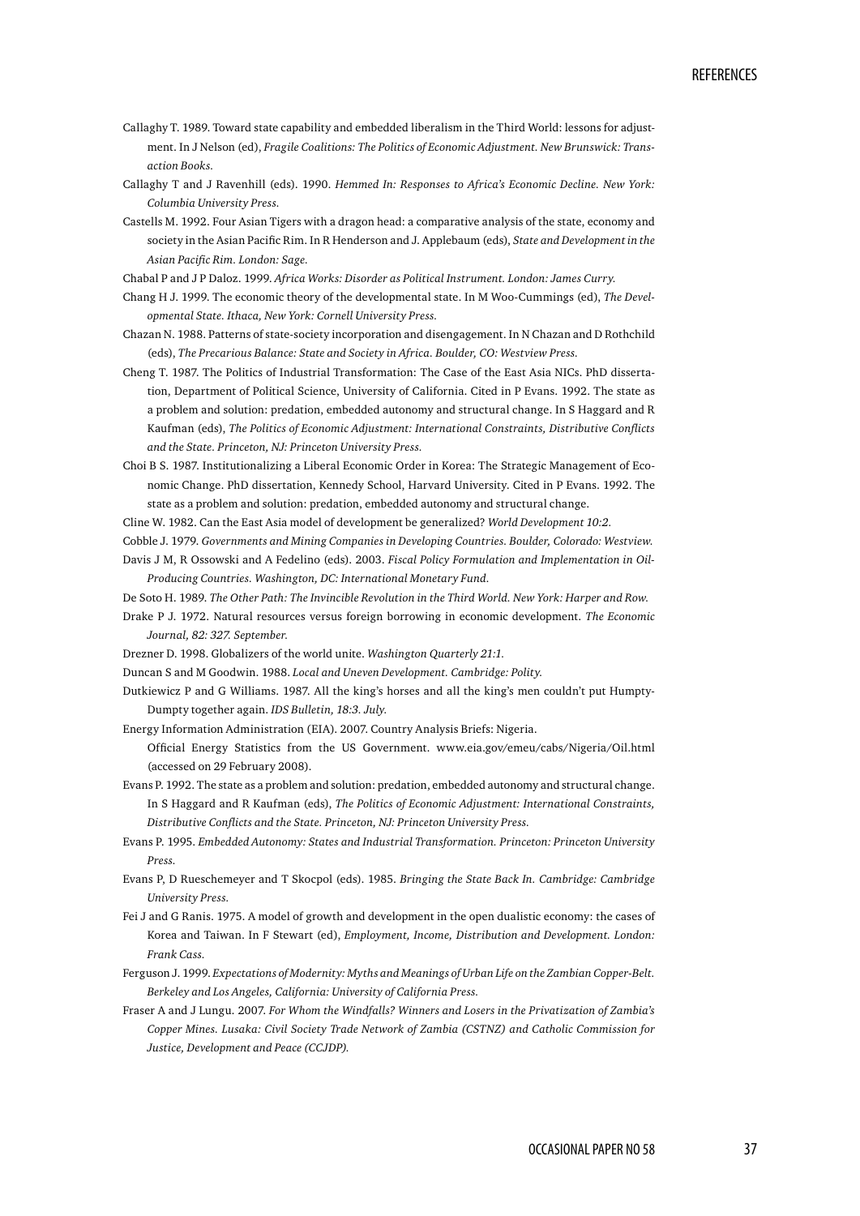Callaghy T. 1989. Toward state capability and embedded liberalism in the Third World: lessons for adjustment. In J Nelson (ed), *Fragile Coalitions: The Politics of Economic Adjustment. New Brunswick: Transaction Books.*

Callaghy T and J Ravenhill (eds). 1990. *Hemmed In: Responses to Africa's Economic Decline. New York: Columbia University Press.*

Castells M. 1992. Four Asian Tigers with a dragon head: a comparative analysis of the state, economy and society in the Asian Pacific Rim. In R Henderson and J. Applebaum (eds), *State and Development in the Asian Pacific Rim. London: Sage.*

Chabal P and J P Daloz. 1999. *Africa Works: Disorder as Political Instrument. London: James Curry.*

Chang H J. 1999. The economic theory of the developmental state. In M Woo-Cummings (ed), *The Developmental State. Ithaca, New York: Cornell University Press.*

Chazan N. 1988. Patterns of state-society incorporation and disengagement. In N Chazan and D Rothchild (eds), *The Precarious Balance: State and Society in Africa. Boulder, CO: Westview Press.*

Cheng T. 1987. The Politics of Industrial Transformation: The Case of the East Asia NICs. PhD dissertation, Department of Political Science, University of California. Cited in P Evans. 1992. The state as a problem and solution: predation, embedded autonomy and structural change. In S Haggard and R Kaufman (eds), *The Politics of Economic Adjustment: International Constraints, Distributive Conflicts and the State. Princeton, NJ: Princeton University Press.*

Choi B S. 1987. Institutionalizing a Liberal Economic Order in Korea: The Strategic Management of Economic Change. PhD dissertation, Kennedy School, Harvard University. Cited in P Evans. 1992. The state as a problem and solution: predation, embedded autonomy and structural change.

Cline W. 1982. Can the East Asia model of development be generalized? *World Development 10:2.*

Cobble J. 1979. *Governments and Mining Companies in Developing Countries. Boulder, Colorado: Westview.*

Davis J M, R Ossowski and A Fedelino (eds). 2003. *Fiscal Policy Formulation and Implementation in Oil-Producing Countries. Washington, DC: International Monetary Fund.*

De Soto H. 1989. *The Other Path: The Invincible Revolution in the Third World. New York: Harper and Row.*

Drake P J. 1972. Natural resources versus foreign borrowing in economic development. *The Economic Journal, 82: 327. September.*

Drezner D. 1998. Globalizers of the world unite. *Washington Quarterly 21:1.*

Duncan S and M Goodwin. 1988. *Local and Uneven Development. Cambridge: Polity.*

Dutkiewicz P and G Williams. 1987. All the king's horses and all the king's men couldn't put Humpty-Dumpty together again. *IDS Bulletin, 18:3. July.*

Energy Information Administration (EIA). 2007. Country Analysis Briefs: Nigeria. Official Energy Statistics from the US Government. www.eia.gov/emeu/cabs/Nigeria/Oil.html (accessed on 29 February 2008).

Evans P. 1992. The state as a problem and solution: predation, embedded autonomy and structural change. In S Haggard and R Kaufman (eds), *The Politics of Economic Adjustment: International Constraints, Distributive Conflicts and the State. Princeton, NJ: Princeton University Press.*

Evans P. 1995. *Embedded Autonomy: States and Industrial Transformation. Princeton: Princeton University Press.*

Evans P, D Rueschemeyer and T Skocpol (eds). 1985. *Bringing the State Back In. Cambridge: Cambridge University Press.*

Fei J and G Ranis. 1975. A model of growth and development in the open dualistic economy: the cases of Korea and Taiwan. In F Stewart (ed), *Employment, Income, Distribution and Development. London: Frank Cass.*

Ferguson J. 1999. *Expectations of Modernity: Myths and Meanings of Urban Life on the Zambian Copper-Belt. Berkeley and Los Angeles, California: University of California Press.*

Fraser A and J Lungu. 2007. *For Whom the Windfalls? Winners and Losers in the Privatization of Zambia's Copper Mines. Lusaka: Civil Society Trade Network of Zambia (CSTNZ) and Catholic Commission for Justice, Development and Peace (CCJDP).*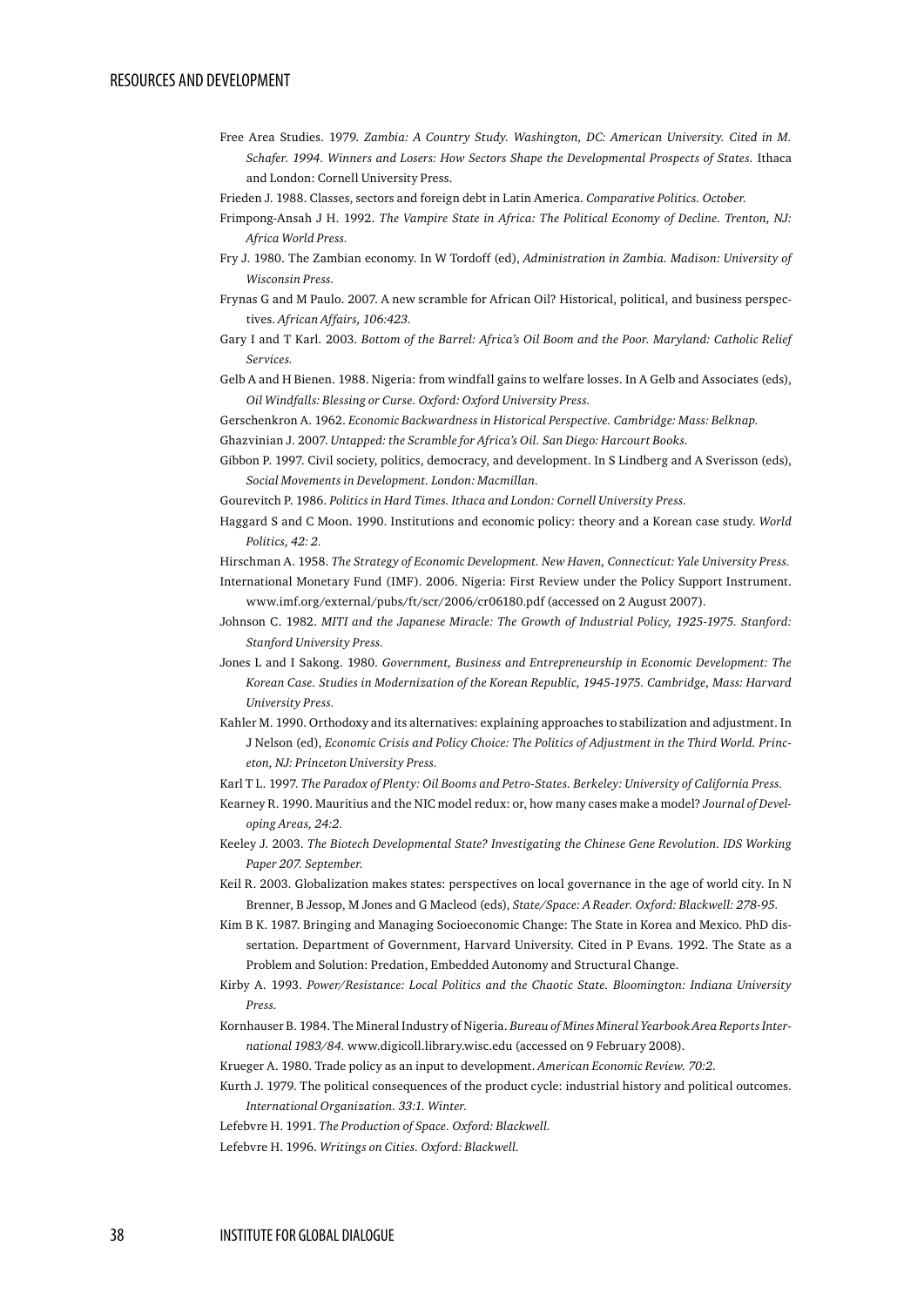Free Area Studies. 1979. *Zambia: A Country Study. Washington, DC: American University. Cited in M. Schafer. 1994. Winners and Losers: How Sectors Shape the Developmental Prospects of States.* Ithaca and London: Cornell University Press.

Frieden J. 1988. Classes, sectors and foreign debt in Latin America. *Comparative Politics. October.*

Frimpong-Ansah J H. 1992. *The Vampire State in Africa: The Political Economy of Decline. Trenton, NJ: Africa World Press.*

Fry J. 1980. The Zambian economy. In W Tordoff (ed), *Administration in Zambia. Madison: University of Wisconsin Press.*

Frynas G and M Paulo. 2007. A new scramble for African Oil? Historical, political, and business perspectives. *African Affairs, 106:423.*

Gary I and T Karl. 2003. *Bottom of the Barrel: Africa's Oil Boom and the Poor. Maryland: Catholic Relief Services.*

Gelb A and H Bienen. 1988. Nigeria: from windfall gains to welfare losses. In A Gelb and Associates (eds), *Oil Windfalls: Blessing or Curse. Oxford: Oxford University Press.*

Gerschenkron A. 1962. *Economic Backwardness in Historical Perspective. Cambridge: Mass: Belknap.*

Ghazvinian J. 2007. *Untapped: the Scramble for Africa's Oil. San Diego: Harcourt Books.*

Gibbon P. 1997. Civil society, politics, democracy, and development. In S Lindberg and A Sverisson (eds), *Social Movements in Development. London: Macmillan.*

Gourevitch P. 1986. *Politics in Hard Times. Ithaca and London: Cornell University Press.*

Haggard S and C Moon. 1990. Institutions and economic policy: theory and a Korean case study. *World Politics, 42: 2.*

Hirschman A. 1958. *The Strategy of Economic Development. New Haven, Connecticut: Yale University Press.*

International Monetary Fund (IMF). 2006. Nigeria: First Review under the Policy Support Instrument. www.imf.org/external/pubs/ft/scr/2006/cr06180.pdf (accessed on 2 August 2007).

Johnson C. 1982. *MITI and the Japanese Miracle: The Growth of Industrial Policy, 1925-1975. Stanford: Stanford University Press.*

Jones L and I Sakong. 1980. *Government, Business and Entrepreneurship in Economic Development: The Korean Case. Studies in Modernization of the Korean Republic, 1945-1975. Cambridge, Mass: Harvard University Press.*

Kahler M. 1990. Orthodoxy and its alternatives: explaining approaches to stabilization and adjustment. In J Nelson (ed), *Economic Crisis and Policy Choice: The Politics of Adjustment in the Third World. Princeton, NJ: Princeton University Press.*

Karl T L. 1997. *The Paradox of Plenty: Oil Booms and Petro-States. Berkeley: University of California Press.*

Kearney R. 1990. Mauritius and the NIC model redux: or, how many cases make a model? *Journal of Developing Areas, 24:2.*

Keeley J. 2003. *The Biotech Developmental State? Investigating the Chinese Gene Revolution. IDS Working Paper 207. September.*

Keil R. 2003. Globalization makes states: perspectives on local governance in the age of world city. In N Brenner, B Jessop, M Jones and G Macleod (eds), *State/Space: A Reader. Oxford: Blackwell: 278-95.*

Kim B K. 1987. Bringing and Managing Socioeconomic Change: The State in Korea and Mexico. PhD dissertation. Department of Government, Harvard University. Cited in P Evans. 1992. The State as a Problem and Solution: Predation, Embedded Autonomy and Structural Change.

Kirby A. 1993. *Power/Resistance: Local Politics and the Chaotic State. Bloomington: Indiana University Press.*

Kornhauser B. 1984. The Mineral Industry of Nigeria. *Bureau of Mines Mineral Yearbook Area Reports International 1983/84.* www.digicoll.library.wisc.edu (accessed on 9 February 2008).

Krueger A. 1980. Trade policy as an input to development. *American Economic Review. 70:2.*

Kurth J. 1979. The political consequences of the product cycle: industrial history and political outcomes. *International Organization. 33:1. Winter.*

Lefebvre H. 1991. *The Production of Space. Oxford: Blackwell.*

Lefebvre H. 1996. *Writings on Cities. Oxford: Blackwell.*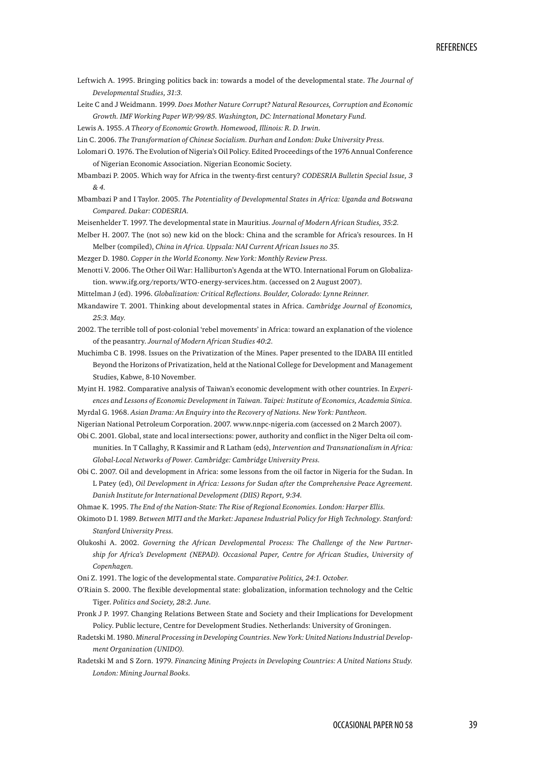Leftwich A. 1995. Bringing politics back in: towards a model of the developmental state. *The Journal of Developmental Studies, 31:3.*

Leite C and J Weidmann. 1999. *Does Mother Nature Corrupt? Natural Resources, Corruption and Economic Growth. IMF Working Paper WP/99/85. Washington, DC: International Monetary Fund.*

Lewis A. 1955. *A Theory of Economic Growth. Homewood, Illinois: R. D. Irwin.*

Lin C. 2006. *The Transformation of Chinese Socialism. Durhan and London: Duke University Press.*

Lolomari O. 1976. The Evolution of Nigeria's Oil Policy. Edited Proceedings of the 1976 Annual Conference of Nigerian Economic Association. Nigerian Economic Society.

Mbambazi P. 2005. Which way for Africa in the twenty-first century? *CODESRIA Bulletin Special Issue, 3 & 4.*

Mbambazi P and I Taylor. 2005. *The Potentiality of Developmental States in Africa: Uganda and Botswana Compared. Dakar: CODESRIA.*

Meisenhelder T. 1997. The developmental state in Mauritius. *Journal of Modern African Studies, 35:2.*

Melber H. 2007. The (not so) new kid on the block: China and the scramble for Africa's resources. In H Melber (compiled), *China in Africa. Uppsala: NAI Current African Issues no 35.*

Mezger D. 1980. *Copper in the World Economy. New York: Monthly Review Press.*

Menotti V. 2006. The Other Oil War: Halliburton's Agenda at the WTO. International Forum on Globalization. www.ifg.org/reports/WTO-energy-services.htm. (accessed on 2 August 2007).

Mittelman J (ed). 1996. *Globalization: Critical Reflections. Boulder, Colorado: Lynne Reinner.*

Mkandawire T. 2001. Thinking about developmental states in Africa. *Cambridge Journal of Economics, 25:3. May.*

2002. The terrible toll of post-colonial 'rebel movements' in Africa: toward an explanation of the violence of the peasantry. *Journal of Modern African Studies 40:2.*

Muchimba C B. 1998. Issues on the Privatization of the Mines. Paper presented to the IDABA III entitled Beyond the Horizons of Privatization, held at the National College for Development and Management Studies, Kabwe, 8-10 November.

Myint H. 1982. Comparative analysis of Taiwan's economic development with other countries. In *Experiences and Lessons of Economic Development in Taiwan. Taipei: Institute of Economics, Academia Sinica.*

Myrdal G. 1968. *Asian Drama: An Enquiry into the Recovery of Nations. New York: Pantheon.*

Nigerian National Petroleum Corporation. 2007. www.nnpc-nigeria.com (accessed on 2 March 2007).

Obi C. 2001. Global, state and local intersections: power, authority and conflict in the Niger Delta oil communities. In T Callaghy, R Kassimir and R Latham (eds), *Intervention and Transnationalism in Africa: Global-Local Networks of Power. Cambridge: Cambridge University Press.*

Obi C. 2007. Oil and development in Africa: some lessons from the oil factor in Nigeria for the Sudan. In L Patey (ed), *Oil Development in Africa: Lessons for Sudan after the Comprehensive Peace Agreement. Danish Institute for International Development (DIIS) Report, 9:34.*

Ohmae K. 1995. *The End of the Nation-State: The Rise of Regional Economies. London: Harper Ellis.*

Okimoto D I. 1989. *Between MITI and the Market: Japanese Industrial Policy for High Technology. Stanford: Stanford University Press.*

Olukoshi A. 2002. *Governing the African Developmental Process: The Challenge of the New Partnership for Africa's Development (NEPAD). Occasional Paper, Centre for African Studies, University of Copenhagen.*

Oni Z. 1991. The logic of the developmental state. *Comparative Politics, 24:1. October.*

O'Riain S. 2000. The flexible developmental state: globalization, information technology and the Celtic Tiger. *Politics and Society, 28:2. June.*

Pronk J P. 1997. Changing Relations Between State and Society and their Implications for Development Policy. Public lecture, Centre for Development Studies. Netherlands: University of Groningen.

Radetski M. 1980. *Mineral Processing in Developing Countries. New York: United Nations Industrial Development Organization (UNIDO).*

Radetski M and S Zorn. 1979. *Financing Mining Projects in Developing Countries: A United Nations Study. London: Mining Journal Books.*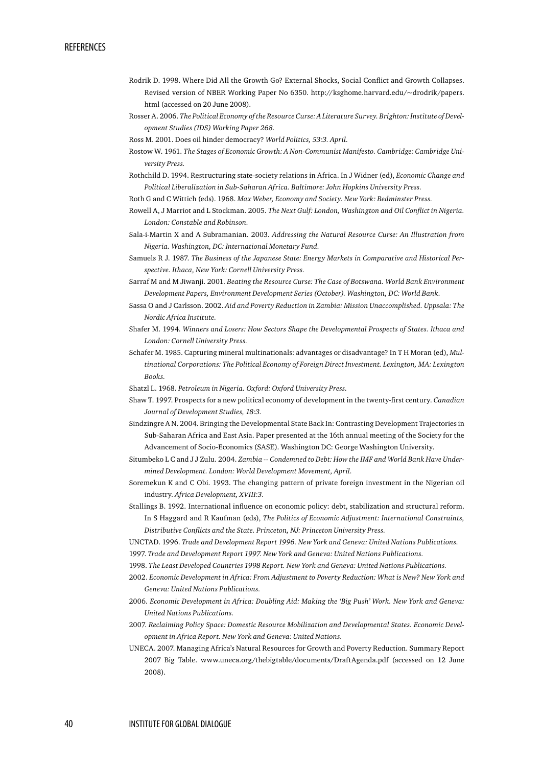Rodrik D. 1998. Where Did All the Growth Go? External Shocks, Social Conflict and Growth Collapses. Revised version of NBER Working Paper No 6350. http://ksghome.harvard.edu/~drodrik/papers.html (accessed on 20 June 2008).

Rosser A. 2006. *The Political Economy of the Resource Curse: A Literature Survey. Brighton: Institute of Development Studies (IDS) Working Paper 268.*

Ross M. 2001. Does oil hinder democracy? *World Politics, 53:3. April.*

Rostow W. 1961. *The Stages of Economic Growth: A Non-Communist Manifesto. Cambridge: Cambridge University Press.*

Rothchild D. 1994. Restructuring state-society relations in Africa. In J Widner (ed), *Economic Change and Political Liberalization in Sub-Saharan Africa. Baltimore: John Hopkins University Press.*

Roth G and C Wittich (eds). 1968. *Max Weber, Economy and Society. New York: Bedminster Press.*

Rowell A, J Marriot and L Stockman. 2005. *The Next Gulf: London, Washington and Oil Conflict in Nigeria. London: Constable and Robinson.*

Sala-i-Martin X and A Subramanian. 2003. *Addressing the Natural Resource Curse: An Illustration from Nigeria. Washington, DC: International Monetary Fund.*

Samuels R J. 1987. *The Business of the Japanese State: Energy Markets in Comparative and Historical Perspective. Ithaca, New York: Cornell University Press.*

Sarraf M and M Jiwanji. 2001. *Beating the Resource Curse: The Case of Botswana. World Bank Environment Development Papers, Environment Development Series (October). Washington, DC: World Bank.*

Sassa O and J Carlsson. 2002. *Aid and Poverty Reduction in Zambia: Mission Unaccomplished. Uppsala: The Nordic Africa Institute.*

Shafer M. 1994. *Winners and Losers: How Sectors Shape the Developmental Prospects of States. Ithaca and London: Cornell University Press.*

Schafer M. 1985. Capturing mineral multinationals: advantages or disadvantage? In T H Moran (ed), *Multinational Corporations: The Political Economy of Foreign Direct Investment. Lexington, MA: Lexington Books.*

Shatzl L. 1968. *Petroleum in Nigeria. Oxford: Oxford University Press.*

Shaw T. 1997. Prospects for a new political economy of development in the twenty-first century. *Canadian Journal of Development Studies, 18:3.*

Sindzingre A N. 2004. Bringing the Developmental State Back In: Contrasting Development Trajectories in Sub-Saharan Africa and East Asia. Paper presented at the 16th annual meeting of the Society for the Advancement of Socio-Economics (SASE). Washington DC: George Washington University.

Situmbeko L C and J J Zulu. 2004. *Zambia -- Condemned to Debt: How the IMF and World Bank Have Undermined Development. London: World Development Movement, April.*

Soremekun K and C Obi. 1993. The changing pattern of private foreign investment in the Nigerian oil industry. *Africa Development, XVIII:3.*

Stallings B. 1992. International influence on economic policy: debt, stabilization and structural reform. In S Haggard and R Kaufman (eds), *The Politics of Economic Adjustment: International Constraints, Distributive Conflicts and the State. Princeton, NJ: Princeton University Press.*

UNCTAD. 1996. *Trade and Development Report 1996. New York and Geneva: United Nations Publications.*

1997. *Trade and Development Report 1997. New York and Geneva: United Nations Publications.*

1998. *The Least Developed Countries 1998 Report. New York and Geneva: United Nations Publications.*

2002. *Economic Development in Africa: From Adjustment to Poverty Reduction: What is New? New York and Geneva: United Nations Publications.*

2006. *Economic Development in Africa: Doubling Aid: Making the 'Big Push' Work. New York and Geneva: United Nations Publications.*

2007. *Reclaiming Policy Space: Domestic Resource Mobilization and Developmental States. Economic Development in Africa Report. New York and Geneva: United Nations.*

UNECA. 2007. Managing Africa's Natural Resources for Growth and Poverty Reduction. Summary Report 2007 Big Table. www.uneca.org/thebigtable/documents/DraftAgenda.pdf (accessed on 12 June 2008).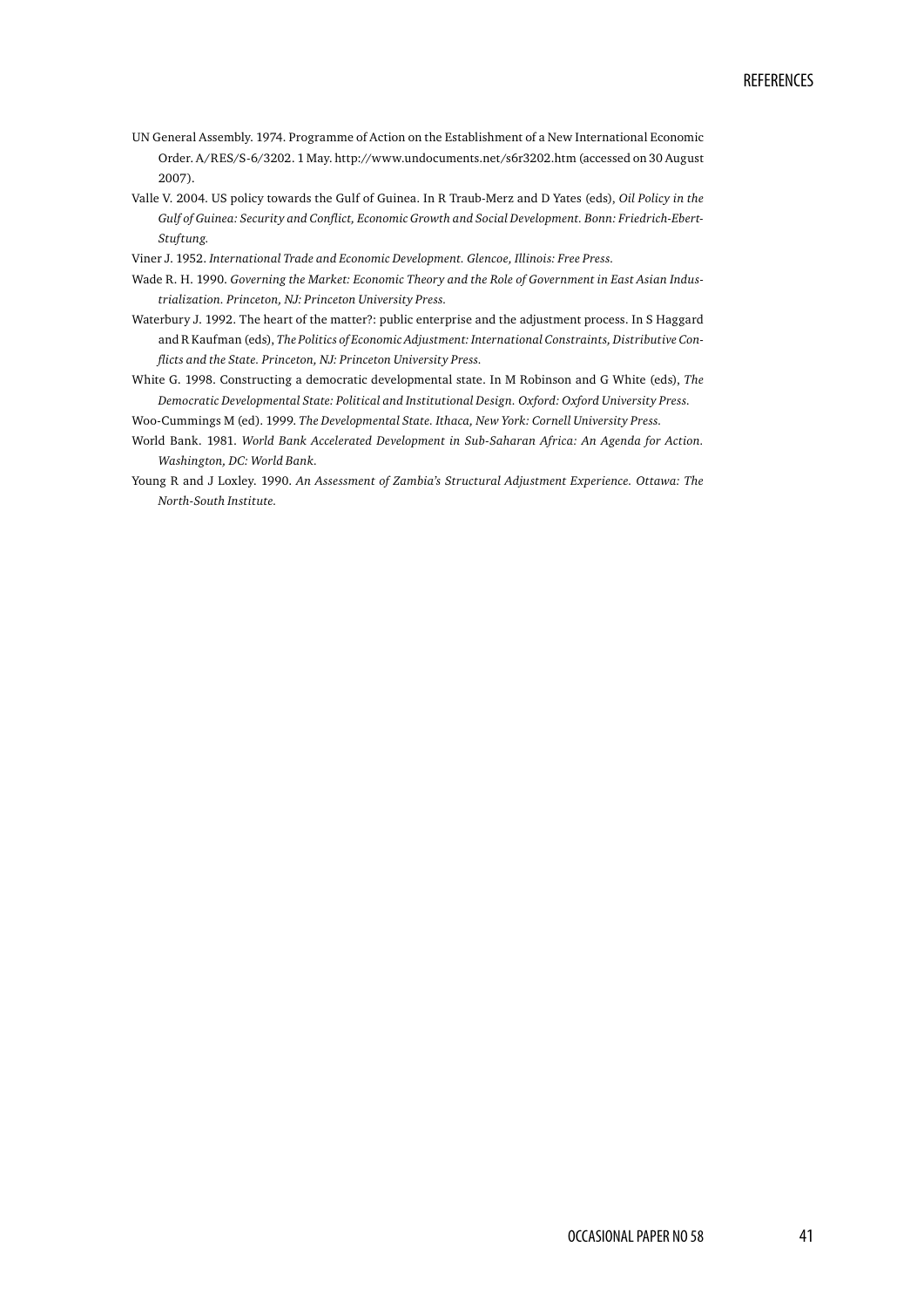UN General Assembly. 1974. Programme of Action on the Establishment of a New International Economic Order. A/RES/S-6/3202. 1 May. http://www.undocuments.net/s6r3202.htm (accessed on 30 August 2007).

Valle V. 2004. US policy towards the Gulf of Guinea. In R Traub-Merz and D Yates (eds), *Oil Policy in the Gulf of Guinea: Security and Conflict, Economic Growth and Social Development. Bonn: Friedrich-Ebert-Stuftung.*

Viner J. 1952. *International Trade and Economic Development. Glencoe, Illinois: Free Press.*

Wade R. H. 1990. *Governing the Market: Economic Theory and the Role of Government in East Asian Industrialization. Princeton, NJ: Princeton University Press.*

Waterbury J. 1992. The heart of the matter?: public enterprise and the adjustment process. In S Haggard and R Kaufman (eds), *The Politics of Economic Adjustment: International Constraints, Distributive Conflicts and the State. Princeton, NJ: Princeton University Press.*

White G. 1998. Constructing a democratic developmental state. In M Robinson and G White (eds), *The Democratic Developmental State: Political and Institutional Design. Oxford: Oxford University Press.*

Woo-Cummings M (ed). 1999. *The Developmental State. Ithaca, New York: Cornell University Press.*

World Bank. 1981. *World Bank Accelerated Development in Sub-Saharan Africa: An Agenda for Action. Washington, DC: World Bank.*

Young R and J Loxley. 1990. *An Assessment of Zambia's Structural Adjustment Experience. Ottawa: The North-South Institute.*